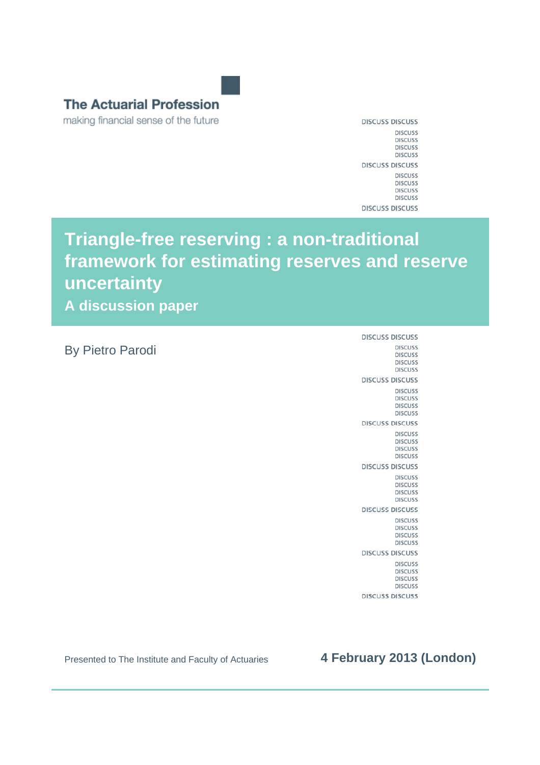**The Actuarial Profession**

making financial sense of the future

# Triangle-free reserving : a non-traditional framework for estimating reserves and reserve uncertainty

## A discussion paper

By Pietro Parodi

Presented to The Institute and Faculty of Actuaries

**4 February 2013 (London)**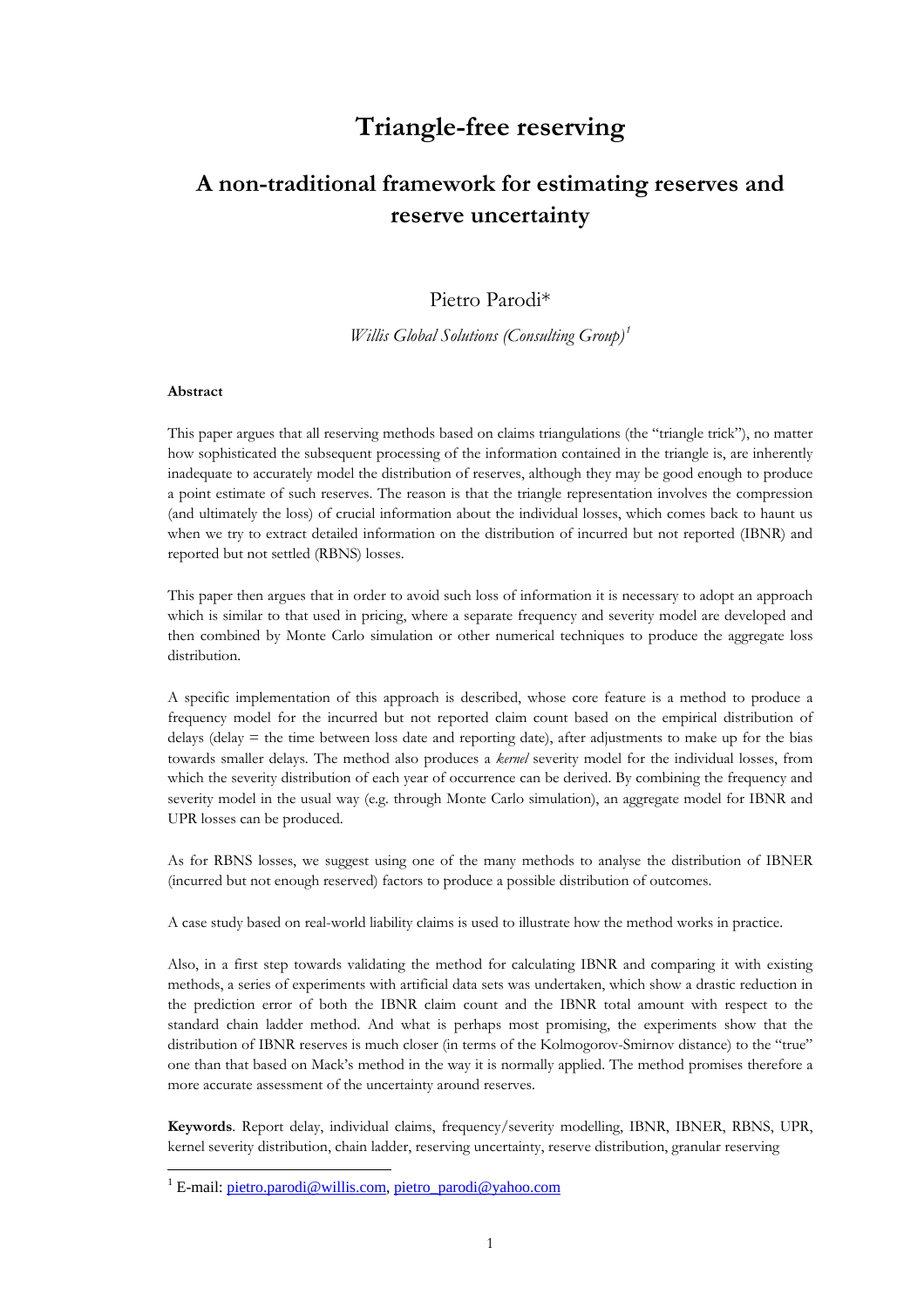# Triangle-free reserving

## A non-traditional framework for estimating reserves and reserve uncertainty

Pietro Parodi*

*Willis Global Solutions (Consulting Group)*[1]

**Abstract**

This paper argues that all reserving methods based on claims triangulations (the "triangle trick"), no matter how sophisticated the subsequent processing of the information contained in the triangle is, are inherently inadequate to accurately model the distribution of reserves, although they may be good enough to produce a point estimate of such reserves. The reason is that the triangle representation involves the compression (and ultimately the loss) of crucial information about the individual losses, which comes back to haunt us when we try to extract detailed information on the distribution of incurred but not reported (IBNR) and reported but not settled (RBNS) losses.

This paper then argues that in order to avoid such loss of information it is necessary to adopt an approach which is similar to that used in pricing, where a separate frequency and severity model are developed and then combined by Monte Carlo simulation or other numerical techniques to produce the aggregate loss distribution.

A specific implementation of this approach is described, whose core feature is a method to produce a frequency model for the incurred but not reported claim count based on the empirical distribution of delays (delay = the time between loss date and reporting date), after adjustments to make up for the bias towards smaller delays. The method also produces a *kernel* severity model for the individual losses, from which the severity distribution of each year of occurrence can be derived. By combining the frequency and severity model in the usual way (e.g. through Monte Carlo simulation), an aggregate model for IBNR and UPR losses can be produced.

As for RBNS losses, we suggest using one of the many methods to analyse the distribution of IBNER (incurred but not enough reserved) factors to produce a possible distribution of outcomes.

A case study based on real-world liability claims is used to illustrate how the method works in practice.

Also, in a first step towards validating the method for calculating IBNR and comparing it with existing methods, a series of experiments with artificial data sets was undertaken, which show a drastic reduction in the prediction error of both the IBNR claim count and the IBNR total amount with respect to the standard chain ladder method. And what is perhaps most promising, the experiments show that the distribution of IBNR reserves is much closer (in terms of the Kolmogorov-Smirnov distance) to the "true" one than that based on Mack's method in the way it is normally applied. The method promises therefore a more accurate assessment of the uncertainty around reserves.

**Keywords**. Report delay, individual claims, frequency/severity modelling, IBNR, IBNER, RBNS, UPR, kernel severity distribution, chain ladder, reserving uncertainty, reserve distribution, granular reserving

---

[1] E-mail: pietro.parodi@willis.com, pietro_parodi@yahoo.com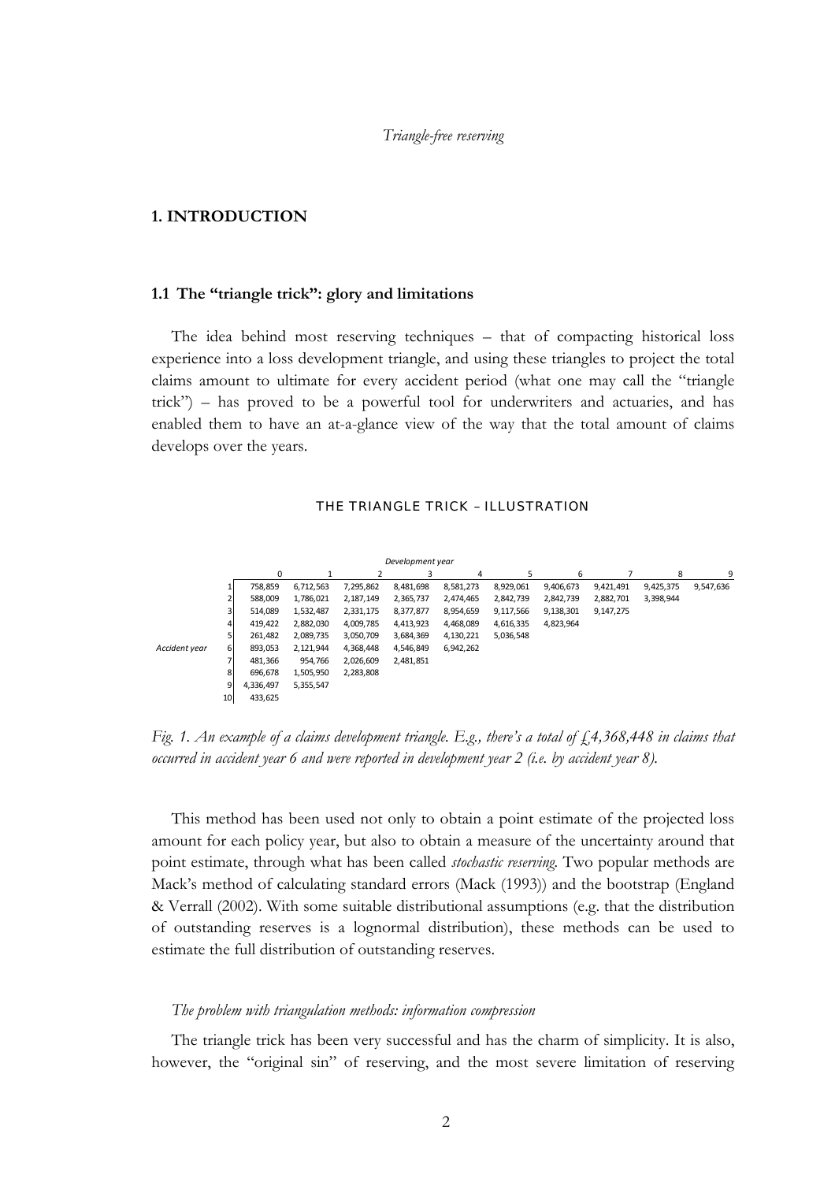## 1. INTRODUCTION

### 1.1 The "triangle trick": glory and limitations

The idea behind most reserving techniques – that of compacting historical loss experience into a loss development triangle, and using these triangles to project the total claims amount to ultimate for every accident period (what one may call the "triangle trick") – has proved to be a powerful tool for underwriters and actuaries, and has enabled them to have an at-a-glance view of the way that the total amount of claims develops over the years.

THE TRIANGLE TRICK – ILLUSTRATION

| | | *Development year* | | | | | | | | | |
|---|---|---|---|---|---|---|---|---|---|---|---|
| | | 0 | 1 | 2 | 3 | 4 | 5 | 6 | 7 | 8 | 9 |
| *Accident year* | 1 | 758,859 | 6,712,563 | 7,295,862 | 8,481,698 | 8,581,273 | 8,929,061 | 9,406,673 | 9,421,491 | 9,425,375 | 9,547,636 |
| | 2 | 588,009 | 1,786,021 | 2,187,149 | 2,365,737 | 2,474,465 | 2,842,739 | 2,842,739 | 2,882,701 | 3,398,944 | |
| | 3 | 514,089 | 1,532,487 | 2,331,175 | 8,377,877 | 8,954,659 | 9,117,566 | 9,138,301 | 9,147,275 | | |
| | 4 | 419,422 | 2,882,030 | 4,009,785 | 4,413,923 | 4,468,089 | 4,616,335 | 4,823,964 | | | |
| | 5 | 261,482 | 2,089,735 | 3,050,709 | 3,684,369 | 4,130,221 | 5,036,548 | | | | |
| | 6 | 893,053 | 2,121,944 | 4,368,448 | 4,546,849 | 6,942,262 | | | | | |
| | 7 | 481,366 | 954,766 | 2,026,609 | 2,481,851 | | | | | | |
| | 8 | 696,678 | 1,505,950 | 2,283,808 | | | | | | | |
| | 9 | 4,336,497 | 5,355,547 | | | | | | | | |
| | 10 | 433,625 | | | | | | | | | |

*Fig. 1. An example of a claims development triangle. E.g., there's a total of £4,368,448 in claims that occurred in accident year 6 and were reported in development year 2 (i.e. by accident year 8).*

This method has been used not only to obtain a point estimate of the projected loss amount for each policy year, but also to obtain a measure of the uncertainty around that point estimate, through what has been called *stochastic reserving*. Two popular methods are Mack's method of calculating standard errors (Mack (1993)) and the bootstrap (England & Verrall (2002). With some suitable distributional assumptions (e.g. that the distribution of outstanding reserves is a lognormal distribution), these methods can be used to estimate the full distribution of outstanding reserves.

*The problem with triangulation methods: information compression*

The triangle trick has been very successful and has the charm of simplicity. It is also, however, the "original sin" of reserving, and the most severe limitation of reserving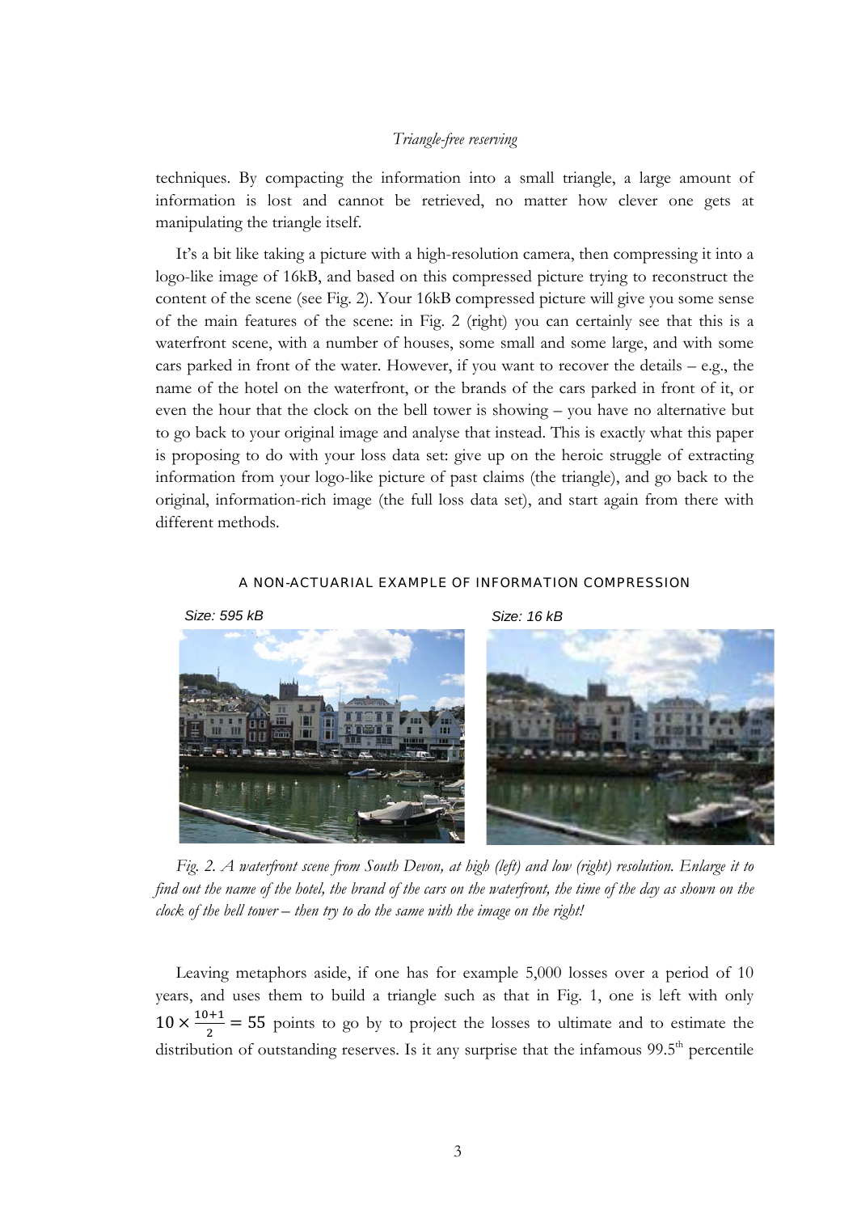techniques. By compacting the information into a small triangle, a large amount of information is lost and cannot be retrieved, no matter how clever one gets at manipulating the triangle itself.

It's a bit like taking a picture with a high-resolution camera, then compressing it into a logo-like image of 16kB, and based on this compressed picture trying to reconstruct the content of the scene (see Fig. 2). Your 16kB compressed picture will give you some sense of the main features of the scene: in Fig. 2 (right) you can certainly see that this is a waterfront scene, with a number of houses, some small and some large, and with some cars parked in front of the water. However, if you want to recover the details – e.g., the name of the hotel on the waterfront, or the brands of the cars parked in front of it, or even the hour that the clock on the bell tower is showing – you have no alternative but to go back to your original image and analyse that instead. This is exactly what this paper is proposing to do with your loss data set: give up on the heroic struggle of extracting information from your logo-like picture of past claims (the triangle), and go back to the original, information-rich image (the full loss data set), and start again from there with different methods.

A NON-ACTUARIAL EXAMPLE OF INFORMATION COMPRESSION

Size: 595 kB

Size: 16 kB

*Fig. 2. A waterfront scene from South Devon, at high (left) and low (right) resolution. Enlarge it to find out the name of the hotel, the brand of the cars on the waterfront, the time of the day as shown on the clock of the bell tower – then try to do the same with the image on the right!*

Leaving metaphors aside, if one has for example 5,000 losses over a period of 10 years, and uses them to build a triangle such as that in Fig. 1, one is left with only $10 \times \frac{10+1}{2} = 55$ points to go by to project the losses to ultimate and to estimate the distribution of outstanding reserves. Is it any surprise that the infamous 99.5th percentile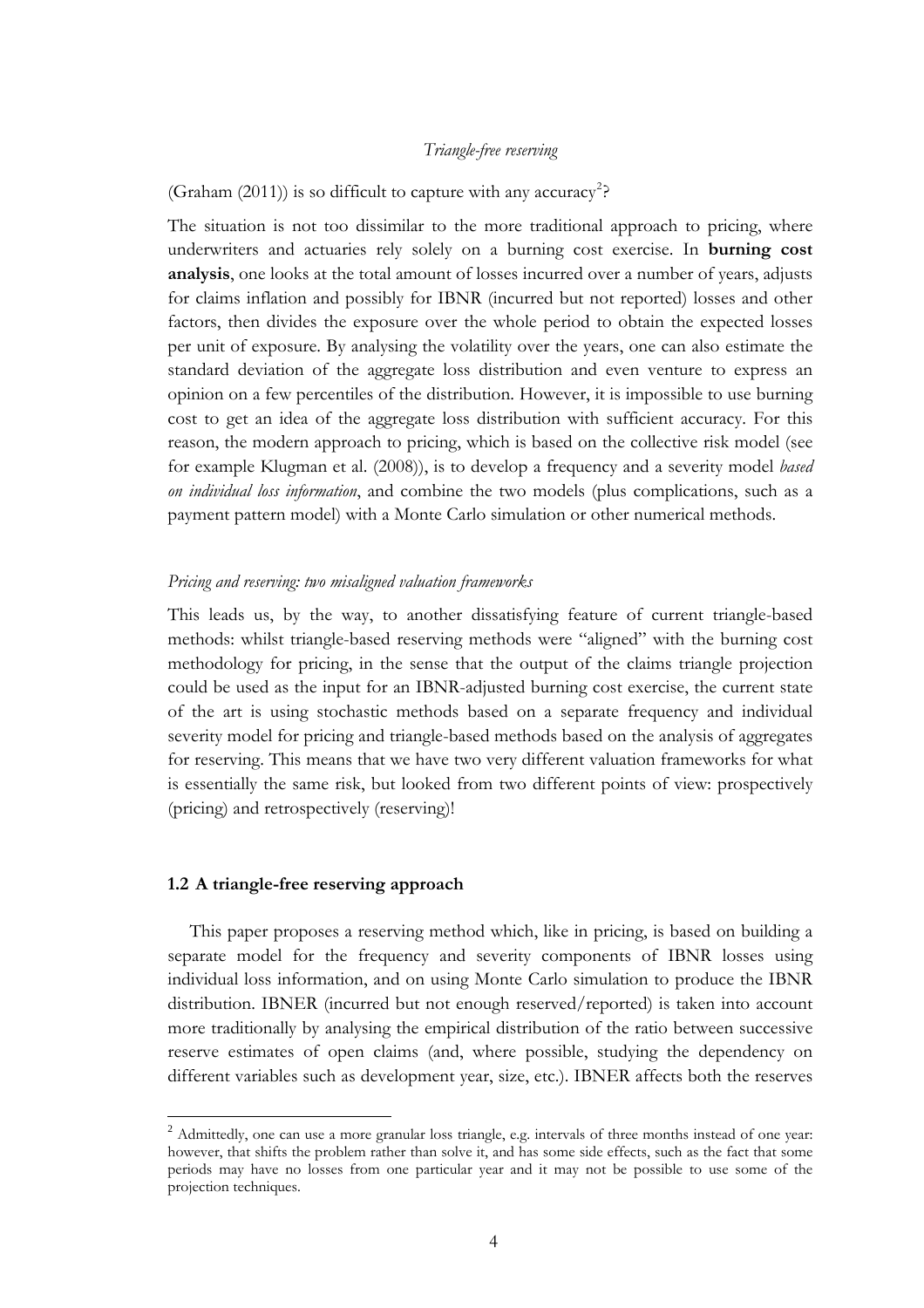(Graham (2011)) is so difficult to capture with any accuracy[2]?

The situation is not too dissimilar to the more traditional approach to pricing, where underwriters and actuaries rely solely on a burning cost exercise. In **burning cost analysis**, one looks at the total amount of losses incurred over a number of years, adjusts for claims inflation and possibly for IBNR (incurred but not reported) losses and other factors, then divides the exposure over the whole period to obtain the expected losses per unit of exposure. By analysing the volatility over the years, one can also estimate the standard deviation of the aggregate loss distribution and even venture to express an opinion on a few percentiles of the distribution. However, it is impossible to use burning cost to get an idea of the aggregate loss distribution with sufficient accuracy. For this reason, the modern approach to pricing, which is based on the collective risk model (see for example Klugman et al. (2008)), is to develop a frequency and a severity model *based on individual loss information*, and combine the two models (plus complications, such as a payment pattern model) with a Monte Carlo simulation or other numerical methods.

*Pricing and reserving: two misaligned valuation frameworks*

This leads us, by the way, to another dissatisfying feature of current triangle-based methods: whilst triangle-based reserving methods were "aligned" with the burning cost methodology for pricing, in the sense that the output of the claims triangle projection could be used as the input for an IBNR-adjusted burning cost exercise, the current state of the art is using stochastic methods based on a separate frequency and individual severity model for pricing and triangle-based methods based on the analysis of aggregates for reserving. This means that we have two very different valuation frameworks for what is essentially the same risk, but looked from two different points of view: prospectively (pricing) and retrospectively (reserving)!

## 1.2 A triangle-free reserving approach

This paper proposes a reserving method which, like in pricing, is based on building a separate model for the frequency and severity components of IBNR losses using individual loss information, and on using Monte Carlo simulation to produce the IBNR distribution. IBNER (incurred but not enough reserved/reported) is taken into account more traditionally by analysing the empirical distribution of the ratio between successive reserve estimates of open claims (and, where possible, studying the dependency on different variables such as development year, size, etc.). IBNER affects both the reserves

[2] Admittedly, one can use a more granular loss triangle, e.g. intervals of three months instead of one year: however, that shifts the problem rather than solve it, and has some side effects, such as the fact that some periods may have no losses from one particular year and it may not be possible to use some of the projection techniques.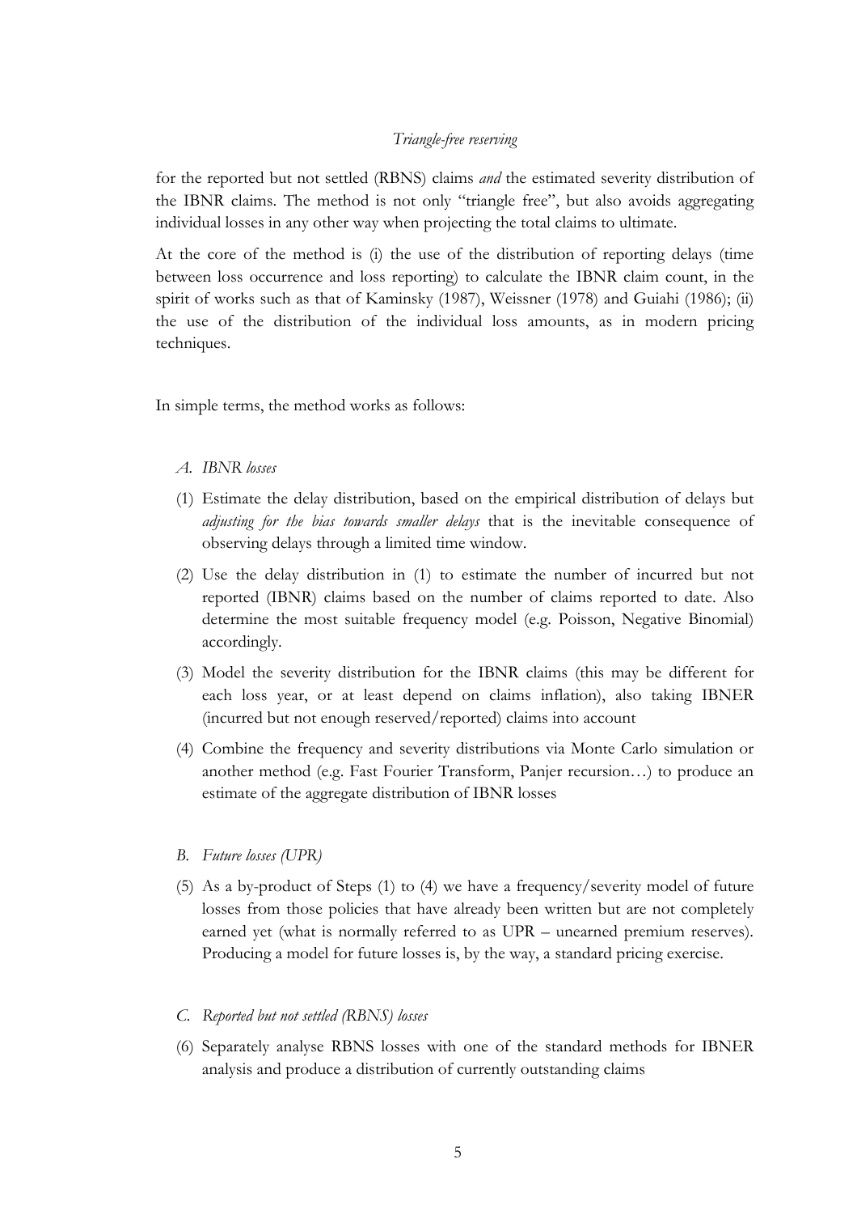for the reported but not settled (RBNS) claims *and* the estimated severity distribution of the IBNR claims. The method is not only "triangle free", but also avoids aggregating individual losses in any other way when projecting the total claims to ultimate.

At the core of the method is (i) the use of the distribution of reporting delays (time between loss occurrence and loss reporting) to calculate the IBNR claim count, in the spirit of works such as that of Kaminsky (1987), Weissner (1978) and Guiahi (1986); (ii) the use of the distribution of the individual loss amounts, as in modern pricing techniques.

In simple terms, the method works as follows:

*A. IBNR losses*

(1) Estimate the delay distribution, based on the empirical distribution of delays but *adjusting for the bias towards smaller delays* that is the inevitable consequence of observing delays through a limited time window.

(2) Use the delay distribution in (1) to estimate the number of incurred but not reported (IBNR) claims based on the number of claims reported to date. Also determine the most suitable frequency model (e.g. Poisson, Negative Binomial) accordingly.

(3) Model the severity distribution for the IBNR claims (this may be different for each loss year, or at least depend on claims inflation), also taking IBNER (incurred but not enough reserved/reported) claims into account

(4) Combine the frequency and severity distributions via Monte Carlo simulation or another method (e.g. Fast Fourier Transform, Panjer recursion…) to produce an estimate of the aggregate distribution of IBNR losses

*B. Future losses (UPR)*

(5) As a by-product of Steps (1) to (4) we have a frequency/severity model of future losses from those policies that have already been written but are not completely earned yet (what is normally referred to as UPR – unearned premium reserves). Producing a model for future losses is, by the way, a standard pricing exercise.

*C. Reported but not settled (RBNS) losses*

(6) Separately analyse RBNS losses with one of the standard methods for IBNER analysis and produce a distribution of currently outstanding claims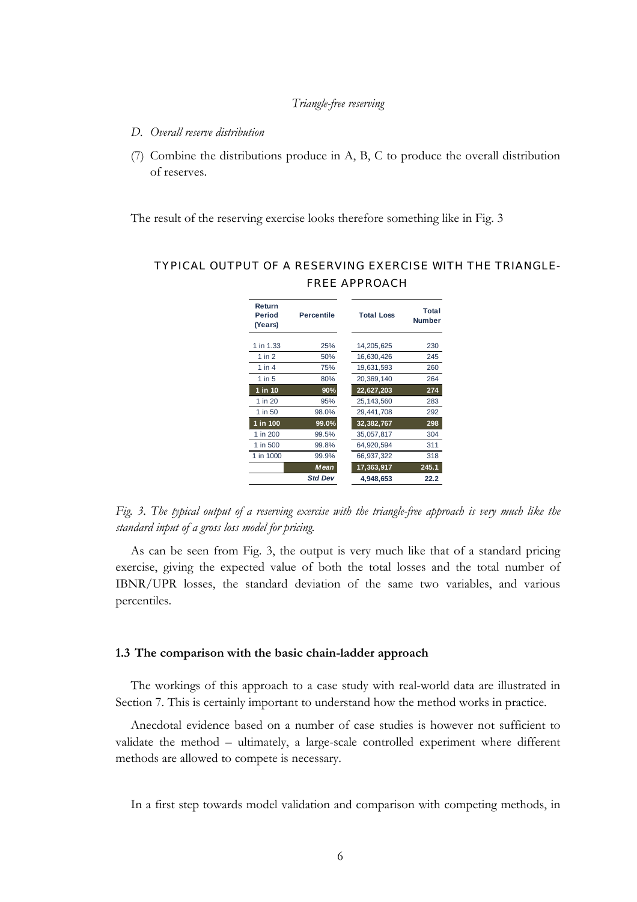*D. Overall reserve distribution*

(7) Combine the distributions produce in A, B, C to produce the overall distribution of reserves.

The result of the reserving exercise looks therefore something like in Fig. 3

**TYPICAL OUTPUT OF A RESERVING EXERCISE WITH THE TRIANGLE-FREE APPROACH**

| Return Period (Years) | Percentile | Total Loss | Total Number |
|---|---|---|---|
| 1 in 1.33 | 25% | 14,205,625 | 230 |
| 1 in 2 | 50% | 16,630,426 | 245 |
| 1 in 4 | 75% | 19,631,593 | 260 |
| 1 in 5 | 80% | 20,369,140 | 264 |
| **1 in 10** | **90%** | **22,627,203** | **274** |
| 1 in 20 | 95% | 25,143,560 | 283 |
| 1 in 50 | 98.0% | 29,441,708 | 292 |
| **1 in 100** | **99.0%** | **32,382,767** | **298** |
| 1 in 200 | 99.5% | 35,057,817 | 304 |
| 1 in 500 | 99.8% | 64,920,594 | 311 |
| 1 in 1000 | 99.9% | 66,937,322 | 318 |
| | ***Mean*** | **17,363,917** | **245.1** |
| | ***Std Dev*** | **4,948,653** | **22.2** |

*Fig. 3. The typical output of a reserving exercise with the triangle-free approach is very much like the standard input of a gross loss model for pricing.*

As can be seen from Fig. 3, the output is very much like that of a standard pricing exercise, giving the expected value of both the total losses and the total number of IBNR/UPR losses, the standard deviation of the same two variables, and various percentiles.

### 1.3 The comparison with the basic chain-ladder approach

The workings of this approach to a case study with real-world data are illustrated in Section 7. This is certainly important to understand how the method works in practice.

Anecdotal evidence based on a number of case studies is however not sufficient to validate the method – ultimately, a large-scale controlled experiment where different methods are allowed to compete is necessary.

In a first step towards model validation and comparison with competing methods, in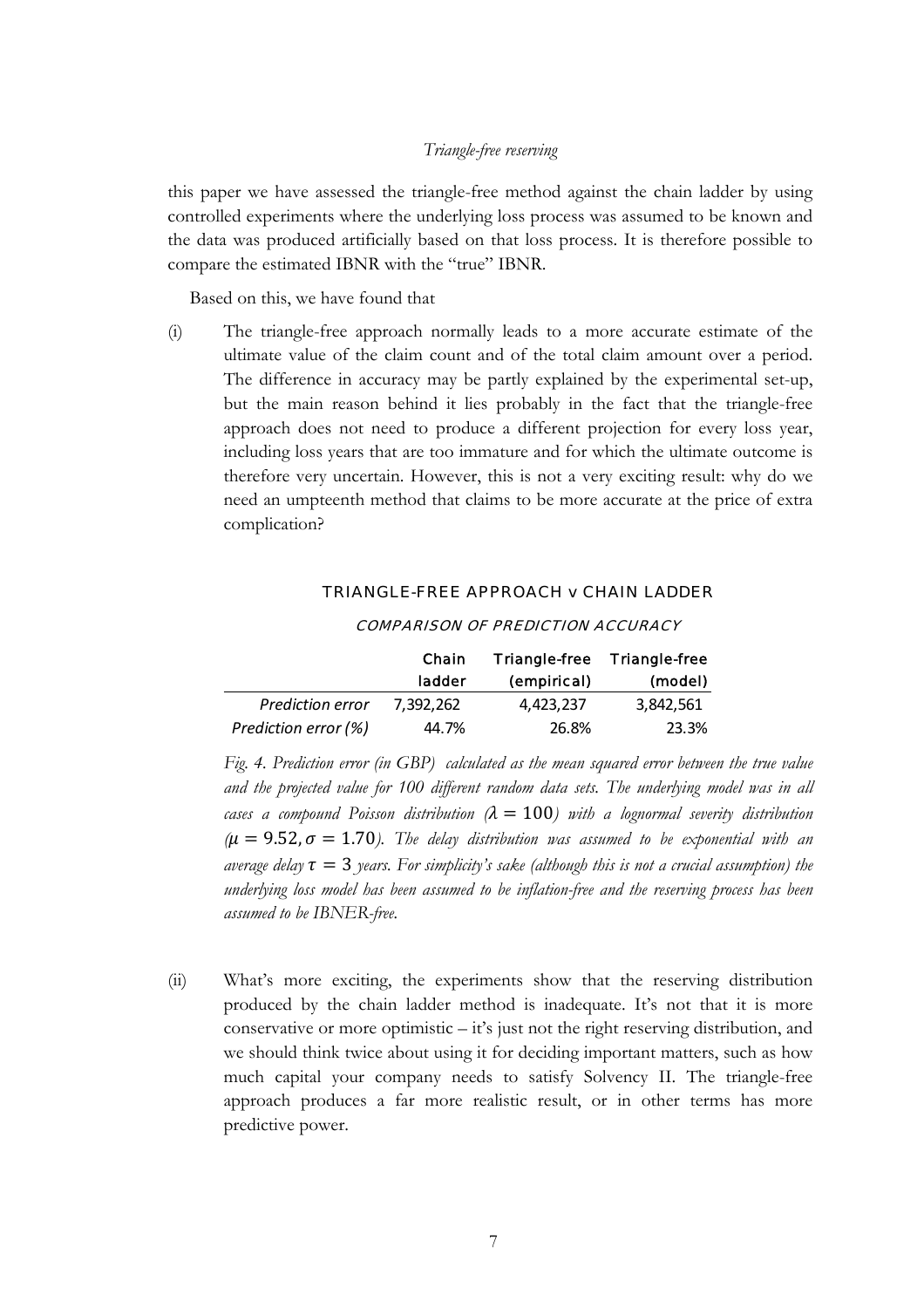this paper we have assessed the triangle-free method against the chain ladder by using controlled experiments where the underlying loss process was assumed to be known and the data was produced artificially based on that loss process. It is therefore possible to compare the estimated IBNR with the "true" IBNR.

Based on this, we have found that

(i) The triangle-free approach normally leads to a more accurate estimate of the ultimate value of the claim count and of the total claim amount over a period. The difference in accuracy may be partly explained by the experimental set-up, but the main reason behind it lies probably in the fact that the triangle-free approach does not need to produce a different projection for every loss year, including loss years that are too immature and for which the ultimate outcome is therefore very uncertain. However, this is not a very exciting result: why do we need an umpteenth method that claims to be more accurate at the price of extra complication?

**TRIANGLE-FREE APPROACH v CHAIN LADDER**

*COMPARISON OF PREDICTION ACCURACY*

| | Chain ladder | Triangle-free (empirical) | Triangle-free (model) |
|---|---|---|---|
| *Prediction error* | 7,392,262 | 4,423,237 | 3,842,561 |
| *Prediction error (%)* | 44.7% | 26.8% | 23.3% |

*Fig. 4. Prediction error (in GBP) calculated as the mean squared error between the true value and the projected value for 100 different random data sets. The underlying model was in all cases a compound Poisson distribution ($\lambda = 100$) with a lognormal severity distribution ($\mu = 9.52, \sigma = 1.70$). The delay distribution was assumed to be exponential with an average delay $\tau = 3$ years. For simplicity's sake (although this is not a crucial assumption) the underlying loss model has been assumed to be inflation-free and the reserving process has been assumed to be IBNER-free.*

(ii) What's more exciting, the experiments show that the reserving distribution produced by the chain ladder method is inadequate. It's not that it is more conservative or more optimistic – it's just not the right reserving distribution, and we should think twice about using it for deciding important matters, such as how much capital your company needs to satisfy Solvency II. The triangle-free approach produces a far more realistic result, or in other terms has more predictive power.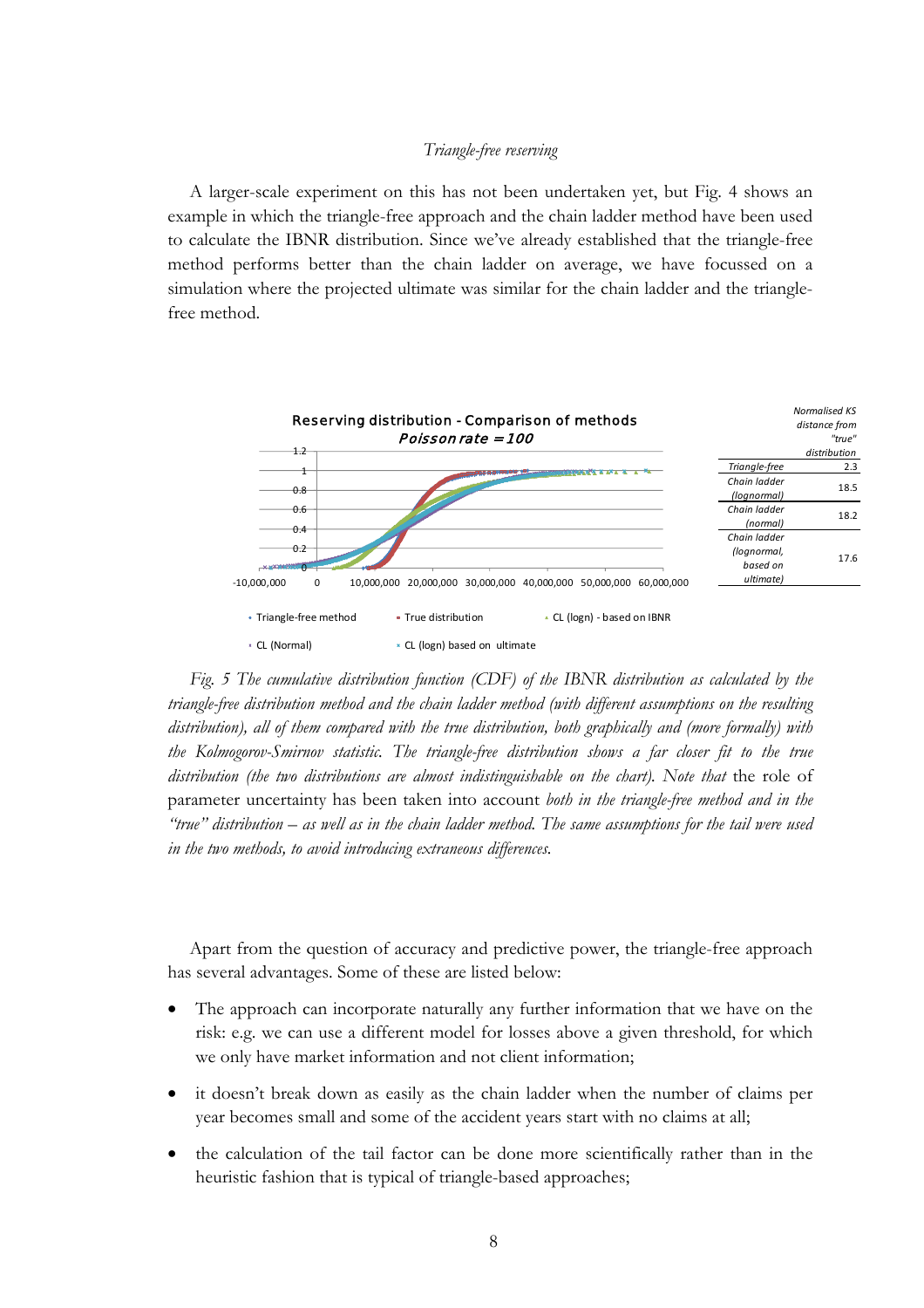A larger-scale experiment on this has not been undertaken yet, but Fig. 4 shows an example in which the triangle-free approach and the chain ladder method have been used to calculate the IBNR distribution. Since we've already established that the triangle-free method performs better than the chain ladder on average, we have focussed on a simulation where the projected ultimate was similar for the chain ladder and the triangle-free method.

| | Normalised KS distance from "true" distribution |
|---|---|
| Triangle-free | 2.3 |
| Chain ladder (lognormal) | 18.5 |
| Chain ladder (normal) | 18.2 |
| Chain ladder (lognormal, based on ultimate) | 17.6 |

*Fig. 5 The cumulative distribution function (CDF) of the IBNR distribution as calculated by the triangle-free distribution method and the chain ladder method (with different assumptions on the resulting distribution), all of them compared with the true distribution, both graphically and (more formally) with the Kolmogorov-Smirnov statistic. The triangle-free distribution shows a far closer fit to the true distribution (the two distributions are almost indistinguishable on the chart). Note that* the role of parameter uncertainty has been taken into account *both in the triangle-free method and in the "true" distribution – as well as in the chain ladder method. The same assumptions for the tail were used in the two methods, to avoid introducing extraneous differences.*

Apart from the question of accuracy and predictive power, the triangle-free approach has several advantages. Some of these are listed below:

- The approach can incorporate naturally any further information that we have on the risk: e.g. we can use a different model for losses above a given threshold, for which we only have market information and not client information;
- it doesn't break down as easily as the chain ladder when the number of claims per year becomes small and some of the accident years start with no claims at all;
- the calculation of the tail factor can be done more scientifically rather than in the heuristic fashion that is typical of triangle-based approaches;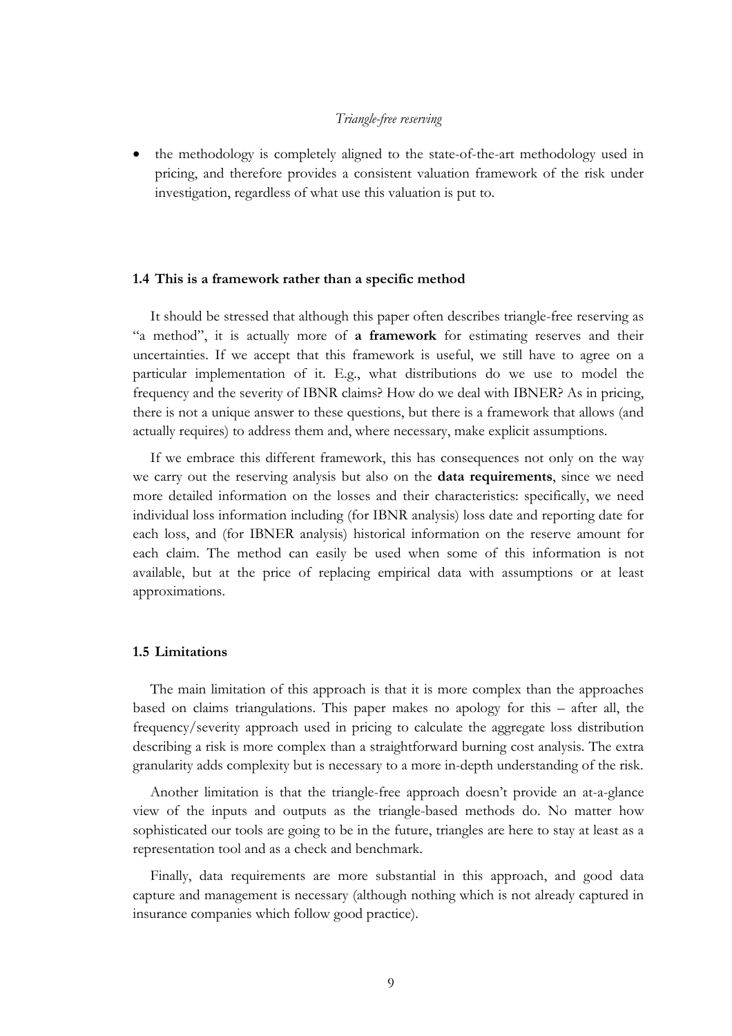- the methodology is completely aligned to the state-of-the-art methodology used in pricing, and therefore provides a consistent valuation framework of the risk under investigation, regardless of what use this valuation is put to.

### 1.4 This is a framework rather than a specific method

It should be stressed that although this paper often describes triangle-free reserving as "a method", it is actually more of **a framework** for estimating reserves and their uncertainties. If we accept that this framework is useful, we still have to agree on a particular implementation of it. E.g., what distributions do we use to model the frequency and the severity of IBNR claims? How do we deal with IBNER? As in pricing, there is not a unique answer to these questions, but there is a framework that allows (and actually requires) to address them and, where necessary, make explicit assumptions.

If we embrace this different framework, this has consequences not only on the way we carry out the reserving analysis but also on the **data requirements**, since we need more detailed information on the losses and their characteristics: specifically, we need individual loss information including (for IBNR analysis) loss date and reporting date for each loss, and (for IBNER analysis) historical information on the reserve amount for each claim. The method can easily be used when some of this information is not available, but at the price of replacing empirical data with assumptions or at least approximations.

### 1.5 Limitations

The main limitation of this approach is that it is more complex than the approaches based on claims triangulations. This paper makes no apology for this – after all, the frequency/severity approach used in pricing to calculate the aggregate loss distribution describing a risk is more complex than a straightforward burning cost analysis. The extra granularity adds complexity but is necessary to a more in-depth understanding of the risk.

Another limitation is that the triangle-free approach doesn't provide an at-a-glance view of the inputs and outputs as the triangle-based methods do. No matter how sophisticated our tools are going to be in the future, triangles are here to stay at least as a representation tool and as a check and benchmark.

Finally, data requirements are more substantial in this approach, and good data capture and management is necessary (although nothing which is not already captured in insurance companies which follow good practice).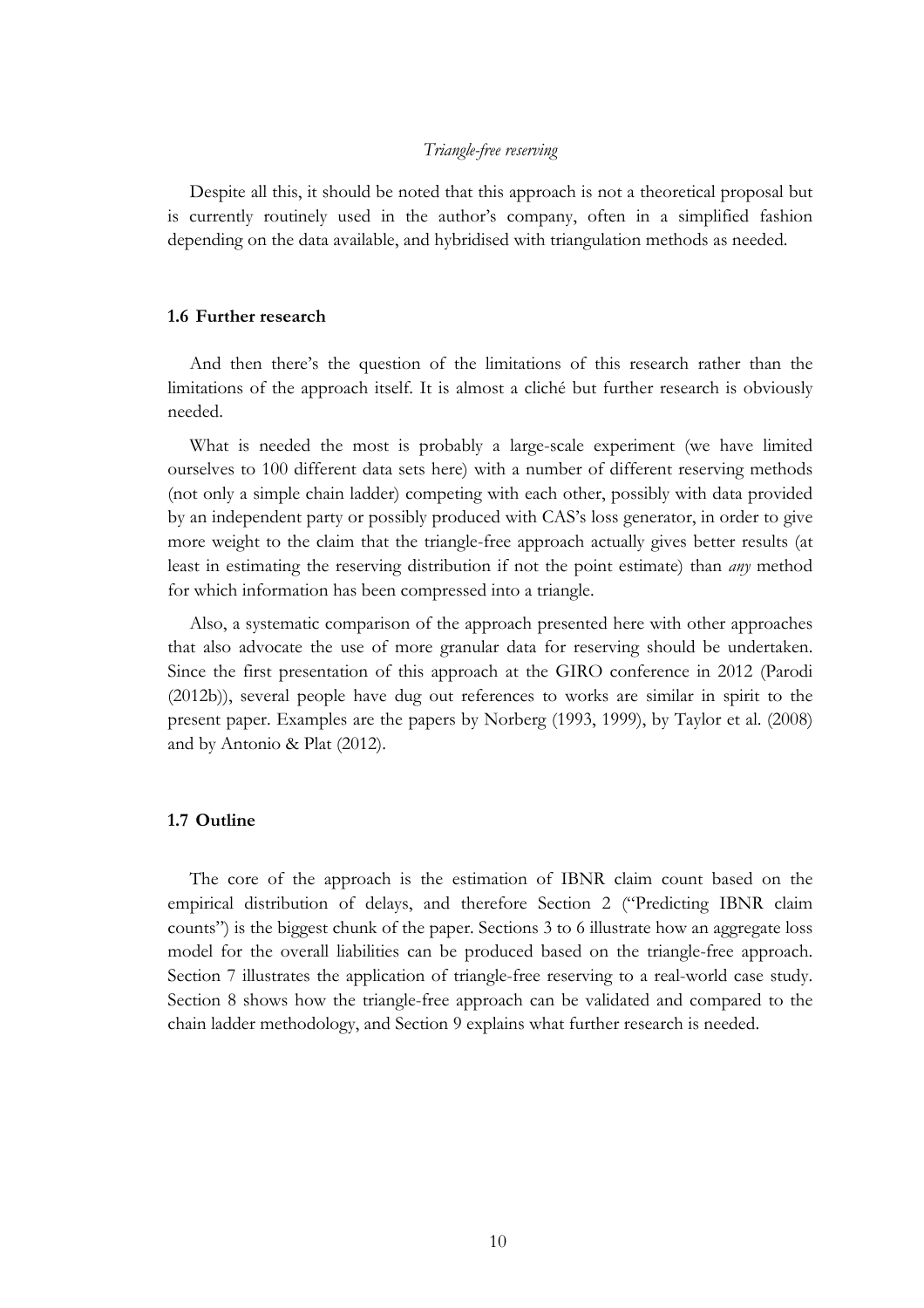Despite all this, it should be noted that this approach is not a theoretical proposal but is currently routinely used in the author's company, often in a simplified fashion depending on the data available, and hybridised with triangulation methods as needed.

### 1.6 Further research

And then there's the question of the limitations of this research rather than the limitations of the approach itself. It is almost a cliché but further research is obviously needed.

What is needed the most is probably a large-scale experiment (we have limited ourselves to 100 different data sets here) with a number of different reserving methods (not only a simple chain ladder) competing with each other, possibly with data provided by an independent party or possibly produced with CAS's loss generator, in order to give more weight to the claim that the triangle-free approach actually gives better results (at least in estimating the reserving distribution if not the point estimate) than *any* method for which information has been compressed into a triangle.

Also, a systematic comparison of the approach presented here with other approaches that also advocate the use of more granular data for reserving should be undertaken. Since the first presentation of this approach at the GIRO conference in 2012 (Parodi (2012b)), several people have dug out references to works are similar in spirit to the present paper. Examples are the papers by Norberg (1993, 1999), by Taylor et al. (2008) and by Antonio & Plat (2012).

### 1.7 Outline

The core of the approach is the estimation of IBNR claim count based on the empirical distribution of delays, and therefore Section 2 ("Predicting IBNR claim counts") is the biggest chunk of the paper. Sections 3 to 6 illustrate how an aggregate loss model for the overall liabilities can be produced based on the triangle-free approach. Section 7 illustrates the application of triangle-free reserving to a real-world case study. Section 8 shows how the triangle-free approach can be validated and compared to the chain ladder methodology, and Section 9 explains what further research is needed.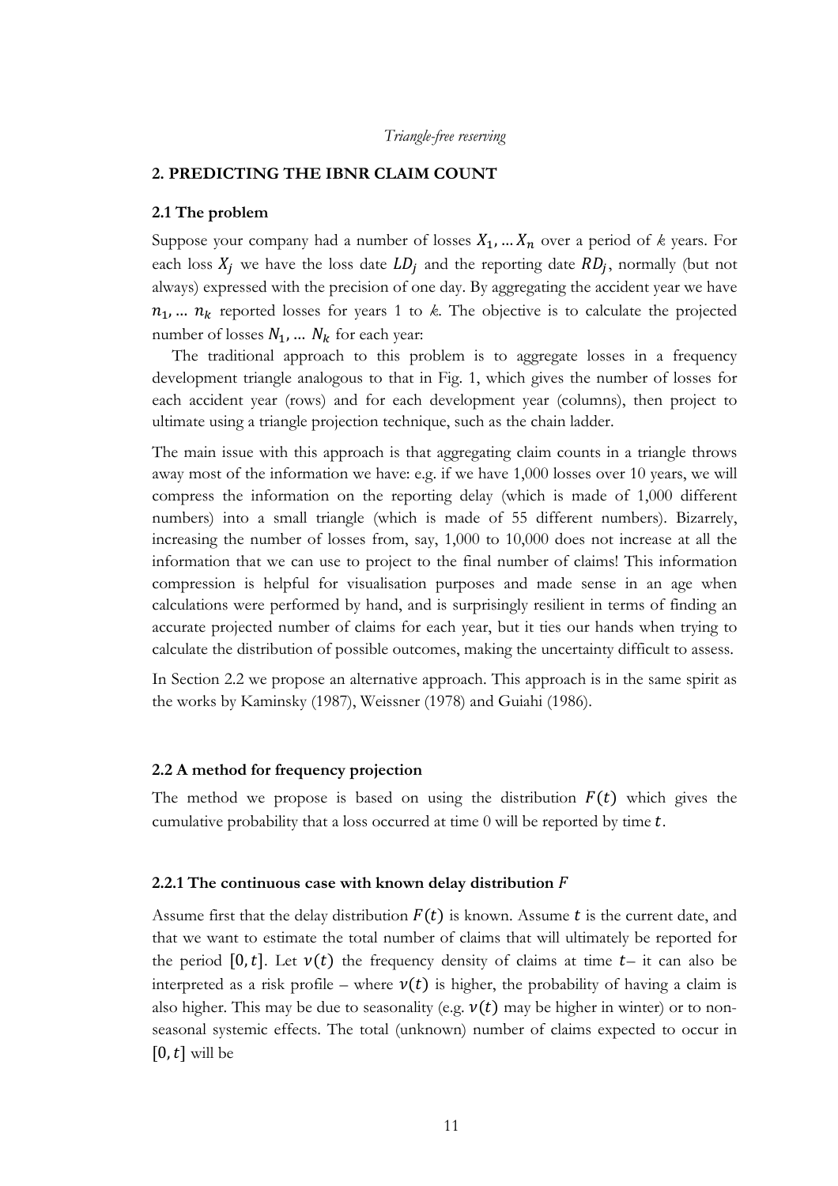## 2. PREDICTING THE IBNR CLAIM COUNT

### 2.1 The problem

Suppose your company had a number of losses $X_1, \ldots X_n$ over a period of *k* years. For each loss $X_j$ we have the loss date $LD_j$ and the reporting date $RD_j$, normally (but not always) expressed with the precision of one day. By aggregating the accident year we have $n_1, \ldots n_k$ reported losses for years 1 to *k*. The objective is to calculate the projected number of losses $N_1, \ldots N_k$ for each year:

The traditional approach to this problem is to aggregate losses in a frequency development triangle analogous to that in Fig. 1, which gives the number of losses for each accident year (rows) and for each development year (columns), then project to ultimate using a triangle projection technique, such as the chain ladder.

The main issue with this approach is that aggregating claim counts in a triangle throws away most of the information we have: e.g. if we have 1,000 losses over 10 years, we will compress the information on the reporting delay (which is made of 1,000 different numbers) into a small triangle (which is made of 55 different numbers). Bizarrely, increasing the number of losses from, say, 1,000 to 10,000 does not increase at all the information that we can use to project to the final number of claims! This information compression is helpful for visualisation purposes and made sense in an age when calculations were performed by hand, and is surprisingly resilient in terms of finding an accurate projected number of claims for each year, but it ties our hands when trying to calculate the distribution of possible outcomes, making the uncertainty difficult to assess.

In Section 2.2 we propose an alternative approach. This approach is in the same spirit as the works by Kaminsky (1987), Weissner (1978) and Guiahi (1986).

### 2.2 A method for frequency projection

The method we propose is based on using the distribution $F(t)$ which gives the cumulative probability that a loss occurred at time 0 will be reported by time $t$.

#### 2.2.1 The continuous case with known delay distribution $F$

Assume first that the delay distribution $F(t)$ is known. Assume $t$ is the current date, and that we want to estimate the total number of claims that will ultimately be reported for the period $[0, t]$. Let $\nu(t)$ the frequency density of claims at time $t$– it can also be interpreted as a risk profile – where $\nu(t)$ is higher, the probability of having a claim is also higher. This may be due to seasonality (e.g. $\nu(t)$ may be higher in winter) or to non-seasonal systemic effects. The total (unknown) number of claims expected to occur in $[0, t]$ will be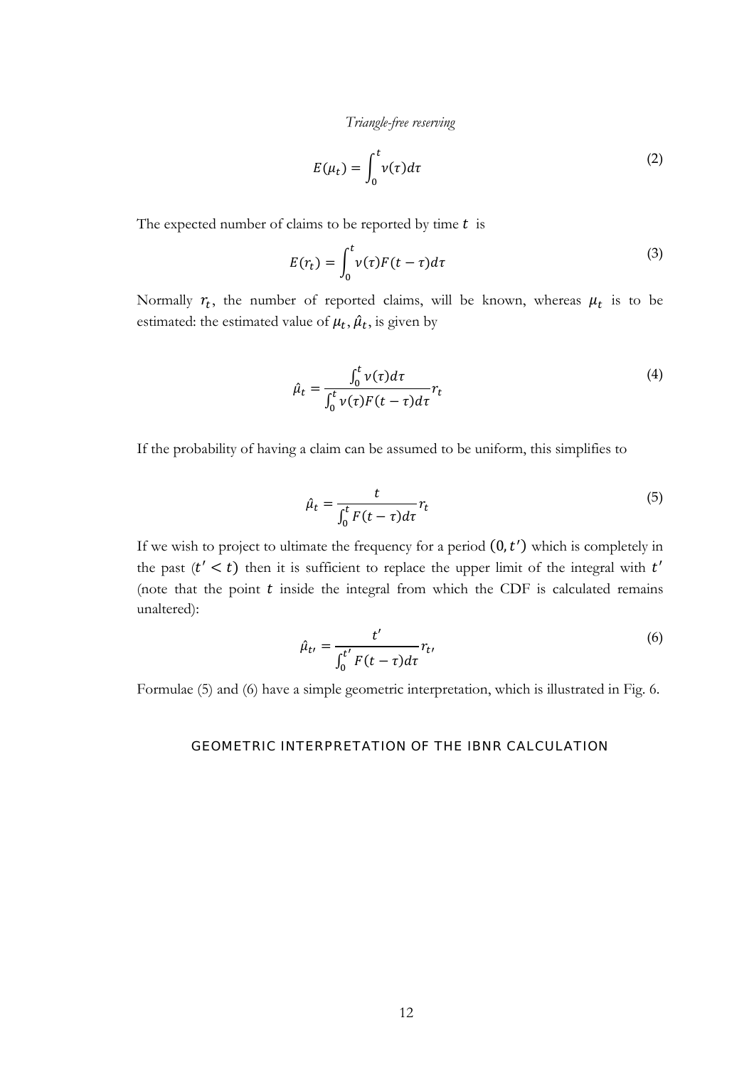$$E(\mu_t) = \int_0^t \nu(\tau) d\tau \tag{2}$$

The expected number of claims to be reported by time $t$ is

$$E(r_t) = \int_0^t \nu(\tau) F(t-\tau) d\tau \tag{3}$$

Normally $r_t$, the number of reported claims, will be known, whereas $\mu_t$ is to be estimated: the estimated value of $\mu_t$, $\hat{\mu}_t$, is given by

$$\hat{\mu}_t = \frac{\int_0^t \nu(\tau) d\tau}{\int_0^t \nu(\tau) F(t-\tau) d\tau} r_t \tag{4}$$

If the probability of having a claim can be assumed to be uniform, this simplifies to

$$\hat{\mu}_t = \frac{t}{\int_0^t F(t-\tau) d\tau} r_t \tag{5}$$

If we wish to project to ultimate the frequency for a period $(0, t')$ which is completely in the past ($t' < t$) then it is sufficient to replace the upper limit of the integral with $t'$ (note that the point $t$ inside the integral from which the CDF is calculated remains unaltered):

$$\hat{\mu}_{t'} = \frac{t'}{\int_0^{t'} F(t-\tau) d\tau} r_{t'} \tag{6}$$

Formulae (5) and (6) have a simple geometric interpretation, which is illustrated in Fig. 6.

## GEOMETRIC INTERPRETATION OF THE IBNR CALCULATION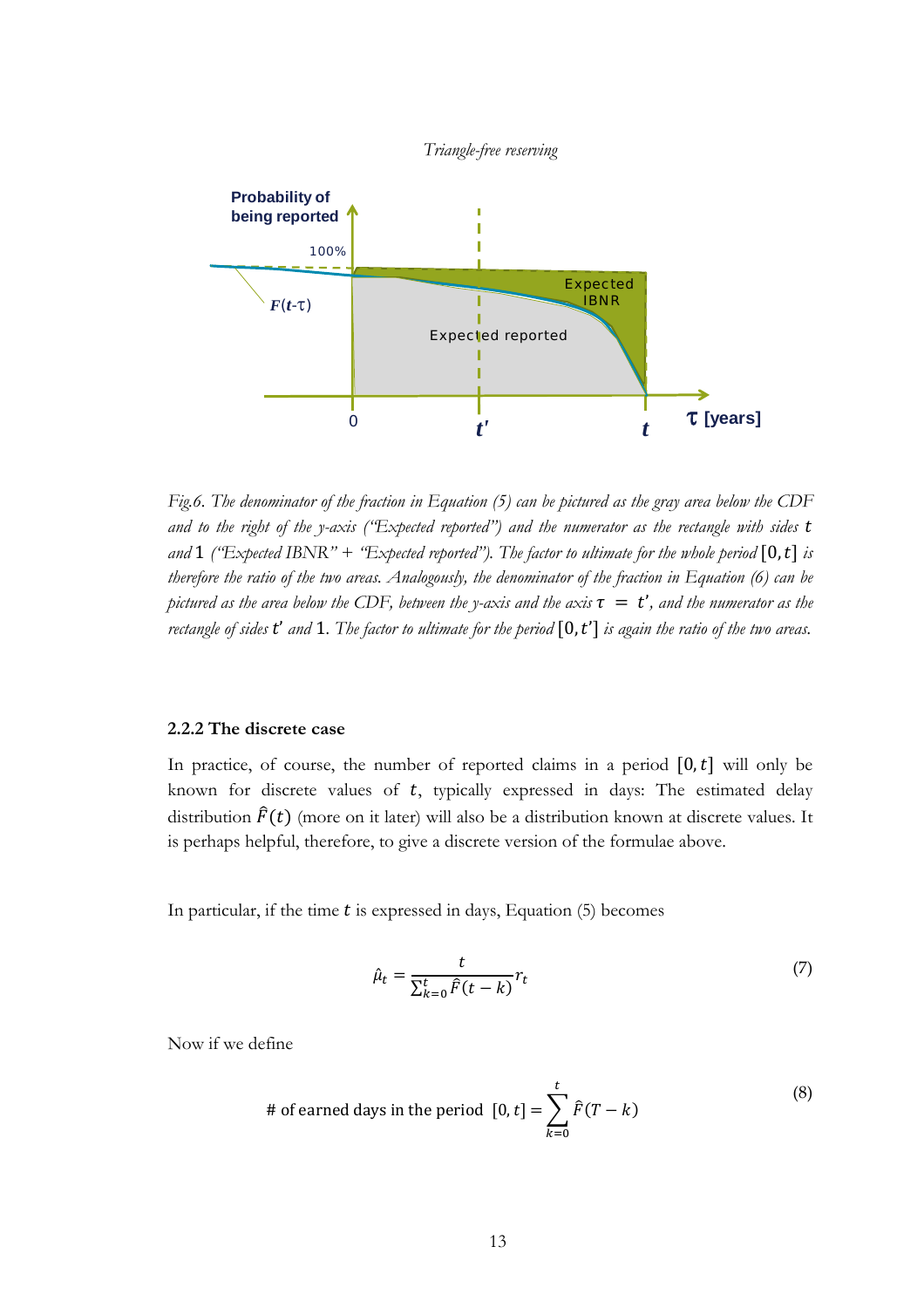*Fig.6. The denominator of the fraction in Equation (5) can be pictured as the gray area below the CDF and to the right of the y-axis ("Expected reported") and the numerator as the rectangle with sides* $t$ *and* $1$ *("Expected IBNR" + "Expected reported"). The factor to ultimate for the whole period* $[0, t]$ *is therefore the ratio of the two areas. Analogously, the denominator of the fraction in Equation (6) can be pictured as the area below the CDF, between the y-axis and the axis* $\tau = t'$*, and the numerator as the rectangle of sides* $t'$ *and* $1$*. The factor to ultimate for the period* $[0, t']$ *is again the ratio of the two areas.*

### 2.2.2 The discrete case

In practice, of course, the number of reported claims in a period $[0, t]$ will only be known for discrete values of $t$, typically expressed in days: The estimated delay distribution $\hat{F}(t)$ (more on it later) will also be a distribution known at discrete values. It is perhaps helpful, therefore, to give a discrete version of the formulae above.

In particular, if the time $t$ is expressed in days, Equation (5) becomes

$$\hat{\mu}_t = \frac{t}{\sum_{k=0}^{t} \hat{F}(t-k)} r_t \tag{7}$$

Now if we define

$$\text{\# of earned days in the period } [0, t] = \sum_{k=0}^{t} \hat{F}(T-k) \tag{8}$$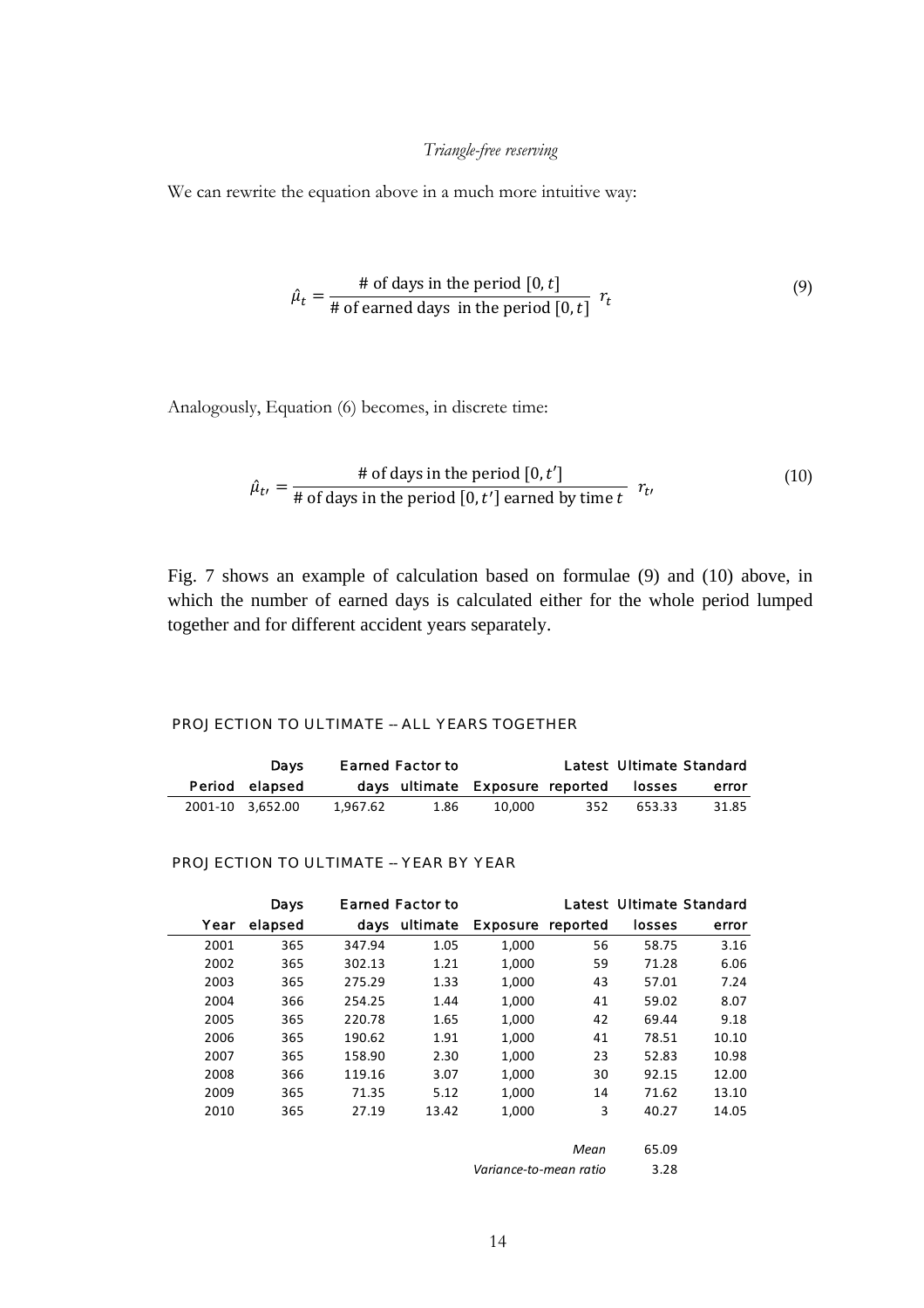We can rewrite the equation above in a much more intuitive way:

$$\hat{\mu}_t = \frac{\text{\# of days in the period } [0, t]}{\text{\# of earned days in the period } [0, t]} \; r_t \tag{9}$$

Analogously, Equation (6) becomes, in discrete time:

$$\hat{\mu}_{t'} = \frac{\text{\# of days in the period } [0, t']}{\text{\# of days in the period } [0, t'] \text{ earned by time } t} \; r_{t'} \tag{10}$$

Fig. 7 shows an example of calculation based on formulae (9) and (10) above, in which the number of earned days is calculated either for the whole period lumped together and for different accident years separately.

**PROJECTION TO ULTIMATE -- ALL YEARS TOGETHER**

| Period | Days elapsed | Earned days | Factor to ultimate | Exposure | Latest reported | Ultimate losses | Standard error |
|---|---|---|---|---|---|---|---|
| 2001-10 | 3,652.00 | 1,967.62 | 1.86 | 10,000 | 352 | 653.33 | 31.85 |

**PROJECTION TO ULTIMATE -- YEAR BY YEAR**

| Year | Days elapsed | Earned days | Factor to ultimate | Exposure | Latest reported | Ultimate losses | Standard error |
|---|---|---|---|---|---|---|---|
| 2001 | 365 | 347.94 | 1.05 | 1,000 | 56 | 58.75 | 3.16 |
| 2002 | 365 | 302.13 | 1.21 | 1,000 | 59 | 71.28 | 6.06 |
| 2003 | 365 | 275.29 | 1.33 | 1,000 | 43 | 57.01 | 7.24 |
| 2004 | 366 | 254.25 | 1.44 | 1,000 | 41 | 59.02 | 8.07 |
| 2005 | 365 | 220.78 | 1.65 | 1,000 | 42 | 69.44 | 9.18 |
| 2006 | 365 | 190.62 | 1.91 | 1,000 | 41 | 78.51 | 10.10 |
| 2007 | 365 | 158.90 | 2.30 | 1,000 | 23 | 52.83 | 10.98 |
| 2008 | 366 | 119.16 | 3.07 | 1,000 | 30 | 92.15 | 12.00 |
| 2009 | 365 | 71.35 | 5.12 | 1,000 | 14 | 71.62 | 13.10 |
| 2010 | 365 | 27.19 | 13.42 | 1,000 | 3 | 40.27 | 14.05 |
| | | | | | *Mean* | 65.09 | |
| | | | | | *Variance-to-mean ratio* | 3.28 | |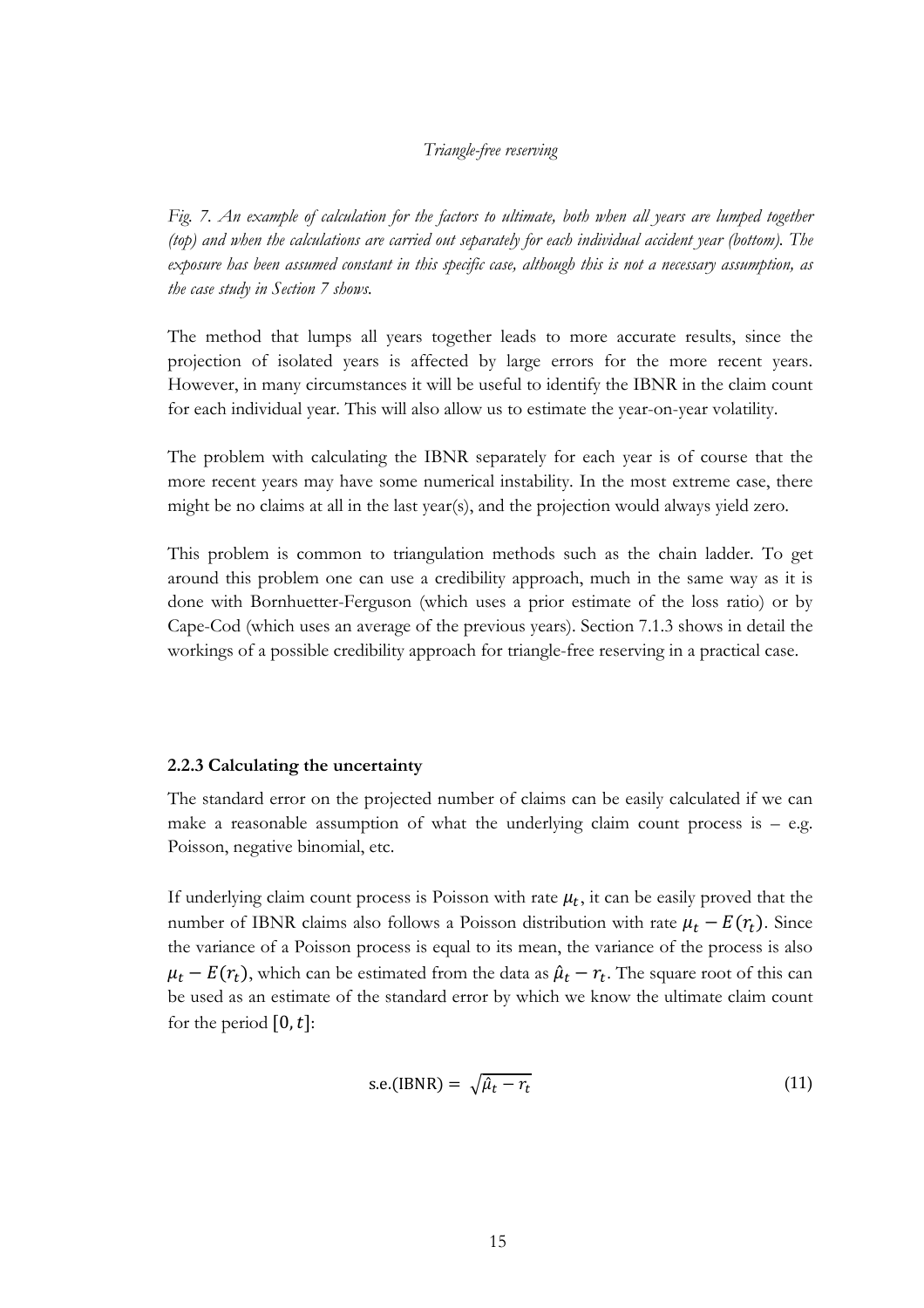*Fig. 7. An example of calculation for the factors to ultimate, both when all years are lumped together (top) and when the calculations are carried out separately for each individual accident year (bottom). The exposure has been assumed constant in this specific case, although this is not a necessary assumption, as the case study in Section 7 shows.*

The method that lumps all years together leads to more accurate results, since the projection of isolated years is affected by large errors for the more recent years. However, in many circumstances it will be useful to identify the IBNR in the claim count for each individual year. This will also allow us to estimate the year-on-year volatility.

The problem with calculating the IBNR separately for each year is of course that the more recent years may have some numerical instability. In the most extreme case, there might be no claims at all in the last year(s), and the projection would always yield zero.

This problem is common to triangulation methods such as the chain ladder. To get around this problem one can use a credibility approach, much in the same way as it is done with Bornhuetter-Ferguson (which uses a prior estimate of the loss ratio) or by Cape-Cod (which uses an average of the previous years). Section 7.1.3 shows in detail the workings of a possible credibility approach for triangle-free reserving in a practical case.

### 2.2.3 Calculating the uncertainty

The standard error on the projected number of claims can be easily calculated if we can make a reasonable assumption of what the underlying claim count process is – e.g. Poisson, negative binomial, etc.

If underlying claim count process is Poisson with rate $\mu_t$, it can be easily proved that the number of IBNR claims also follows a Poisson distribution with rate $\mu_t - E(r_t)$. Since the variance of a Poisson process is equal to its mean, the variance of the process is also $\mu_t - E(r_t)$, which can be estimated from the data as $\hat{\mu}_t - r_t$. The square root of this can be used as an estimate of the standard error by which we know the ultimate claim count for the period $[0, t]$:

$$\text{s.e.(IBNR)} = \sqrt{\hat{\mu}_t - r_t} \tag{11}$$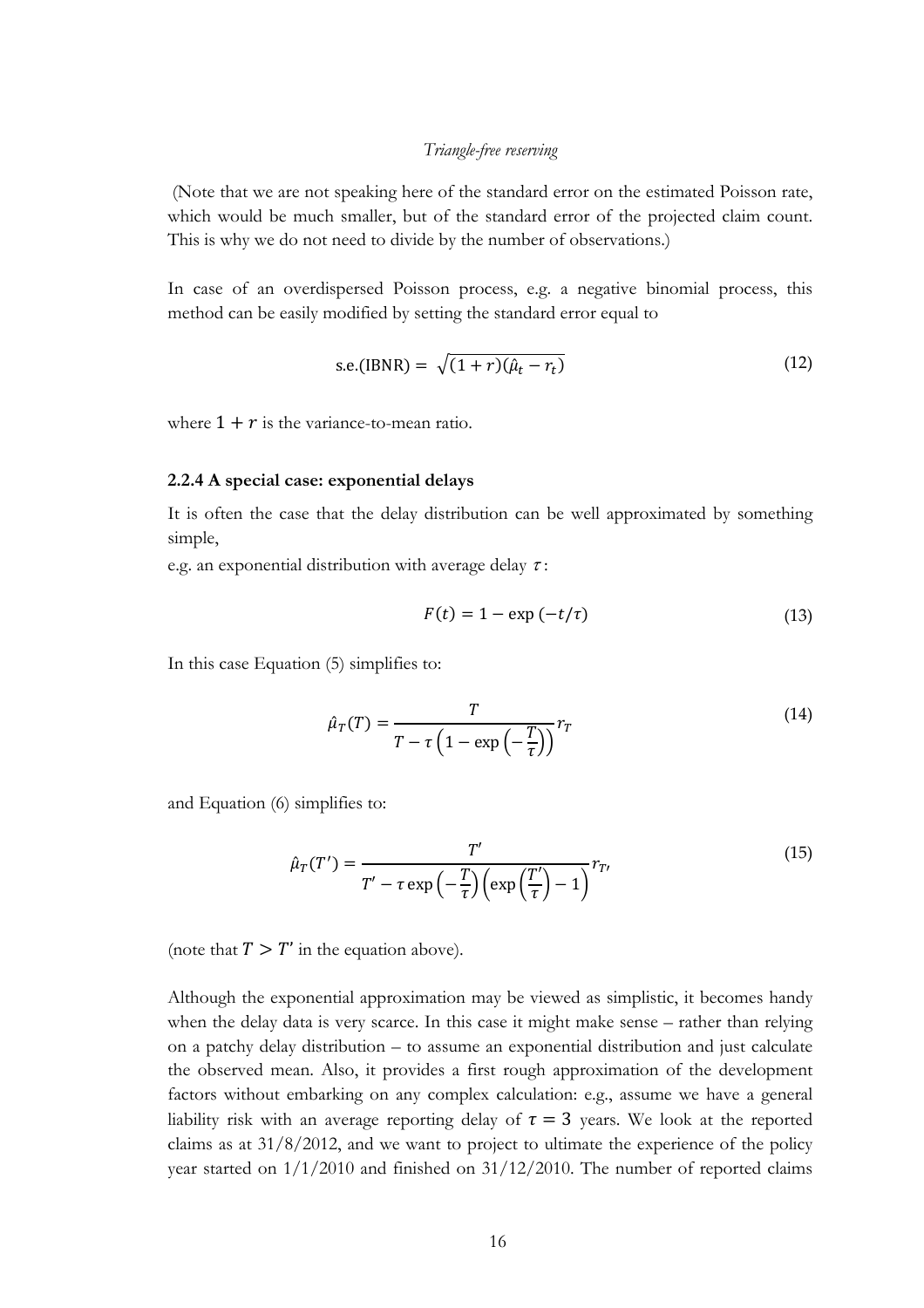(Note that we are not speaking here of the standard error on the estimated Poisson rate, which would be much smaller, but of the standard error of the projected claim count. This is why we do not need to divide by the number of observations.)

In case of an overdispersed Poisson process, e.g. a negative binomial process, this method can be easily modified by setting the standard error equal to

$$\text{s.e.(IBNR)} = \sqrt{(1+r)(\hat{\mu}_t - r_t)} \tag{12}$$

where $1 + r$ is the variance-to-mean ratio.

### 2.2.4 A special case: exponential delays

It is often the case that the delay distribution can be well approximated by something simple,

e.g. an exponential distribution with average delay $\tau$:

$$F(t) = 1 - \exp\left(-t/\tau\right) \tag{13}$$

In this case Equation (5) simplifies to:

$$\hat{\mu}_T(T) = \frac{T}{T - \tau\left(1 - \exp\left(-\frac{T}{\tau}\right)\right)} r_T \tag{14}$$

and Equation (6) simplifies to:

$$\hat{\mu}_T(T') = \frac{T'}{T' - \tau \exp\left(-\frac{T}{\tau}\right)\left(\exp\left(\frac{T'}{\tau}\right) - 1\right)} r_{T'} \tag{15}$$

(note that $T > T'$ in the equation above).

Although the exponential approximation may be viewed as simplistic, it becomes handy when the delay data is very scarce. In this case it might make sense – rather than relying on a patchy delay distribution – to assume an exponential distribution and just calculate the observed mean. Also, it provides a first rough approximation of the development factors without embarking on any complex calculation: e.g., assume we have a general liability risk with an average reporting delay of $\tau = 3$ years. We look at the reported claims as at 31/8/2012, and we want to project to ultimate the experience of the policy year started on 1/1/2010 and finished on 31/12/2010. The number of reported claims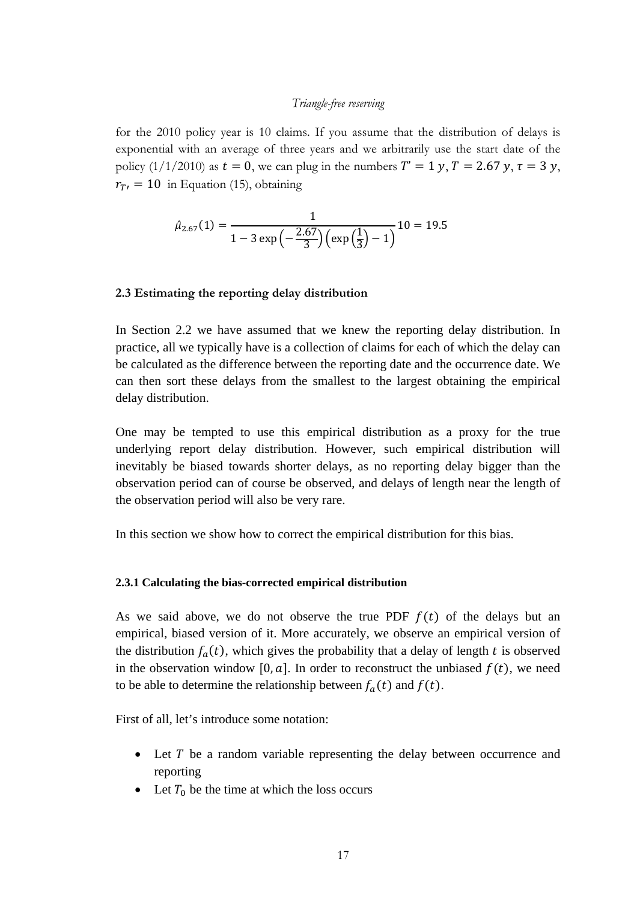for the 2010 policy year is 10 claims. If you assume that the distribution of delays is exponential with an average of three years and we arbitrarily use the start date of the policy (1/1/2010) as $t = 0$, we can plug in the numbers $T' = 1\, y$, $T = 2.67\, y$, $\tau = 3\, y$, $r_{T'} = 10$ in Equation (15), obtaining

$$\hat{\mu}_{2.67}(1) = \frac{1}{1 - 3\exp\left(-\frac{2.67}{3}\right)\left(\exp\left(\frac{1}{3}\right) - 1\right)} 10 = 19.5$$

### 2.3 Estimating the reporting delay distribution

In Section 2.2 we have assumed that we knew the reporting delay distribution. In practice, all we typically have is a collection of claims for each of which the delay can be calculated as the difference between the reporting date and the occurrence date. We can then sort these delays from the smallest to the largest obtaining the empirical delay distribution.

One may be tempted to use this empirical distribution as a proxy for the true underlying report delay distribution. However, such empirical distribution will inevitably be biased towards shorter delays, as no reporting delay bigger than the observation period can of course be observed, and delays of length near the length of the observation period will also be very rare.

In this section we show how to correct the empirical distribution for this bias.

#### 2.3.1 Calculating the bias-corrected empirical distribution

As we said above, we do not observe the true PDF $f(t)$ of the delays but an empirical, biased version of it. More accurately, we observe an empirical version of the distribution $f_a(t)$, which gives the probability that a delay of length $t$ is observed in the observation window $[0, a]$. In order to reconstruct the unbiased $f(t)$, we need to be able to determine the relationship between $f_a(t)$ and $f(t)$.

First of all, let's introduce some notation:

- Let $T$ be a random variable representing the delay between occurrence and reporting
- Let $T_0$ be the time at which the loss occurs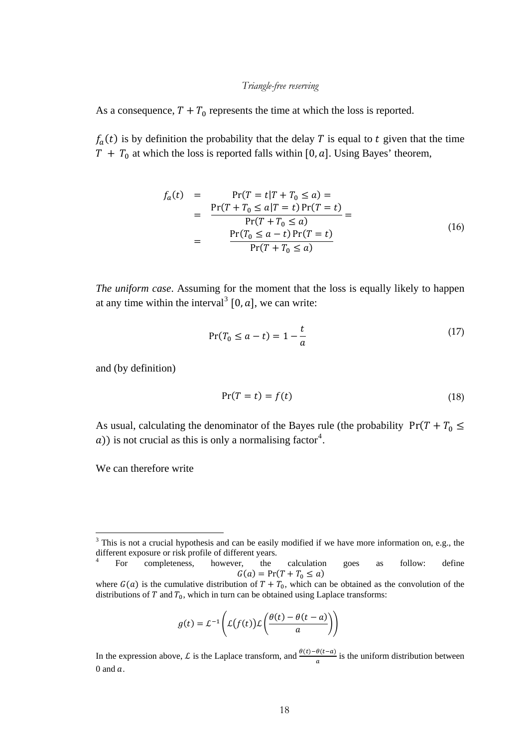As a consequence, $T + T_0$ represents the time at which the loss is reported.

$f_a(t)$ is by definition the probability that the delay $T$ is equal to $t$ given that the time $T + T_0$ at which the loss is reported falls within $[0, a]$. Using Bayes' theorem,

$$
\begin{aligned}
f_a(t) &= \Pr(T = t | T + T_0 \leq a) = \\
&= \frac{\Pr(T + T_0 \leq a | T = t)\Pr(T = t)}{\Pr(T + T_0 \leq a)} = \\
&= \frac{\Pr(T_0 \leq a - t)\Pr(T = t)}{\Pr(T + T_0 \leq a)}
\end{aligned}
\tag{16}
$$

*The uniform case*. Assuming for the moment that the loss is equally likely to happen at any time within the interval[3] $[0, a]$, we can write:

$$\Pr(T_0 \leq a - t) = 1 - \frac{t}{a} \tag{17}$$

and (by definition)

$$\Pr(T = t) = f(t) \tag{18}$$

As usual, calculating the denominator of the Bayes rule (the probability $\Pr(T + T_0 \leq a)$) is not crucial as this is only a normalising factor[4].

We can therefore write

---

[3] This is not a crucial hypothesis and can be easily modified if we have more information on, e.g., the different exposure or risk profile of different years.

[4] For completeness, however, the calculation goes as follow: define

$$G(a) = \Pr(T + T_0 \leq a)$$

where $G(a)$ is the cumulative distribution of $T + T_0$, which can be obtained as the convolution of the distributions of $T$ and $T_0$, which in turn can be obtained using Laplace transforms:

$$g(t) = \mathcal{L}^{-1}\left(\mathcal{L}\big(f(t)\big)\mathcal{L}\left(\frac{\theta(t) - \theta(t - a)}{a}\right)\right)$$

In the expression above, $\mathcal{L}$ is the Laplace transform, and $\frac{\theta(t)-\theta(t-a)}{a}$ is the uniform distribution between 0 and $a$.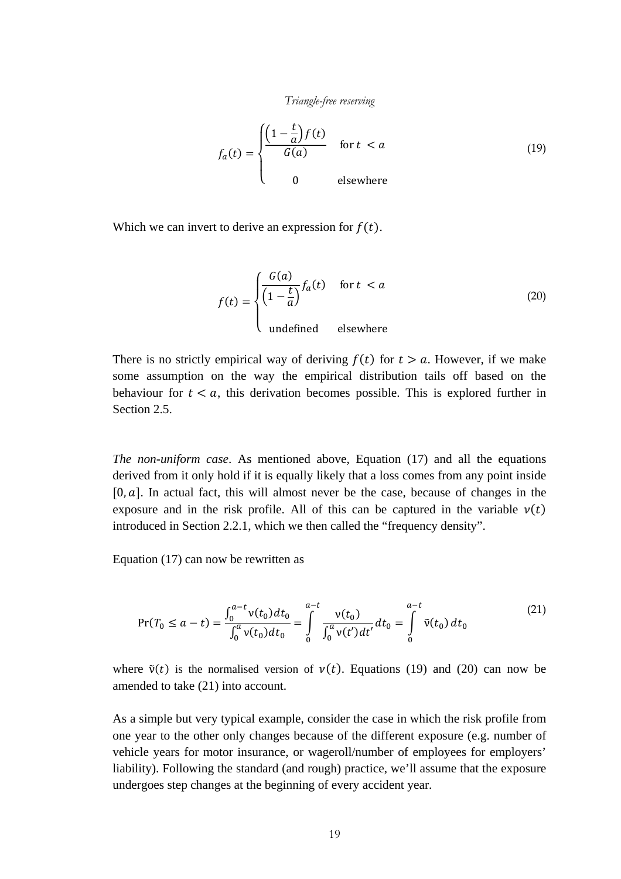$$
f_a(t) = \begin{cases} \dfrac{\left(1-\dfrac{t}{a}\right)f(t)}{G(a)} & \text{for } t < a \\ \\ 0 & \text{elsewhere} \end{cases} \tag{19}
$$

Which we can invert to derive an expression for $f(t)$.

$$
f(t) = \begin{cases} \dfrac{G(a)}{\left(1-\dfrac{t}{a}\right)} f_a(t) & \text{for } t < a \\ \\ \text{undefined} & \text{elsewhere} \end{cases} \tag{20}
$$

There is no strictly empirical way of deriving $f(t)$ for $t > a$. However, if we make some assumption on the way the empirical distribution tails off based on the behaviour for $t < a$, this derivation becomes possible. This is explored further in Section 2.5.

*The non-uniform case*. As mentioned above, Equation (17) and all the equations derived from it only hold if it is equally likely that a loss comes from any point inside $[0, a]$. In actual fact, this will almost never be the case, because of changes in the exposure and in the risk profile. All of this can be captured in the variable $\nu(t)$ introduced in Section 2.2.1, which we then called the "frequency density".

Equation (17) can now be rewritten as

$$
\Pr(T_0 \leq a - t) = \frac{\int_0^{a-t} \nu(t_0)dt_0}{\int_0^{a} \nu(t_0)dt_0} = \int_0^{a-t} \frac{\nu(t_0)}{\int_0^{a} \nu(t')dt'} dt_0 = \int_0^{a-t} \tilde{\nu}(t_0)\, dt_0 \tag{21}
$$

where $\tilde{\nu}(t)$ is the normalised version of $\nu(t)$. Equations (19) and (20) can now be amended to take (21) into account.

As a simple but very typical example, consider the case in which the risk profile from one year to the other only changes because of the different exposure (e.g. number of vehicle years for motor insurance, or wageroll/number of employees for employers' liability). Following the standard (and rough) practice, we'll assume that the exposure undergoes step changes at the beginning of every accident year.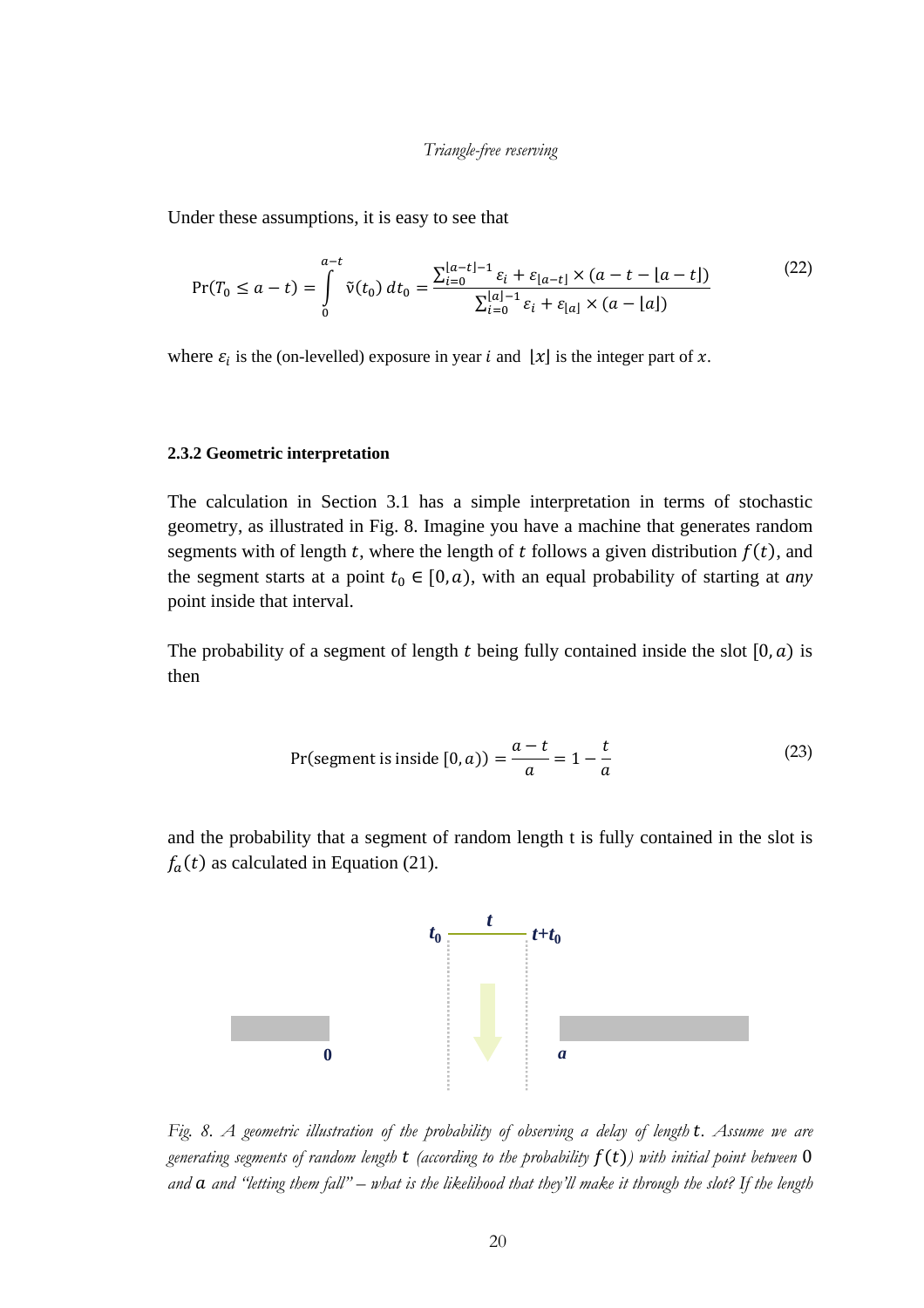Under these assumptions, it is easy to see that

$$\Pr(T_0 \leq a-t) = \int_0^{a-t} \tilde{\nu}(t_0)\, dt_0 = \frac{\sum_{i=0}^{\lfloor a-t \rfloor -1} \varepsilon_i + \varepsilon_{\lfloor a-t \rfloor} \times (a - t - \lfloor a-t \rfloor)}{\sum_{i=0}^{\lfloor a \rfloor -1} \varepsilon_i + \varepsilon_{\lfloor a \rfloor} \times (a - \lfloor a \rfloor)} \tag{22}$$

where $\varepsilon_i$ is the (on-levelled) exposure in year $i$ and $\lfloor x \rfloor$ is the integer part of $x$.

### 2.3.2 Geometric interpretation

The calculation in Section 3.1 has a simple interpretation in terms of stochastic geometry, as illustrated in Fig. 8. Imagine you have a machine that generates random segments with of length $t$, where the length of $t$ follows a given distribution $f(t)$, and the segment starts at a point $t_0 \in [0, a)$, with an equal probability of starting at *any* point inside that interval.

The probability of a segment of length $t$ being fully contained inside the slot $[0, a)$ is then

$$\Pr(\text{segment is inside } [0, a)) = \frac{a-t}{a} = 1 - \frac{t}{a} \tag{23}$$

and the probability that a segment of random length t is fully contained in the slot is $f_a(t)$ as calculated in Equation (21).

*Fig. 8. A geometric illustration of the probability of observing a delay of length $t$. Assume we are generating segments of random length $t$ (according to the probability $f(t)$) with initial point between $0$ and $a$ and "letting them fall" – what is the likelihood that they'll make it through the slot? If the length*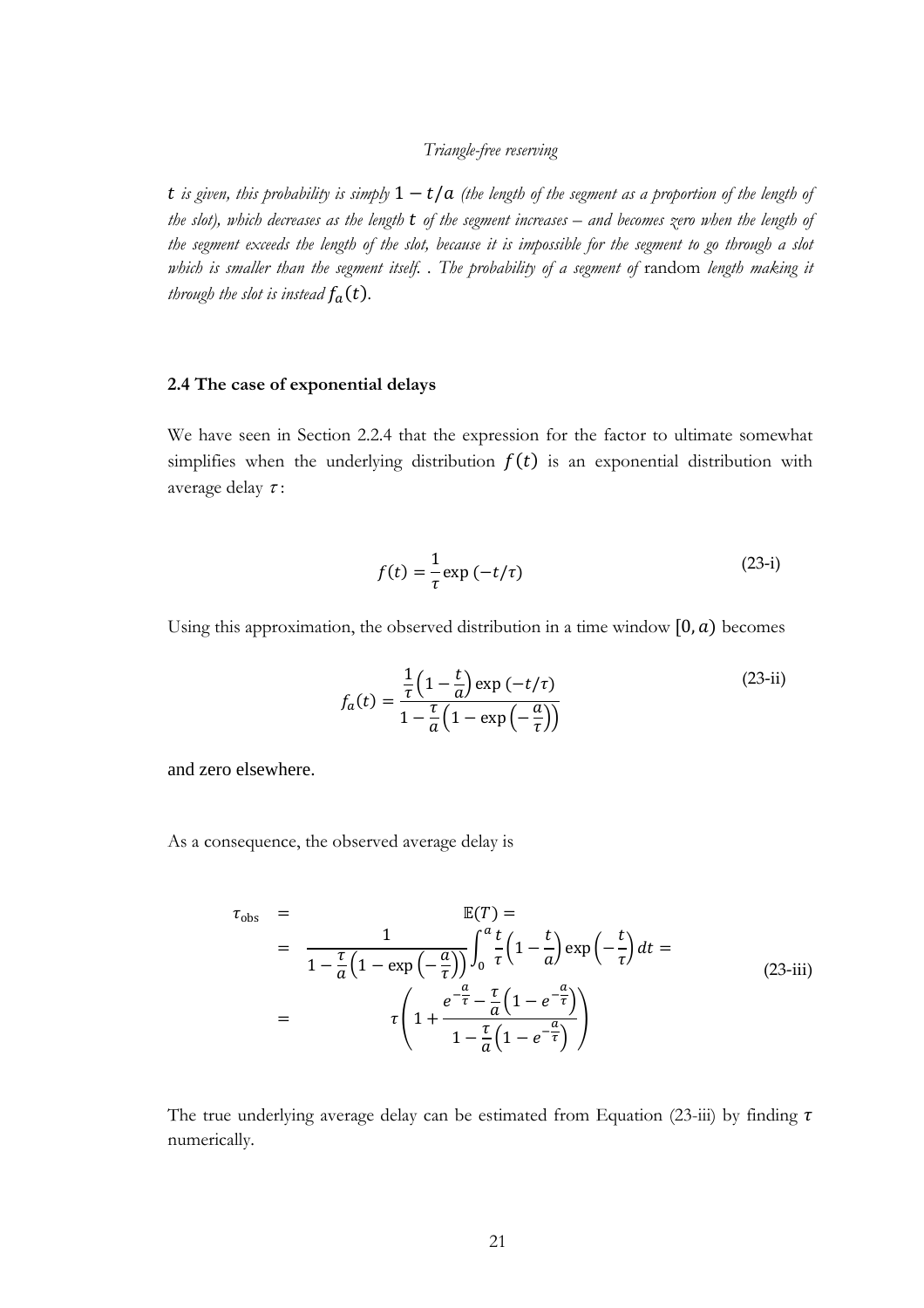*$t$ is given, this probability is simply $1 - t/a$ (the length of the segment as a proportion of the length of the slot), which decreases as the length $t$ of the segment increases – and becomes zero when the length of the segment exceeds the length of the slot, because it is impossible for the segment to go through a slot which is smaller than the segment itself. . The probability of a segment of* random *length making it through the slot is instead $f_a(t)$.*

### 2.4 The case of exponential delays

We have seen in Section 2.2.4 that the expression for the factor to ultimate somewhat simplifies when the underlying distribution $f(t)$ is an exponential distribution with average delay $\tau$:

$$f(t) = \frac{1}{\tau}\exp(-t/\tau) \tag{23-i}$$

Using this approximation, the observed distribution in a time window $[0, a)$ becomes

$$f_a(t) = \frac{\frac{1}{\tau}\left(1 - \frac{t}{a}\right)\exp(-t/\tau)}{1 - \frac{\tau}{a}\left(1 - \exp\left(-\frac{a}{\tau}\right)\right)} \tag{23-ii}$$

and zero elsewhere.

As a consequence, the observed average delay is

$$\begin{aligned}
\tau_{\text{obs}} &= \mathbb{E}(T) = \\
&= \frac{1}{1 - \frac{\tau}{a}\left(1 - \exp\left(-\frac{a}{\tau}\right)\right)} \int_0^a \frac{t}{\tau}\left(1 - \frac{t}{a}\right)\exp\left(-\frac{t}{\tau}\right) dt = \\
&= \tau\left(1 + \frac{e^{-\frac{a}{\tau}} - \frac{\tau}{a}\left(1 - e^{-\frac{a}{\tau}}\right)}{1 - \frac{\tau}{a}\left(1 - e^{-\frac{a}{\tau}}\right)}\right)
\end{aligned} \tag{23-iii}$$

The true underlying average delay can be estimated from Equation (23-iii) by finding $\tau$ numerically.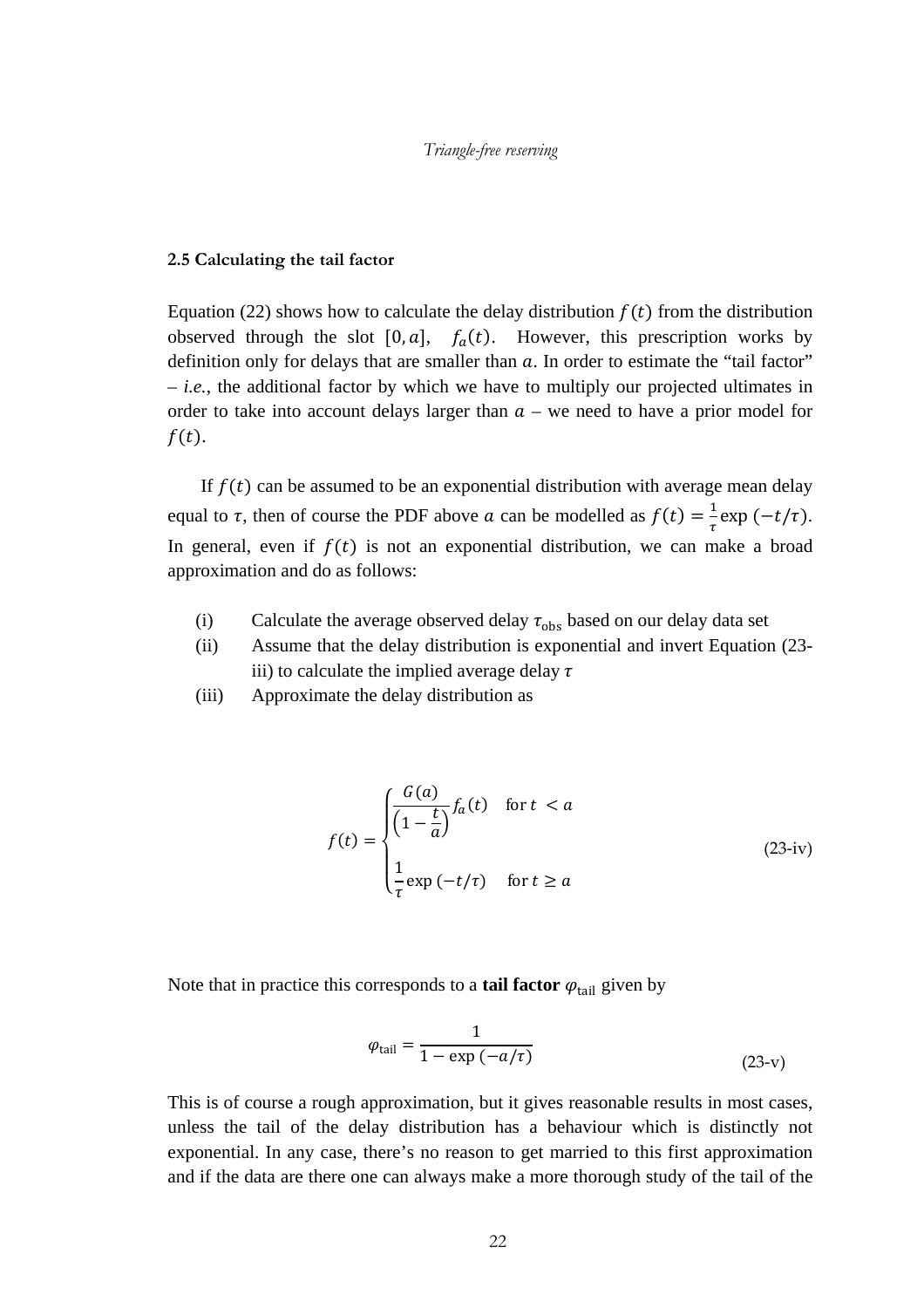### 2.5 Calculating the tail factor

Equation (22) shows how to calculate the delay distribution $f(t)$ from the distribution observed through the slot $[0, a]$, $f_a(t)$. However, this prescription works by definition only for delays that are smaller than $a$. In order to estimate the "tail factor" – *i.e.*, the additional factor by which we have to multiply our projected ultimates in order to take into account delays larger than $a$ – we need to have a prior model for $f(t)$.

If $f(t)$ can be assumed to be an exponential distribution with average mean delay equal to $\tau$, then of course the PDF above $a$ can be modelled as $f(t) = \frac{1}{\tau}\exp(-t/\tau)$. In general, even if $f(t)$ is not an exponential distribution, we can make a broad approximation and do as follows:

(i) Calculate the average observed delay $\tau_{\text{obs}}$ based on our delay data set

(ii) Assume that the delay distribution is exponential and invert Equation (23-iii) to calculate the implied average delay $\tau$

(iii) Approximate the delay distribution as

$$f(t) = \begin{cases} \dfrac{G(a)}{\left(1 - \frac{t}{a}\right)} f_a(t) & \text{for } t < a \\[2ex] \dfrac{1}{\tau}\exp(-t/\tau) & \text{for } t \geq a \end{cases} \tag{23-iv}$$

Note that in practice this corresponds to a **tail factor** $\varphi_{\text{tail}}$ given by

$$\varphi_{\text{tail}} = \frac{1}{1 - \exp(-a/\tau)} \tag{23-v}$$

This is of course a rough approximation, but it gives reasonable results in most cases, unless the tail of the delay distribution has a behaviour which is distinctly not exponential. In any case, there's no reason to get married to this first approximation and if the data are there one can always make a more thorough study of the tail of the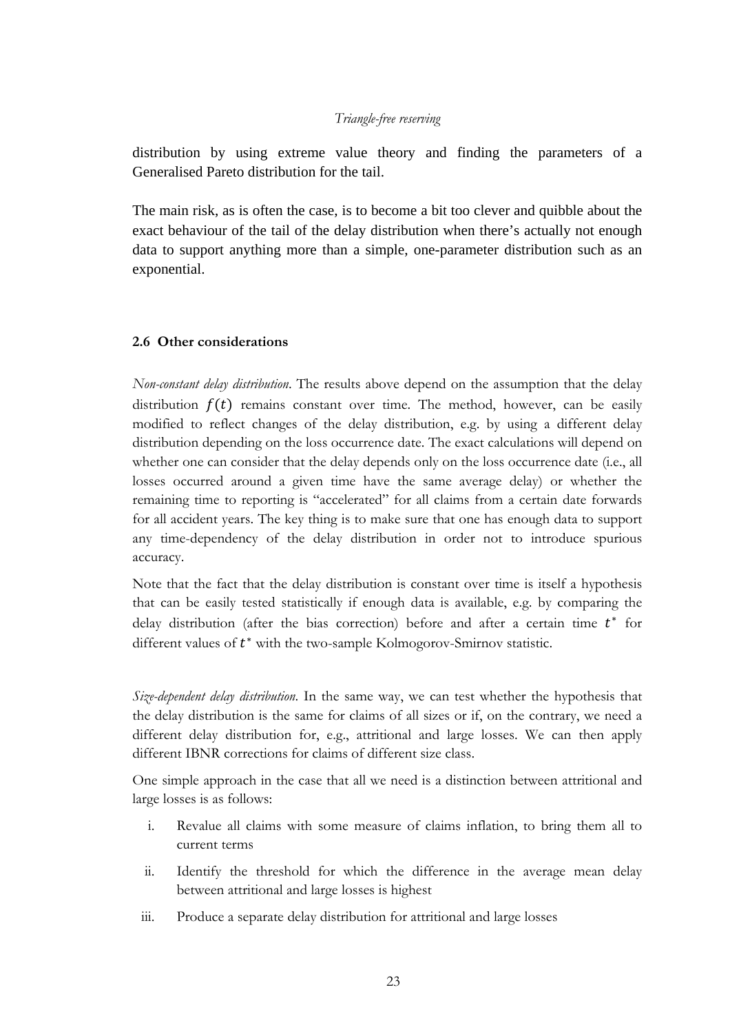distribution by using extreme value theory and finding the parameters of a Generalised Pareto distribution for the tail.

The main risk, as is often the case, is to become a bit too clever and quibble about the exact behaviour of the tail of the delay distribution when there's actually not enough data to support anything more than a simple, one-parameter distribution such as an exponential.

### 2.6 Other considerations

*Non-constant delay distribution*. The results above depend on the assumption that the delay distribution $f(t)$ remains constant over time. The method, however, can be easily modified to reflect changes of the delay distribution, e.g. by using a different delay distribution depending on the loss occurrence date. The exact calculations will depend on whether one can consider that the delay depends only on the loss occurrence date (i.e., all losses occurred around a given time have the same average delay) or whether the remaining time to reporting is "accelerated" for all claims from a certain date forwards for all accident years. The key thing is to make sure that one has enough data to support any time-dependency of the delay distribution in order not to introduce spurious accuracy.

Note that the fact that the delay distribution is constant over time is itself a hypothesis that can be easily tested statistically if enough data is available, e.g. by comparing the delay distribution (after the bias correction) before and after a certain time $t^*$ for different values of $t^*$ with the two-sample Kolmogorov-Smirnov statistic.

*Size-dependent delay distribution*. In the same way, we can test whether the hypothesis that the delay distribution is the same for claims of all sizes or if, on the contrary, we need a different delay distribution for, e.g., attritional and large losses. We can then apply different IBNR corrections for claims of different size class.

One simple approach in the case that all we need is a distinction between attritional and large losses is as follows:

i. Revalue all claims with some measure of claims inflation, to bring them all to current terms
ii. Identify the threshold for which the difference in the average mean delay between attritional and large losses is highest
iii. Produce a separate delay distribution for attritional and large losses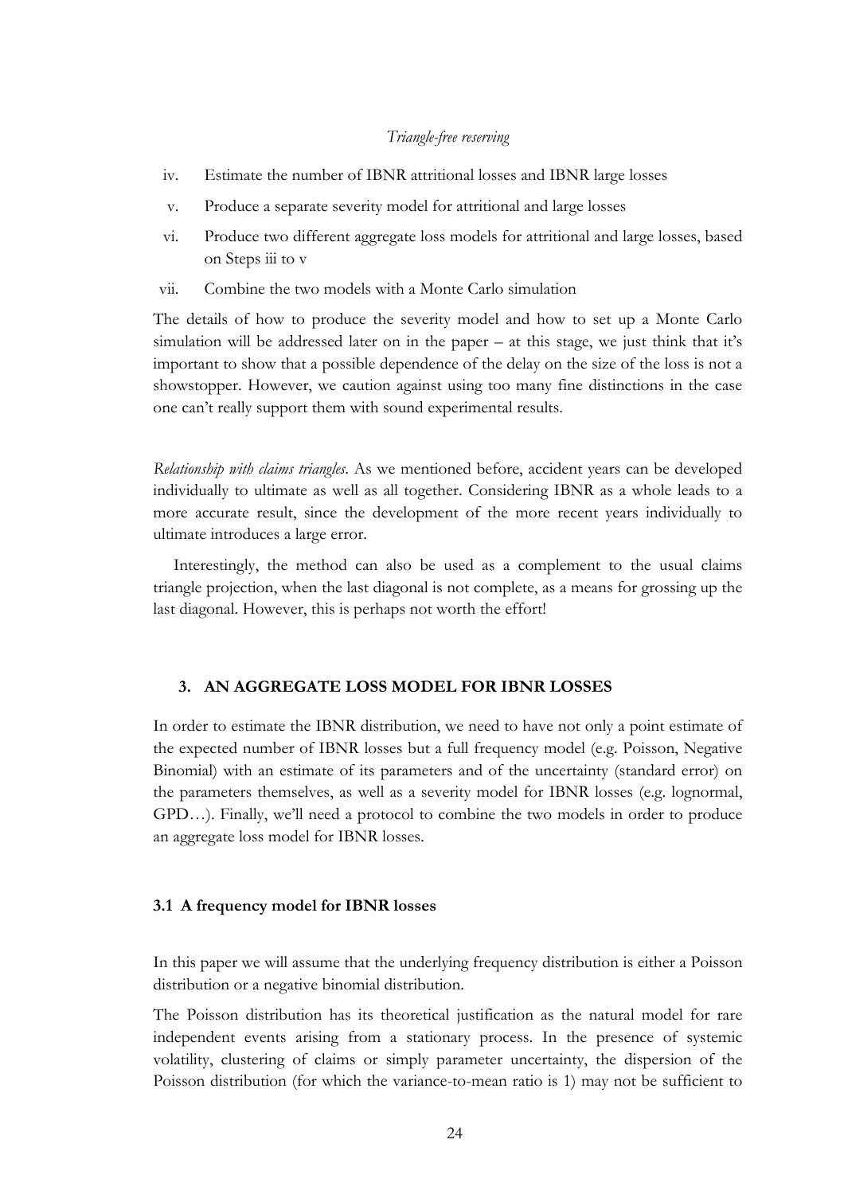iv. Estimate the number of IBNR attritional losses and IBNR large losses

v. Produce a separate severity model for attritional and large losses

vi. Produce two different aggregate loss models for attritional and large losses, based on Steps iii to v

vii. Combine the two models with a Monte Carlo simulation

The details of how to produce the severity model and how to set up a Monte Carlo simulation will be addressed later on in the paper – at this stage, we just think that it's important to show that a possible dependence of the delay on the size of the loss is not a showstopper. However, we caution against using too many fine distinctions in the case one can't really support them with sound experimental results.

*Relationship with claims triangles.* As we mentioned before, accident years can be developed individually to ultimate as well as all together. Considering IBNR as a whole leads to a more accurate result, since the development of the more recent years individually to ultimate introduces a large error.

Interestingly, the method can also be used as a complement to the usual claims triangle projection, when the last diagonal is not complete, as a means for grossing up the last diagonal. However, this is perhaps not worth the effort!

## 3. AN AGGREGATE LOSS MODEL FOR IBNR LOSSES

In order to estimate the IBNR distribution, we need to have not only a point estimate of the expected number of IBNR losses but a full frequency model (e.g. Poisson, Negative Binomial) with an estimate of its parameters and of the uncertainty (standard error) on the parameters themselves, as well as a severity model for IBNR losses (e.g. lognormal, GPD…). Finally, we'll need a protocol to combine the two models in order to produce an aggregate loss model for IBNR losses.

### 3.1 A frequency model for IBNR losses

In this paper we will assume that the underlying frequency distribution is either a Poisson distribution or a negative binomial distribution.

The Poisson distribution has its theoretical justification as the natural model for rare independent events arising from a stationary process. In the presence of systemic volatility, clustering of claims or simply parameter uncertainty, the dispersion of the Poisson distribution (for which the variance-to-mean ratio is 1) may not be sufficient to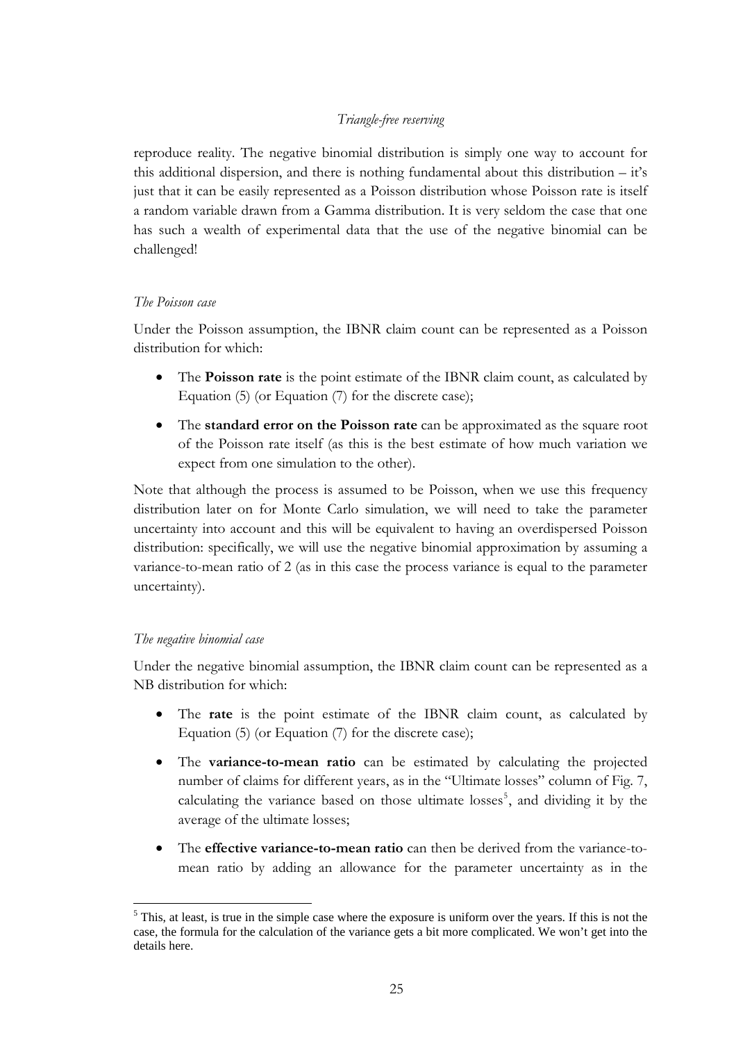reproduce reality. The negative binomial distribution is simply one way to account for this additional dispersion, and there is nothing fundamental about this distribution – it's just that it can be easily represented as a Poisson distribution whose Poisson rate is itself a random variable drawn from a Gamma distribution. It is very seldom the case that one has such a wealth of experimental data that the use of the negative binomial can be challenged!

*The Poisson case*

Under the Poisson assumption, the IBNR claim count can be represented as a Poisson distribution for which:

- The **Poisson rate** is the point estimate of the IBNR claim count, as calculated by Equation (5) (or Equation (7) for the discrete case);
- The **standard error on the Poisson rate** can be approximated as the square root of the Poisson rate itself (as this is the best estimate of how much variation we expect from one simulation to the other).

Note that although the process is assumed to be Poisson, when we use this frequency distribution later on for Monte Carlo simulation, we will need to take the parameter uncertainty into account and this will be equivalent to having an overdispersed Poisson distribution: specifically, we will use the negative binomial approximation by assuming a variance-to-mean ratio of 2 (as in this case the process variance is equal to the parameter uncertainty).

*The negative binomial case*

Under the negative binomial assumption, the IBNR claim count can be represented as a NB distribution for which:

- The **rate** is the point estimate of the IBNR claim count, as calculated by Equation (5) (or Equation (7) for the discrete case);
- The **variance-to-mean ratio** can be estimated by calculating the projected number of claims for different years, as in the "Ultimate losses" column of Fig. 7, calculating the variance based on those ultimate losses[5], and dividing it by the average of the ultimate losses;
- The **effective variance-to-mean ratio** can then be derived from the variance-to-mean ratio by adding an allowance for the parameter uncertainty as in the

[5] This, at least, is true in the simple case where the exposure is uniform over the years. If this is not the case, the formula for the calculation of the variance gets a bit more complicated. We won't get into the details here.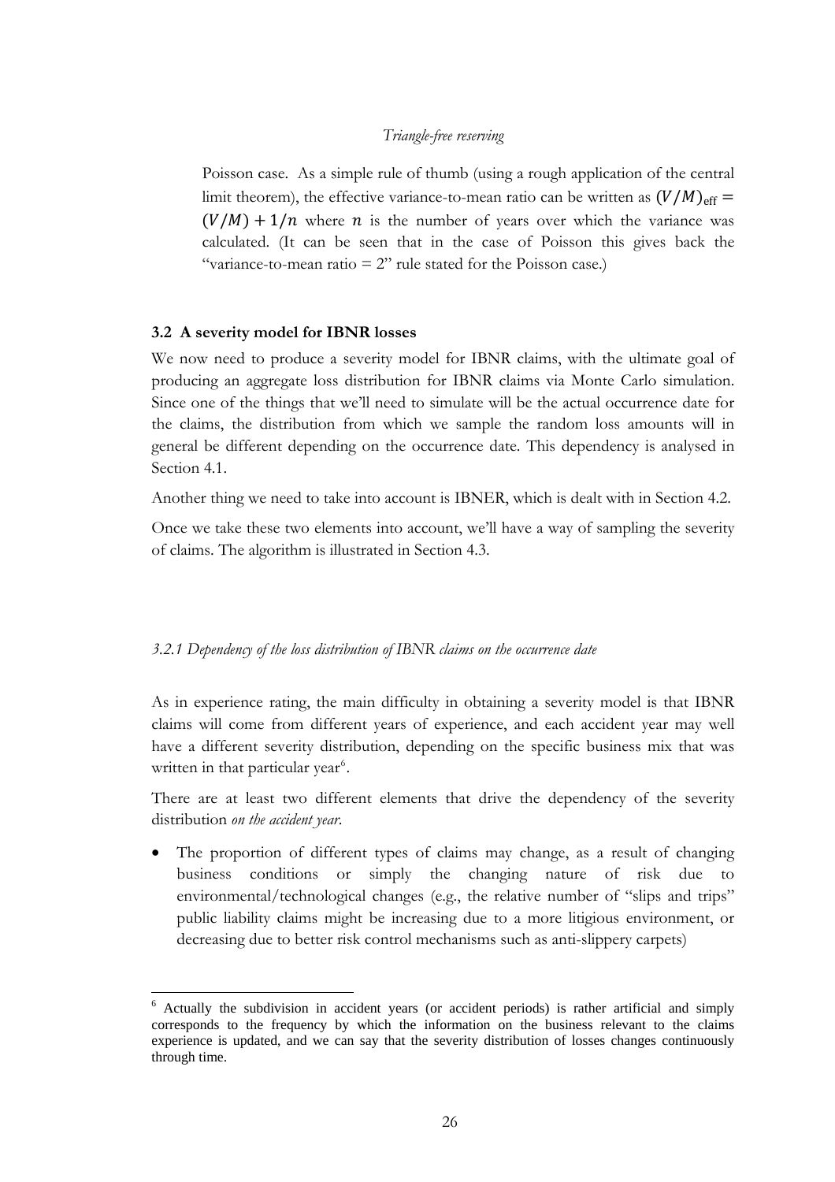Poisson case. As a simple rule of thumb (using a rough application of the central limit theorem), the effective variance-to-mean ratio can be written as $(V/M)_{\text{eff}} = (V/M) + 1/n$ where $n$ is the number of years over which the variance was calculated. (It can be seen that in the case of Poisson this gives back the "variance-to-mean ratio = 2" rule stated for the Poisson case.)

### 3.2 A severity model for IBNR losses

We now need to produce a severity model for IBNR claims, with the ultimate goal of producing an aggregate loss distribution for IBNR claims via Monte Carlo simulation. Since one of the things that we'll need to simulate will be the actual occurrence date for the claims, the distribution from which we sample the random loss amounts will in general be different depending on the occurrence date. This dependency is analysed in Section 4.1.

Another thing we need to take into account is IBNER, which is dealt with in Section 4.2.

Once we take these two elements into account, we'll have a way of sampling the severity of claims. The algorithm is illustrated in Section 4.3.

#### *3.2.1 Dependency of the loss distribution of IBNR claims on the occurrence date*

As in experience rating, the main difficulty in obtaining a severity model is that IBNR claims will come from different years of experience, and each accident year may well have a different severity distribution, depending on the specific business mix that was written in that particular year[6].

There are at least two different elements that drive the dependency of the severity distribution *on the accident year*.

- The proportion of different types of claims may change, as a result of changing business conditions or simply the changing nature of risk due to environmental/technological changes (e.g., the relative number of "slips and trips" public liability claims might be increasing due to a more litigious environment, or decreasing due to better risk control mechanisms such as anti-slippery carpets)

[6] Actually the subdivision in accident years (or accident periods) is rather artificial and simply corresponds to the frequency by which the information on the business relevant to the claims experience is updated, and we can say that the severity distribution of losses changes continuously through time.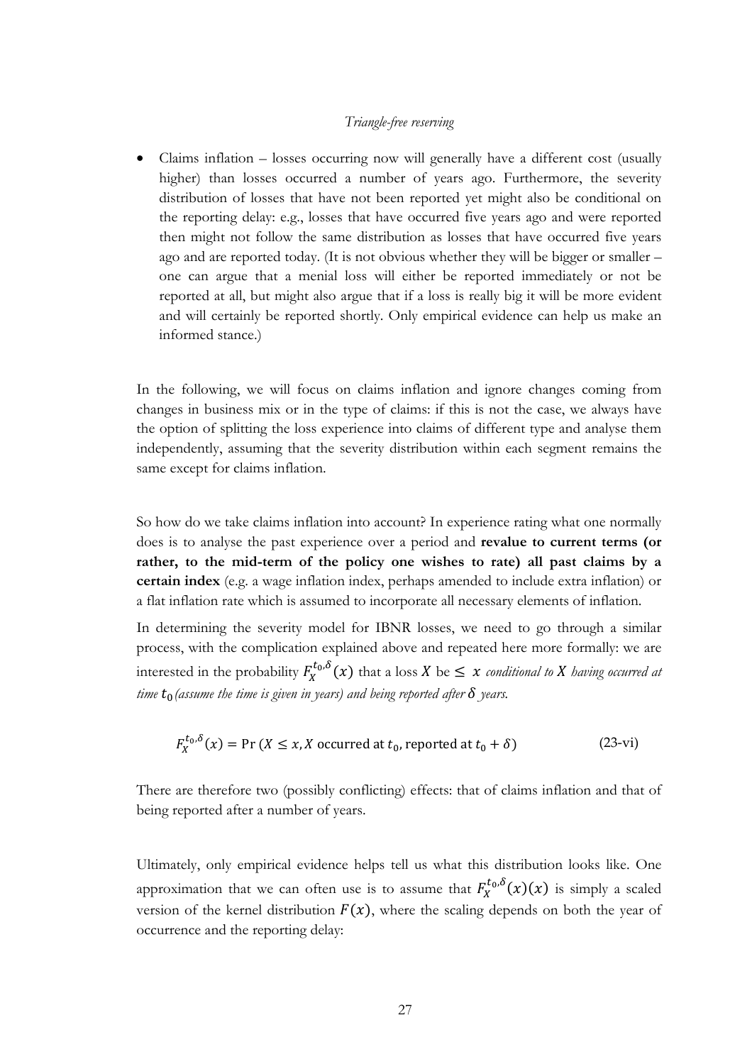- Claims inflation – losses occurring now will generally have a different cost (usually higher) than losses occurred a number of years ago. Furthermore, the severity distribution of losses that have not been reported yet might also be conditional on the reporting delay: e.g., losses that have occurred five years ago and were reported then might not follow the same distribution as losses that have occurred five years ago and are reported today. (It is not obvious whether they will be bigger or smaller – one can argue that a menial loss will either be reported immediately or not be reported at all, but might also argue that if a loss is really big it will be more evident and will certainly be reported shortly. Only empirical evidence can help us make an informed stance.)

In the following, we will focus on claims inflation and ignore changes coming from changes in business mix or in the type of claims: if this is not the case, we always have the option of splitting the loss experience into claims of different type and analyse them independently, assuming that the severity distribution within each segment remains the same except for claims inflation.

So how do we take claims inflation into account? In experience rating what one normally does is to analyse the past experience over a period and **revalue to current terms (or rather, to the mid-term of the policy one wishes to rate) all past claims by a certain index** (e.g. a wage inflation index, perhaps amended to include extra inflation) or a flat inflation rate which is assumed to incorporate all necessary elements of inflation.

In determining the severity model for IBNR losses, we need to go through a similar process, with the complication explained above and repeated here more formally: we are interested in the probability $F_X^{t_0,\delta}(x)$ that a loss $X$ be $\leq x$ *conditional to* $X$ *having occurred at time* $t_0$ *(assume the time is given in years) and being reported after* $\delta$ *years.*

$$F_X^{t_0,\delta}(x) = \Pr(X \leq x, X \text{ occurred at } t_0, \text{reported at } t_0 + \delta) \qquad \text{(23-vi)}$$

There are therefore two (possibly conflicting) effects: that of claims inflation and that of being reported after a number of years.

Ultimately, only empirical evidence helps tell us what this distribution looks like. One approximation that we can often use is to assume that $F_X^{t_0,\delta}(x)(x)$ is simply a scaled version of the kernel distribution $F(x)$, where the scaling depends on both the year of occurrence and the reporting delay: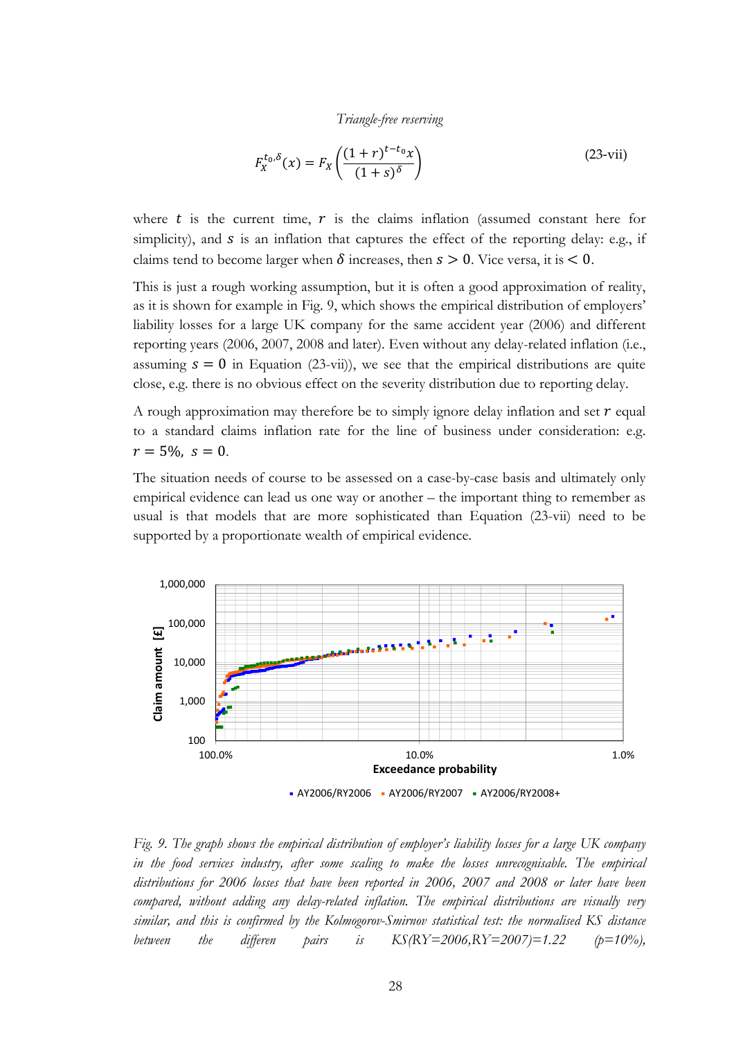$$F_X^{t_0,\delta}(x) = F_X\left(\frac{(1+r)^{t-t_0}x}{(1+s)^{\delta}}\right) \tag{23-vii}$$

where $t$ is the current time, $r$ is the claims inflation (assumed constant here for simplicity), and $s$ is an inflation that captures the effect of the reporting delay: e.g., if claims tend to become larger when $\delta$ increases, then $s > 0$. Vice versa, it is $< 0$.

This is just a rough working assumption, but it is often a good approximation of reality, as it is shown for example in Fig. 9, which shows the empirical distribution of employers' liability losses for a large UK company for the same accident year (2006) and different reporting years (2006, 2007, 2008 and later). Even without any delay-related inflation (i.e., assuming $s = 0$ in Equation (23-vii)), we see that the empirical distributions are quite close, e.g. there is no obvious effect on the severity distribution due to reporting delay.

A rough approximation may therefore be to simply ignore delay inflation and set $r$ equal to a standard claims inflation rate for the line of business under consideration: e.g. $r = 5\%,\ s = 0$.

The situation needs of course to be assessed on a case-by-case basis and ultimately only empirical evidence can lead us one way or another – the important thing to remember as usual is that models that are more sophisticated than Equation (23-vii) need to be supported by a proportionate wealth of empirical evidence.

*Fig. 9. The graph shows the empirical distribution of employer's liability losses for a large UK company in the food services industry, after some scaling to make the losses unrecognisable. The empirical distributions for 2006 losses that have been reported in 2006, 2007 and 2008 or later have been compared, without adding any delay-related inflation. The empirical distributions are visually very similar, and this is confirmed by the Kolmogorov-Smirnov statistical test: the normalised KS distance between the differen pairs is KS(RY=2006,RY=2007)=1.22 (p=10%),*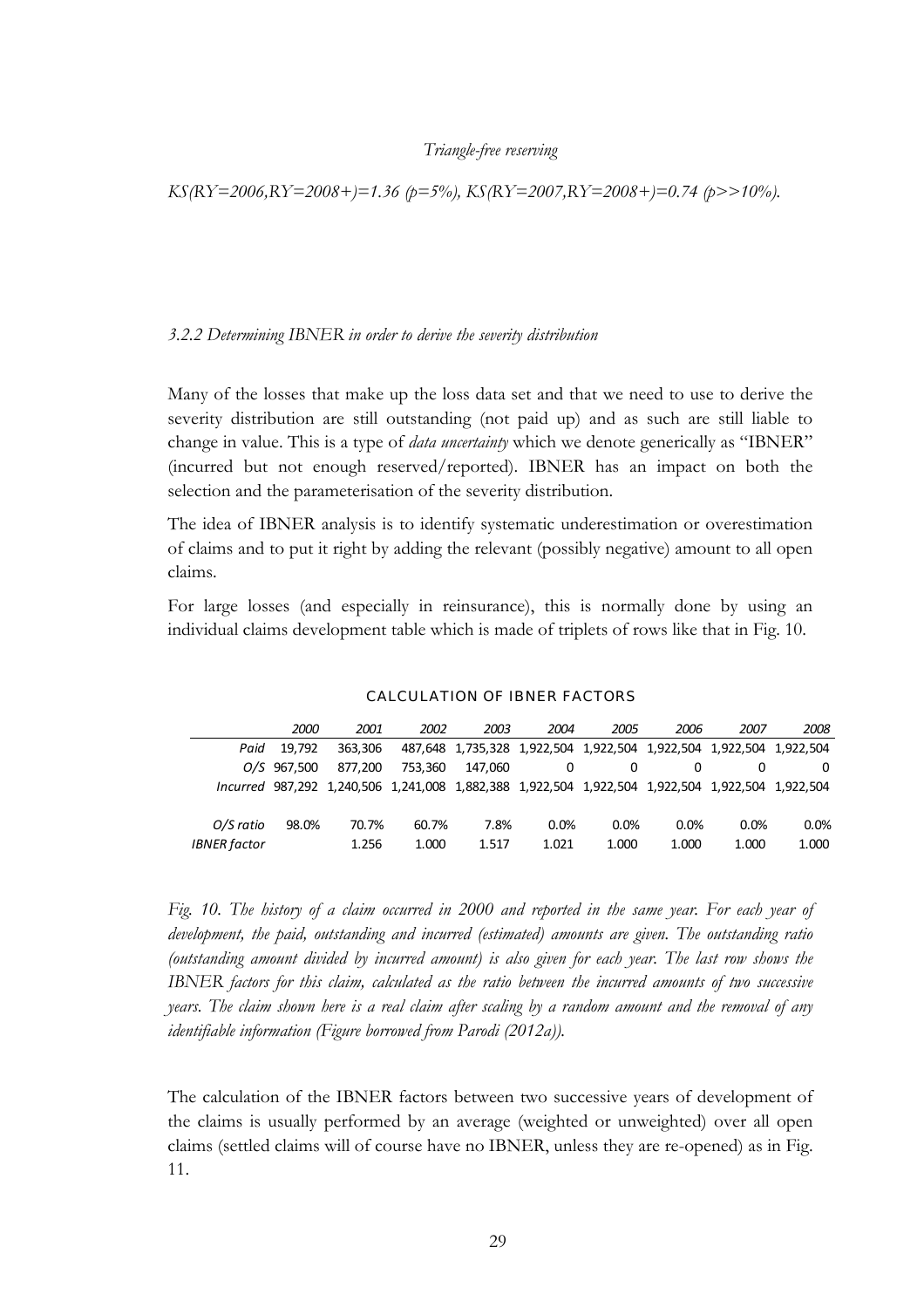*KS(RY=2006,RY=2008+)=1.36 (p=5%), KS(RY=2007,RY=2008+)=0.74 (p>>10%).*

### *3.2.2 Determining IBNER in order to derive the severity distribution*

Many of the losses that make up the loss data set and that we need to use to derive the severity distribution are still outstanding (not paid up) and as such are still liable to change in value. This is a type of *data uncertainty* which we denote generically as "IBNER" (incurred but not enough reserved/reported). IBNER has an impact on both the selection and the parameterisation of the severity distribution.

The idea of IBNER analysis is to identify systematic underestimation or overestimation of claims and to put it right by adding the relevant (possibly negative) amount to all open claims.

For large losses (and especially in reinsurance), this is normally done by using an individual claims development table which is made of triplets of rows like that in Fig. 10.

**CALCULATION OF IBNER FACTORS**

| | *2000* | *2001* | *2002* | *2003* | *2004* | *2005* | *2006* | *2007* | *2008* |
|---|---|---|---|---|---|---|---|---|---|
| *Paid* | 19,792 | 363,306 | 487,648 | 1,735,328 | 1,922,504 | 1,922,504 | 1,922,504 | 1,922,504 | 1,922,504 |
| *O/S* | 967,500 | 877,200 | 753,360 | 147,060 | 0 | 0 | 0 | 0 | 0 |
| *Incurred* | 987,292 | 1,240,506 | 1,241,008 | 1,882,388 | 1,922,504 | 1,922,504 | 1,922,504 | 1,922,504 | 1,922,504 |
| | | | | | | | | | |
| *O/S ratio* | 98.0% | 70.7% | 60.7% | 7.8% | 0.0% | 0.0% | 0.0% | 0.0% | 0.0% |
| *IBNER factor* | | 1.256 | 1.000 | 1.517 | 1.021 | 1.000 | 1.000 | 1.000 | 1.000 |

*Fig. 10. The history of a claim occurred in 2000 and reported in the same year. For each year of development, the paid, outstanding and incurred (estimated) amounts are given. The outstanding ratio (outstanding amount divided by incurred amount) is also given for each year. The last row shows the IBNER factors for this claim, calculated as the ratio between the incurred amounts of two successive years. The claim shown here is a real claim after scaling by a random amount and the removal of any identifiable information (Figure borrowed from Parodi (2012a)).*

The calculation of the IBNER factors between two successive years of development of the claims is usually performed by an average (weighted or unweighted) over all open claims (settled claims will of course have no IBNER, unless they are re-opened) as in Fig. 11.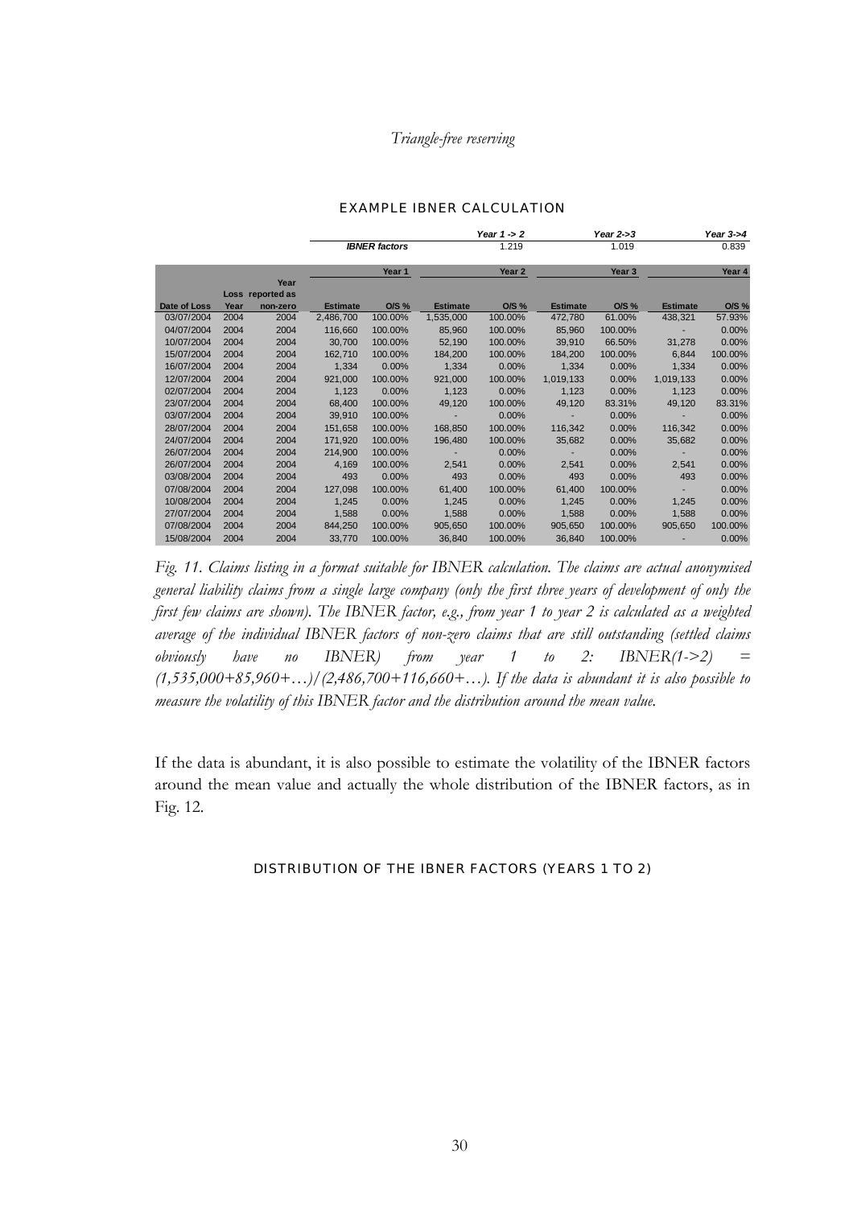EXAMPLE IBNER CALCULATION

| | | | | | Year 1 -> 2 | | Year 2->3 | | Year 3->4 | |
|---|---|---|---|---|---|---|---|---|---|---|
| | | | IBNER factors | | 1.219 | | 1.019 | | 0.839 | |
| | | | Year 1 | | Year 2 | | Year 3 | | Year 4 | |
| Date of Loss | Loss Year | Year reported as non-zero | Estimate | O/S % | Estimate | O/S % | Estimate | O/S % | Estimate | O/S % |
| 03/07/2004 | 2004 | 2004 | 2,486,700 | 100.00% | 1,535,000 | 100.00% | 472,780 | 61.00% | 438,321 | 57.93% |
| 04/07/2004 | 2004 | 2004 | 116,660 | 100.00% | 85,960 | 100.00% | 85,960 | 100.00% | - | 0.00% |
| 10/07/2004 | 2004 | 2004 | 30,700 | 100.00% | 52,190 | 100.00% | 39,910 | 66.50% | 31,278 | 0.00% |
| 15/07/2004 | 2004 | 2004 | 162,710 | 100.00% | 184,200 | 100.00% | 184,200 | 100.00% | 6,844 | 100.00% |
| 16/07/2004 | 2004 | 2004 | 1,334 | 0.00% | 1,334 | 0.00% | 1,334 | 0.00% | 1,334 | 0.00% |
| 12/07/2004 | 2004 | 2004 | 921,000 | 100.00% | 921,000 | 100.00% | 1,019,133 | 0.00% | 1,019,133 | 0.00% |
| 02/07/2004 | 2004 | 2004 | 1,123 | 0.00% | 1,123 | 0.00% | 1,123 | 0.00% | 1,123 | 0.00% |
| 23/07/2004 | 2004 | 2004 | 68,400 | 100.00% | 49,120 | 100.00% | 49,120 | 83.31% | 49,120 | 83.31% |
| 03/07/2004 | 2004 | 2004 | 39,910 | 100.00% | - | 0.00% | - | 0.00% | - | 0.00% |
| 28/07/2004 | 2004 | 2004 | 151,658 | 100.00% | 168,850 | 100.00% | 116,342 | 0.00% | 116,342 | 0.00% |
| 24/07/2004 | 2004 | 2004 | 171,920 | 100.00% | 196,480 | 100.00% | 35,682 | 0.00% | 35,682 | 0.00% |
| 26/07/2004 | 2004 | 2004 | 214,900 | 100.00% | - | 0.00% | - | 0.00% | - | 0.00% |
| 26/07/2004 | 2004 | 2004 | 4,169 | 100.00% | 2,541 | 0.00% | 2,541 | 0.00% | 2,541 | 0.00% |
| 03/08/2004 | 2004 | 2004 | 493 | 0.00% | 493 | 0.00% | 493 | 0.00% | 493 | 0.00% |
| 07/08/2004 | 2004 | 2004 | 127,098 | 100.00% | 61,400 | 100.00% | 61,400 | 100.00% | - | 0.00% |
| 10/08/2004 | 2004 | 2004 | 1,245 | 0.00% | 1,245 | 0.00% | 1,245 | 0.00% | 1,245 | 0.00% |
| 27/07/2004 | 2004 | 2004 | 1,588 | 0.00% | 1,588 | 0.00% | 1,588 | 0.00% | 1,588 | 0.00% |
| 07/08/2004 | 2004 | 2004 | 844,250 | 100.00% | 905,650 | 100.00% | 905,650 | 100.00% | 905,650 | 100.00% |
| 15/08/2004 | 2004 | 2004 | 33,770 | 100.00% | 36,840 | 100.00% | 36,840 | 100.00% | - | 0.00% |

*Fig. 11. Claims listing in a format suitable for IBNER calculation. The claims are actual anonymised general liability claims from a single large company (only the first three years of development of only the first few claims are shown). The IBNER factor, e.g., from year 1 to year 2 is calculated as a weighted average of the individual IBNER factors of non-zero claims that are still outstanding (settled claims obviously have no IBNER) from year 1 to 2: IBNER(1->2) = (1,535,000+85,960+…)/(2,486,700+116,660+…). If the data is abundant it is also possible to measure the volatility of this IBNER factor and the distribution around the mean value.*

If the data is abundant, it is also possible to estimate the volatility of the IBNER factors around the mean value and actually the whole distribution of the IBNER factors, as in Fig. 12.

DISTRIBUTION OF THE IBNER FACTORS (YEARS 1 TO 2)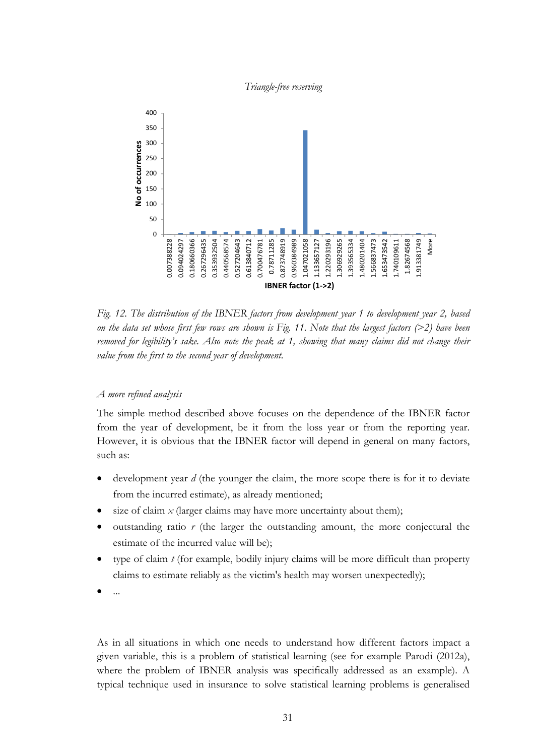*Fig. 12. The distribution of the IBNER factors from development year 1 to development year 2, based on the data set whose first few rows are shown is Fig. 11. Note that the largest factors (>2) have been removed for legibility's sake. Also note the peak at 1, showing that many claims did not change their value from the first to the second year of development.*

*A more refined analysis*

The simple method described above focuses on the dependence of the IBNER factor from the year of development, be it from the loss year or from the reporting year. However, it is obvious that the IBNER factor will depend in general on many factors, such as:

- development year $d$ (the younger the claim, the more scope there is for it to deviate from the incurred estimate), as already mentioned;
- size of claim $x$ (larger claims may have more uncertainty about them);
- outstanding ratio $r$ (the larger the outstanding amount, the more conjectural the estimate of the incurred value will be);
- type of claim $t$ (for example, bodily injury claims will be more difficult than property claims to estimate reliably as the victim's health may worsen unexpectedly);
- ...

As in all situations in which one needs to understand how different factors impact a given variable, this is a problem of statistical learning (see for example Parodi (2012a), where the problem of IBNER analysis was specifically addressed as an example). A typical technique used in insurance to solve statistical learning problems is generalised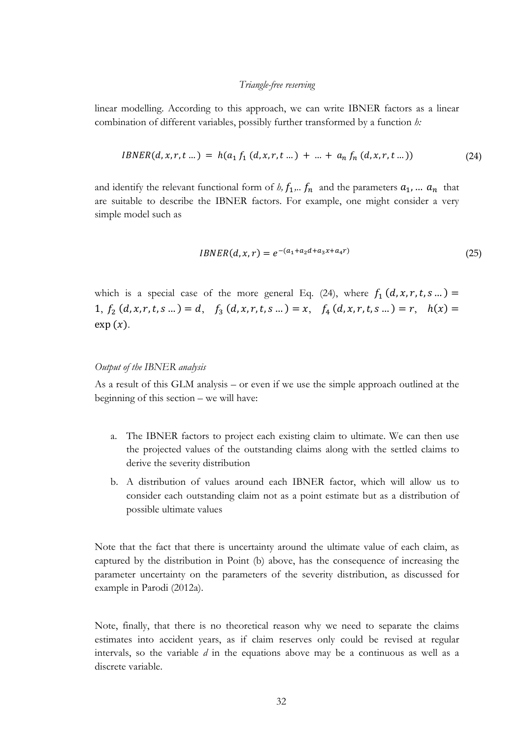linear modelling. According to this approach, we can write IBNER factors as a linear combination of different variables, possibly further transformed by a function *h:*

$$IBNER(d, x, r, t \dots) = h(a_1 f_1 (d, x, r, t \dots) + \dots + a_n f_n (d, x, r, t \dots)) \tag{24}$$

and identify the relevant functional form of *h*, $f_1, \dots f_n$ and the parameters $a_1, \dots a_n$ that are suitable to describe the IBNER factors. For example, one might consider a very simple model such as

$$IBNER(d, x, r) = e^{-(a_1 + a_2 d + a_3 x + a_4 r)} \tag{25}$$

which is a special case of the more general Eq. (24), where $f_1 (d, x, r, t, s \dots) = 1$, $f_2 (d, x, r, t, s \dots) = d$, $f_3 (d, x, r, t, s \dots) = x$, $f_4 (d, x, r, t, s \dots) = r$, $h(x) = \exp(x)$.

*Output of the IBNER analysis*

As a result of this GLM analysis – or even if we use the simple approach outlined at the beginning of this section – we will have:

a. The IBNER factors to project each existing claim to ultimate. We can then use the projected values of the outstanding claims along with the settled claims to derive the severity distribution
b. A distribution of values around each IBNER factor, which will allow us to consider each outstanding claim not as a point estimate but as a distribution of possible ultimate values

Note that the fact that there is uncertainty around the ultimate value of each claim, as captured by the distribution in Point (b) above, has the consequence of increasing the parameter uncertainty on the parameters of the severity distribution, as discussed for example in Parodi (2012a).

Note, finally, that there is no theoretical reason why we need to separate the claims estimates into accident years, as if claim reserves only could be revised at regular intervals, so the variable *d* in the equations above may be a continuous as well as a discrete variable.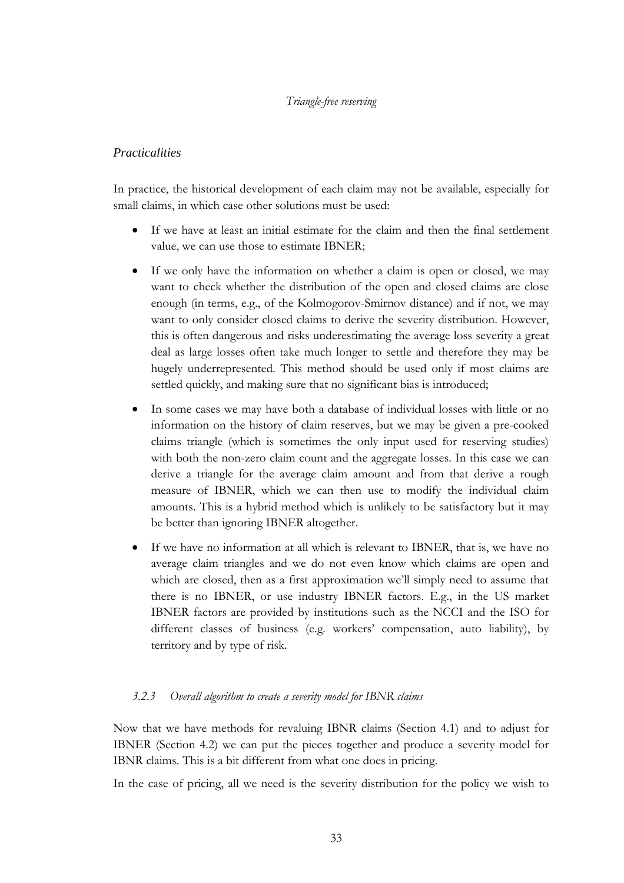### *Practicalities*

In practice, the historical development of each claim may not be available, especially for small claims, in which case other solutions must be used:

- If we have at least an initial estimate for the claim and then the final settlement value, we can use those to estimate IBNER;
- If we only have the information on whether a claim is open or closed, we may want to check whether the distribution of the open and closed claims are close enough (in terms, e.g., of the Kolmogorov-Smirnov distance) and if not, we may want to only consider closed claims to derive the severity distribution. However, this is often dangerous and risks underestimating the average loss severity a great deal as large losses often take much longer to settle and therefore they may be hugely underrepresented. This method should be used only if most claims are settled quickly, and making sure that no significant bias is introduced;
- In some cases we may have both a database of individual losses with little or no information on the history of claim reserves, but we may be given a pre-cooked claims triangle (which is sometimes the only input used for reserving studies) with both the non-zero claim count and the aggregate losses. In this case we can derive a triangle for the average claim amount and from that derive a rough measure of IBNER, which we can then use to modify the individual claim amounts. This is a hybrid method which is unlikely to be satisfactory but it may be better than ignoring IBNER altogether.
- If we have no information at all which is relevant to IBNER, that is, we have no average claim triangles and we do not even know which claims are open and which are closed, then as a first approximation we'll simply need to assume that there is no IBNER, or use industry IBNER factors. E.g., in the US market IBNER factors are provided by institutions such as the NCCI and the ISO for different classes of business (e.g. workers' compensation, auto liability), by territory and by type of risk.

#### *3.2.3 Overall algorithm to create a severity model for IBNR claims*

Now that we have methods for revaluing IBNR claims (Section 4.1) and to adjust for IBNER (Section 4.2) we can put the pieces together and produce a severity model for IBNR claims. This is a bit different from what one does in pricing.

In the case of pricing, all we need is the severity distribution for the policy we wish to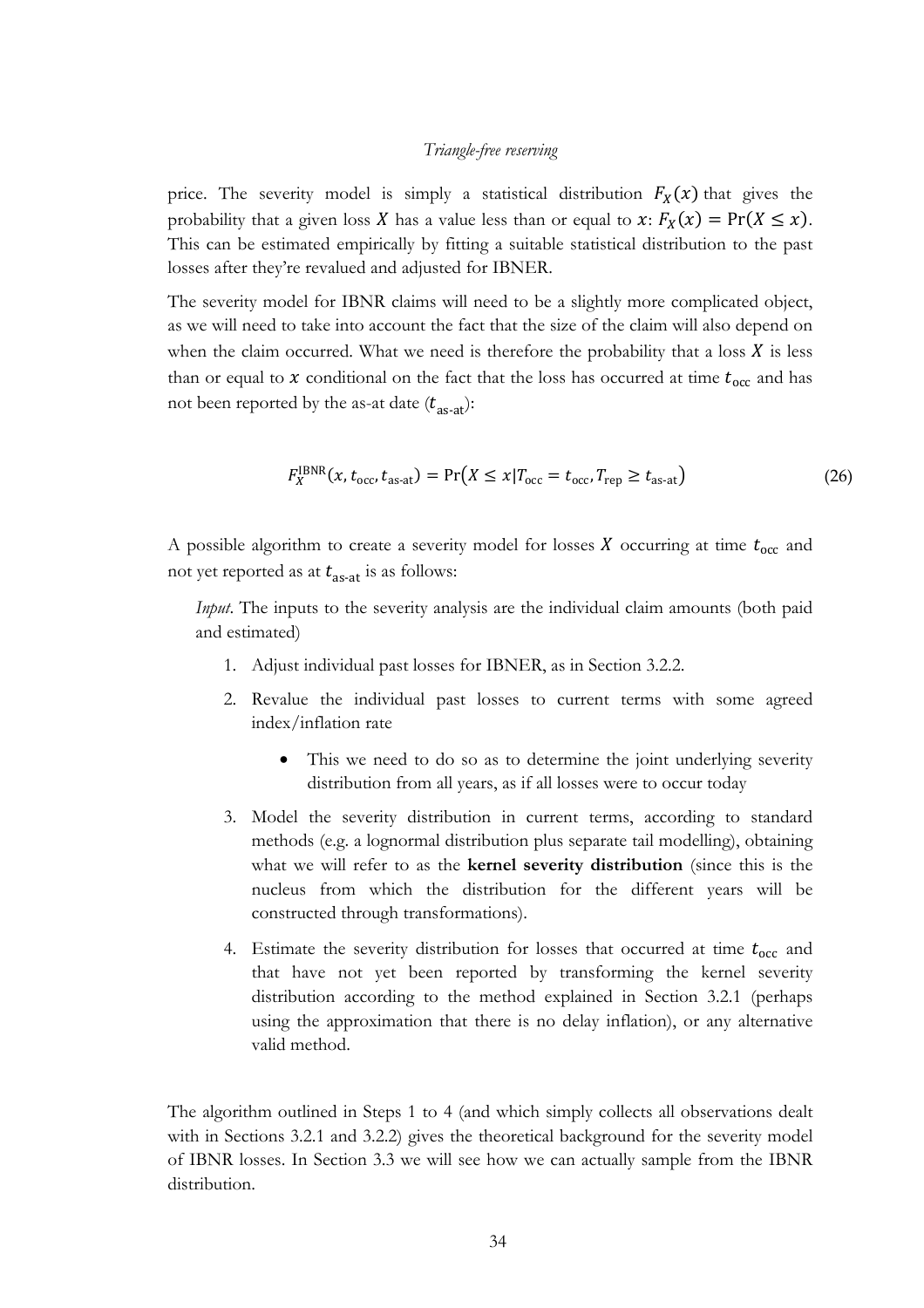price. The severity model is simply a statistical distribution $F_X(x)$ that gives the probability that a given loss $X$ has a value less than or equal to $x$: $F_X(x) = \Pr(X \leq x)$. This can be estimated empirically by fitting a suitable statistical distribution to the past losses after they're revalued and adjusted for IBNER.

The severity model for IBNR claims will need to be a slightly more complicated object, as we will need to take into account the fact that the size of the claim will also depend on when the claim occurred. What we need is therefore the probability that a loss $X$ is less than or equal to $x$ conditional on the fact that the loss has occurred at time $t_{\text{occ}}$ and has not been reported by the as-at date ($t_{\text{as-at}}$):

$$F_X^{\text{IBNR}}(x, t_{\text{occ}}, t_{\text{as-at}}) = \Pr\left(X \leq x | T_{\text{occ}} = t_{\text{occ}}, T_{\text{rep}} \geq t_{\text{as-at}}\right) \tag{26}$$

A possible algorithm to create a severity model for losses $X$ occurring at time $t_{\text{occ}}$ and not yet reported as at $t_{\text{as-at}}$ is as follows:

*Input*. The inputs to the severity analysis are the individual claim amounts (both paid and estimated)

1. Adjust individual past losses for IBNER, as in Section 3.2.2.
2. Revalue the individual past losses to current terms with some agreed index/inflation rate
   - This we need to do so as to determine the joint underlying severity distribution from all years, as if all losses were to occur today
3. Model the severity distribution in current terms, according to standard methods (e.g. a lognormal distribution plus separate tail modelling), obtaining what we will refer to as the **kernel severity distribution** (since this is the nucleus from which the distribution for the different years will be constructed through transformations).
4. Estimate the severity distribution for losses that occurred at time $t_{\text{occ}}$ and that have not yet been reported by transforming the kernel severity distribution according to the method explained in Section 3.2.1 (perhaps using the approximation that there is no delay inflation), or any alternative valid method.

The algorithm outlined in Steps 1 to 4 (and which simply collects all observations dealt with in Sections 3.2.1 and 3.2.2) gives the theoretical background for the severity model of IBNR losses. In Section 3.3 we will see how we can actually sample from the IBNR distribution.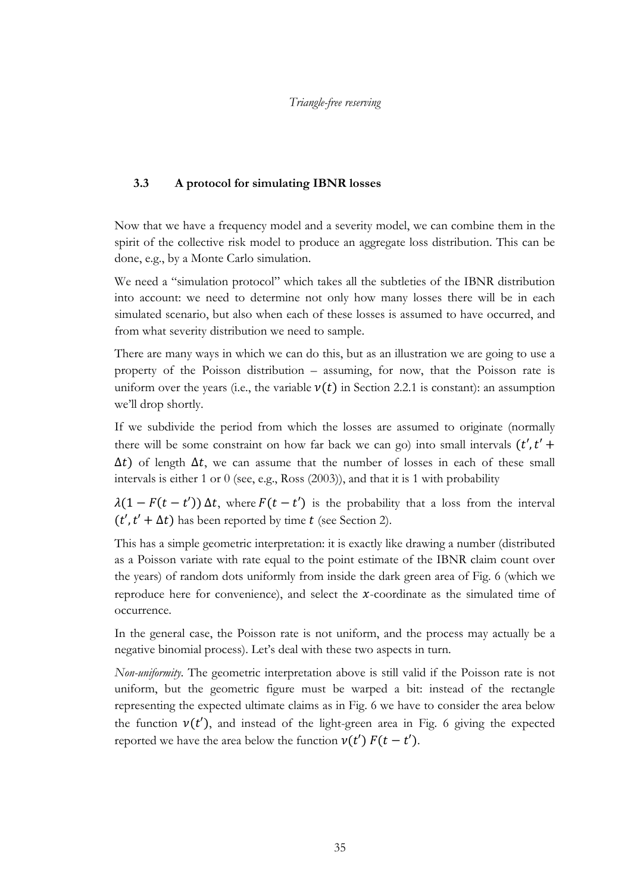### 3.3 A protocol for simulating IBNR losses

Now that we have a frequency model and a severity model, we can combine them in the spirit of the collective risk model to produce an aggregate loss distribution. This can be done, e.g., by a Monte Carlo simulation.

We need a "simulation protocol" which takes all the subtleties of the IBNR distribution into account: we need to determine not only how many losses there will be in each simulated scenario, but also when each of these losses is assumed to have occurred, and from what severity distribution we need to sample.

There are many ways in which we can do this, but as an illustration we are going to use a property of the Poisson distribution – assuming, for now, that the Poisson rate is uniform over the years (i.e., the variable $\nu(t)$ in Section 2.2.1 is constant): an assumption we'll drop shortly.

If we subdivide the period from which the losses are assumed to originate (normally there will be some constraint on how far back we can go) into small intervals $(t', t' + \Delta t)$ of length $\Delta t$, we can assume that the number of losses in each of these small intervals is either 1 or 0 (see, e.g., Ross (2003)), and that it is 1 with probability

$\lambda(1 - F(t - t'))\,\Delta t$, where $F(t - t')$ is the probability that a loss from the interval $(t', t' + \Delta t)$ has been reported by time $t$ (see Section 2).

This has a simple geometric interpretation: it is exactly like drawing a number (distributed as a Poisson variate with rate equal to the point estimate of the IBNR claim count over the years) of random dots uniformly from inside the dark green area of Fig. 6 (which we reproduce here for convenience), and select the $x$-coordinate as the simulated time of occurrence.

In the general case, the Poisson rate is not uniform, and the process may actually be a negative binomial process). Let's deal with these two aspects in turn.

*Non-uniformity*. The geometric interpretation above is still valid if the Poisson rate is not uniform, but the geometric figure must be warped a bit: instead of the rectangle representing the expected ultimate claims as in Fig. 6 we have to consider the area below the function $\nu(t')$, and instead of the light-green area in Fig. 6 giving the expected reported we have the area below the function $\nu(t')\,F(t - t')$.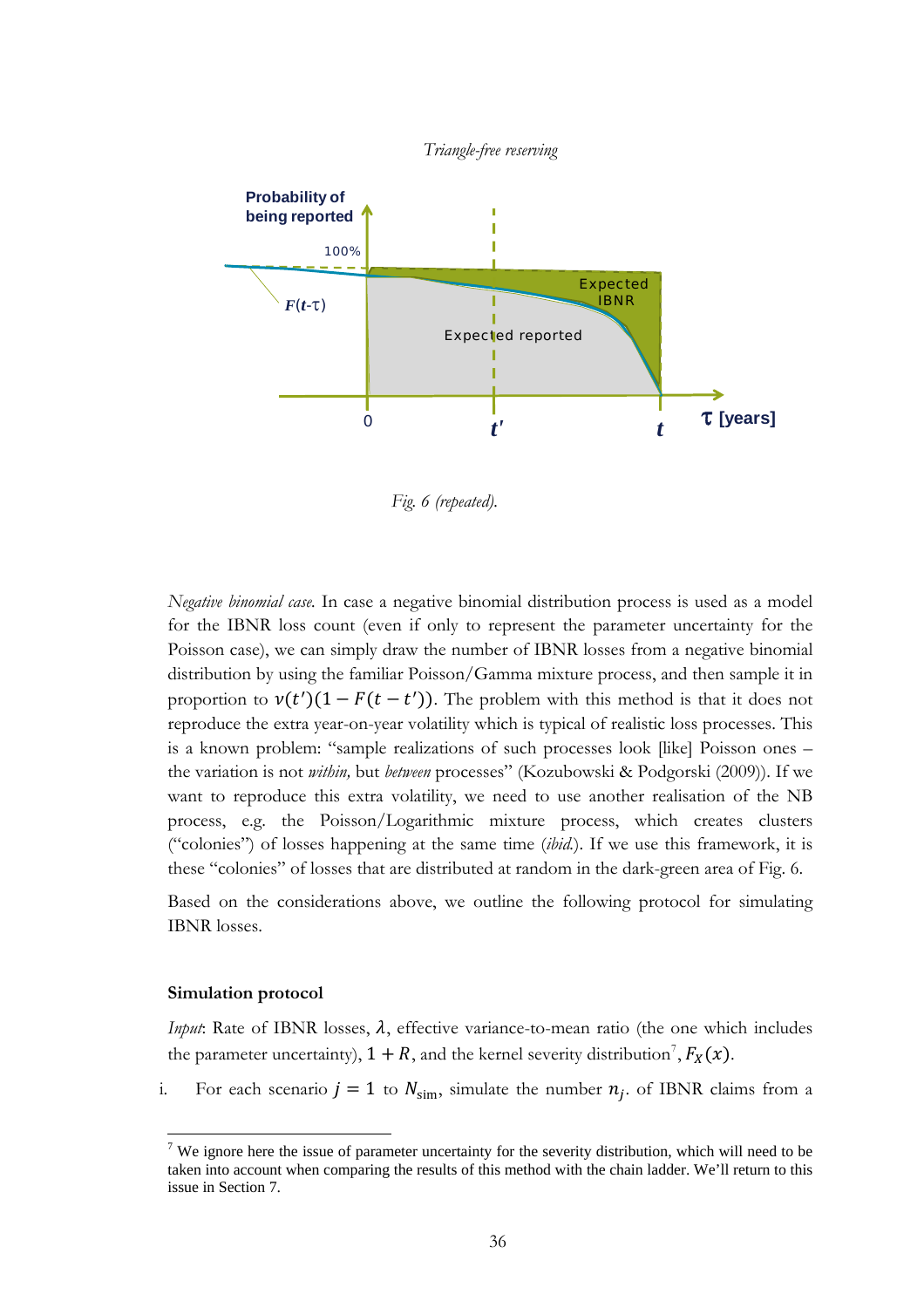*Fig. 6 (repeated).*

*Negative binomial case.* In case a negative binomial distribution process is used as a model for the IBNR loss count (even if only to represent the parameter uncertainty for the Poisson case), we can simply draw the number of IBNR losses from a negative binomial distribution by using the familiar Poisson/Gamma mixture process, and then sample it in proportion to $\nu(t')(1 - F(t - t'))$. The problem with this method is that it does not reproduce the extra year-on-year volatility which is typical of realistic loss processes. This is a known problem: "sample realizations of such processes look [like] Poisson ones – the variation is not *within,* but *between* processes" (Kozubowski & Podgorski (2009)). If we want to reproduce this extra volatility, we need to use another realisation of the NB process, e.g. the Poisson/Logarithmic mixture process, which creates clusters ("colonies") of losses happening at the same time (*ibid.*). If we use this framework, it is these "colonies" of losses that are distributed at random in the dark-green area of Fig. 6.

Based on the considerations above, we outline the following protocol for simulating IBNR losses.

**Simulation protocol**

*Input*: Rate of IBNR losses, $\lambda$, effective variance-to-mean ratio (the one which includes the parameter uncertainty), $1 + R$, and the kernel severity distribution[7], $F_X(x)$.

i. For each scenario $j = 1$ to $N_{\text{sim}}$, simulate the number $n_{j\cdot}$ of IBNR claims from a

[7] We ignore here the issue of parameter uncertainty for the severity distribution, which will need to be taken into account when comparing the results of this method with the chain ladder. We'll return to this issue in Section 7.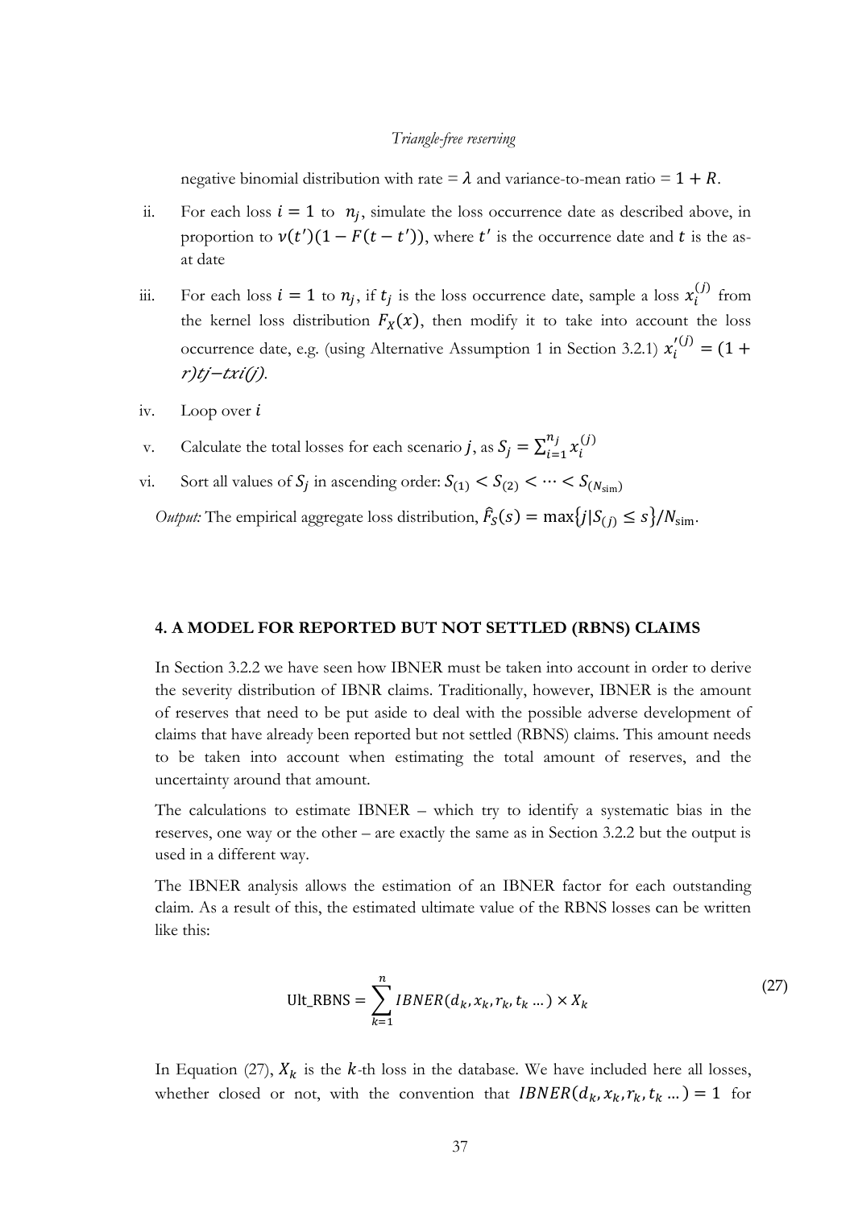negative binomial distribution with rate = $\lambda$ and variance-to-mean ratio = $1 + R$.

ii. For each loss $i = 1$ to $n_j$, simulate the loss occurrence date as described above, in proportion to $v(t')(1 - F(t - t'))$, where $t'$ is the occurrence date and $t$ is the as-at date

iii. For each loss $i = 1$ to $n_j$, if $t_j$ is the loss occurrence date, sample a loss $x_i^{(j)}$ from the kernel loss distribution $F_X(x)$, then modify it to take into account the loss occurrence date, e.g. (using Alternative Assumption 1 in Section 3.2.1) $x_i'^{(j)} = (1 +$ *r)tj−txi(j).*

iv. Loop over $i$

v. Calculate the total losses for each scenario $j$, as $S_j = \sum_{i=1}^{n_j} x_i^{(j)}$

vi. Sort all values of $S_j$ in ascending order: $S_{(1)} < S_{(2)} < \cdots < S_{(N_{\text{sim}})}$

*Output:* The empirical aggregate loss distribution, $\hat{F}_S(s) = \max\{j | S_{(j)} \leq s\}/N_{\text{sim}}$.

## 4. A MODEL FOR REPORTED BUT NOT SETTLED (RBNS) CLAIMS

In Section 3.2.2 we have seen how IBNER must be taken into account in order to derive the severity distribution of IBNR claims. Traditionally, however, IBNER is the amount of reserves that need to be put aside to deal with the possible adverse development of claims that have already been reported but not settled (RBNS) claims. This amount needs to be taken into account when estimating the total amount of reserves, and the uncertainty around that amount.

The calculations to estimate IBNER – which try to identify a systematic bias in the reserves, one way or the other – are exactly the same as in Section 3.2.2 but the output is used in a different way.

The IBNER analysis allows the estimation of an IBNER factor for each outstanding claim. As a result of this, the estimated ultimate value of the RBNS losses can be written like this:

$$\text{Ult\_RBNS} = \sum_{k=1}^{n} IBNER(d_k, x_k, r_k, t_k \ldots) \times X_k \tag{27}$$

In Equation (27), $X_k$ is the $k$-th loss in the database. We have included here all losses, whether closed or not, with the convention that $IBNER(d_k, x_k, r_k, t_k \ldots) = 1$ for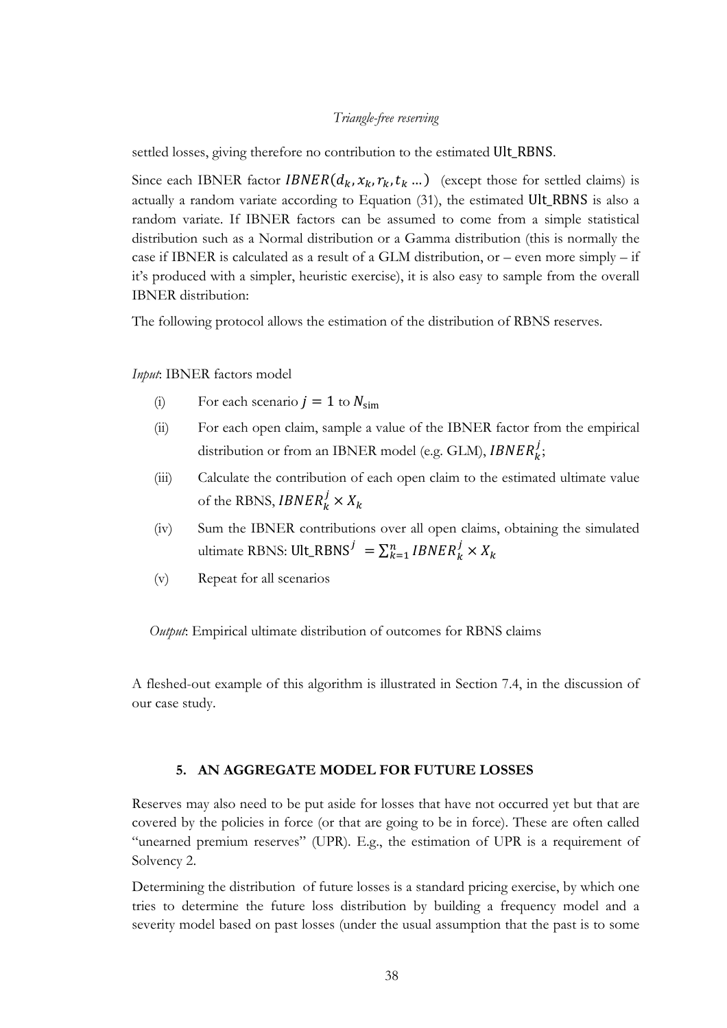settled losses, giving therefore no contribution to the estimated $\text{Ult\_RBNS}$.

Since each IBNER factor $IBNER(d_k, x_k, r_k, t_k \dots)$ (except those for settled claims) is actually a random variate according to Equation (31), the estimated $\text{Ult\_RBNS}$ is also a random variate. If IBNER factors can be assumed to come from a simple statistical distribution such as a Normal distribution or a Gamma distribution (this is normally the case if IBNER is calculated as a result of a GLM distribution, or – even more simply – if it's produced with a simpler, heuristic exercise), it is also easy to sample from the overall IBNER distribution:

The following protocol allows the estimation of the distribution of RBNS reserves.

*Input*: IBNER factors model

(i) For each scenario $j = 1$ to $N_{\text{sim}}$

(ii) For each open claim, sample a value of the IBNER factor from the empirical distribution or from an IBNER model (e.g. GLM), $IBNER_k^j$;

(iii) Calculate the contribution of each open claim to the estimated ultimate value of the RBNS, $IBNER_k^j \times X_k$

(iv) Sum the IBNER contributions over all open claims, obtaining the simulated ultimate RBNS: $\text{Ult\_RBNS}^j = \sum_{k=1}^{n} IBNER_k^j \times X_k$

(v) Repeat for all scenarios

*Output*: Empirical ultimate distribution of outcomes for RBNS claims

A fleshed-out example of this algorithm is illustrated in Section 7.4, in the discussion of our case study.

## 5. AN AGGREGATE MODEL FOR FUTURE LOSSES

Reserves may also need to be put aside for losses that have not occurred yet but that are covered by the policies in force (or that are going to be in force). These are often called "unearned premium reserves" (UPR). E.g., the estimation of UPR is a requirement of Solvency 2.

Determining the distribution of future losses is a standard pricing exercise, by which one tries to determine the future loss distribution by building a frequency model and a severity model based on past losses (under the usual assumption that the past is to some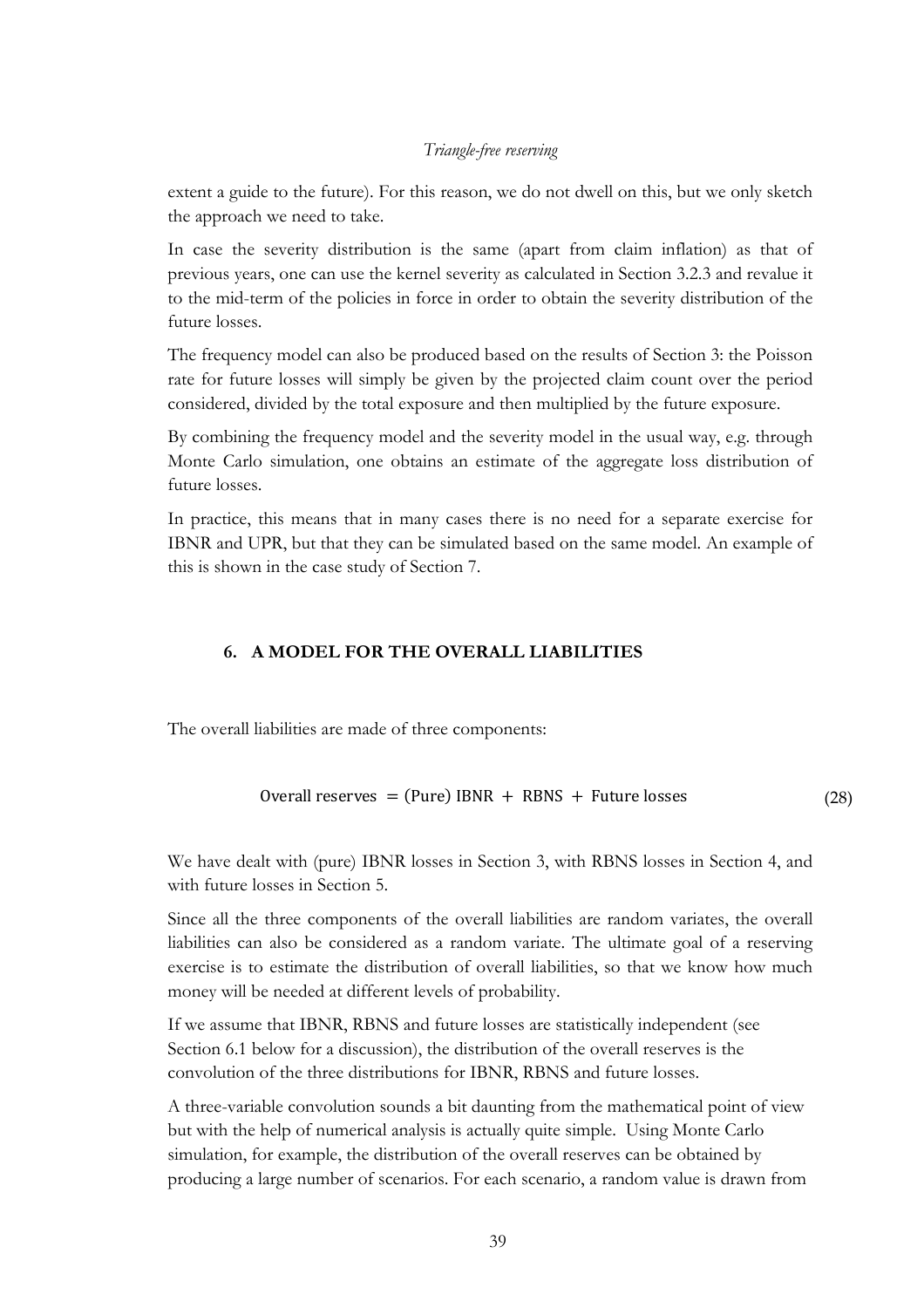extent a guide to the future). For this reason, we do not dwell on this, but we only sketch the approach we need to take.

In case the severity distribution is the same (apart from claim inflation) as that of previous years, one can use the kernel severity as calculated in Section 3.2.3 and revalue it to the mid-term of the policies in force in order to obtain the severity distribution of the future losses.

The frequency model can also be produced based on the results of Section 3: the Poisson rate for future losses will simply be given by the projected claim count over the period considered, divided by the total exposure and then multiplied by the future exposure.

By combining the frequency model and the severity model in the usual way, e.g. through Monte Carlo simulation, one obtains an estimate of the aggregate loss distribution of future losses.

In practice, this means that in many cases there is no need for a separate exercise for IBNR and UPR, but that they can be simulated based on the same model. An example of this is shown in the case study of Section 7.

## 6. A MODEL FOR THE OVERALL LIABILITIES

The overall liabilities are made of three components:

$$\text{Overall reserves} = \text{(Pure) IBNR} + \text{RBNS} + \text{Future losses} \tag{28}$$

We have dealt with (pure) IBNR losses in Section 3, with RBNS losses in Section 4, and with future losses in Section 5.

Since all the three components of the overall liabilities are random variates, the overall liabilities can also be considered as a random variate. The ultimate goal of a reserving exercise is to estimate the distribution of overall liabilities, so that we know how much money will be needed at different levels of probability.

If we assume that IBNR, RBNS and future losses are statistically independent (see Section 6.1 below for a discussion), the distribution of the overall reserves is the convolution of the three distributions for IBNR, RBNS and future losses.

A three-variable convolution sounds a bit daunting from the mathematical point of view but with the help of numerical analysis is actually quite simple. Using Monte Carlo simulation, for example, the distribution of the overall reserves can be obtained by producing a large number of scenarios. For each scenario, a random value is drawn from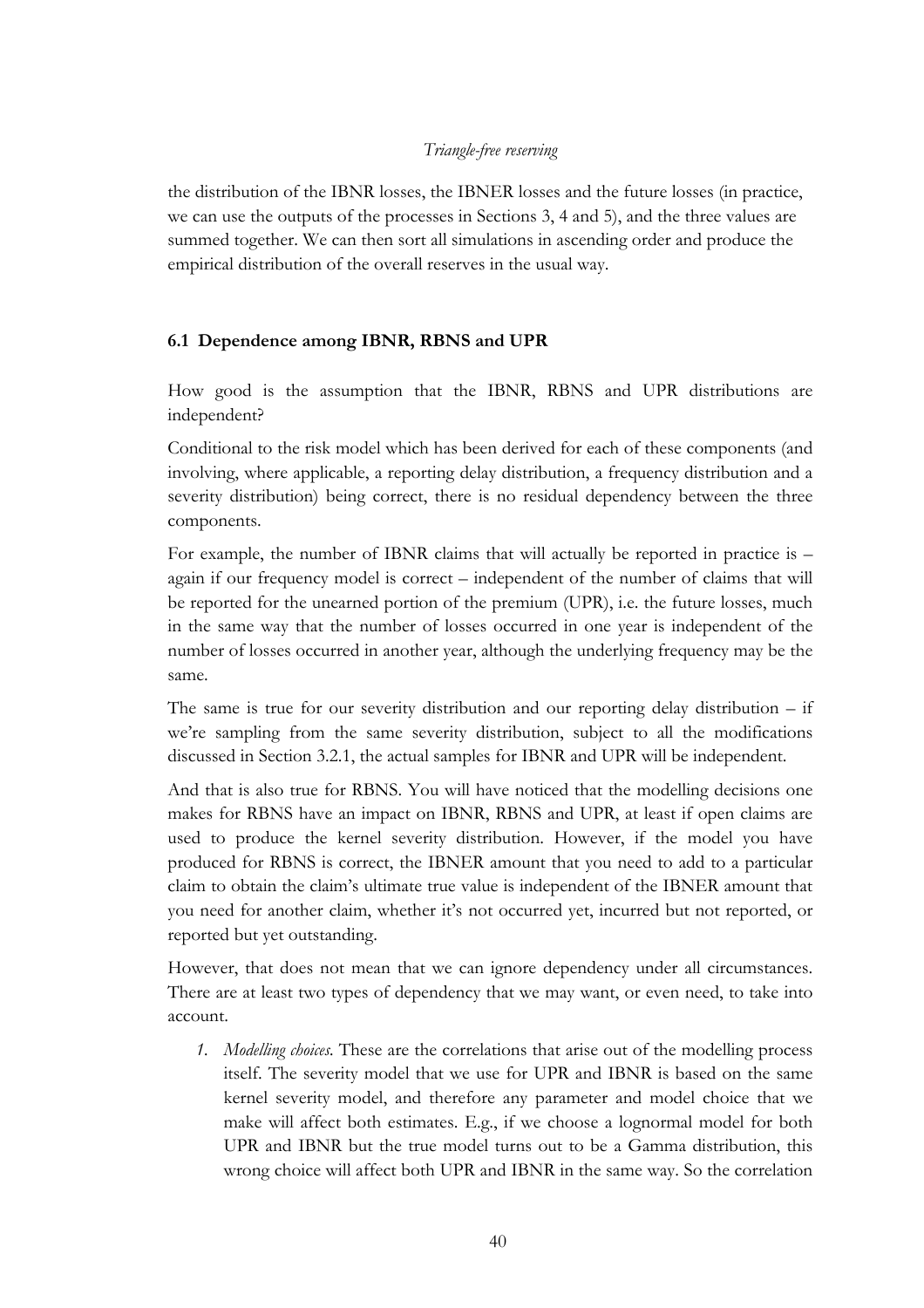the distribution of the IBNR losses, the IBNER losses and the future losses (in practice, we can use the outputs of the processes in Sections 3, 4 and 5), and the three values are summed together. We can then sort all simulations in ascending order and produce the empirical distribution of the overall reserves in the usual way.

### 6.1 Dependence among IBNR, RBNS and UPR

How good is the assumption that the IBNR, RBNS and UPR distributions are independent?

Conditional to the risk model which has been derived for each of these components (and involving, where applicable, a reporting delay distribution, a frequency distribution and a severity distribution) being correct, there is no residual dependency between the three components.

For example, the number of IBNR claims that will actually be reported in practice is – again if our frequency model is correct – independent of the number of claims that will be reported for the unearned portion of the premium (UPR), i.e. the future losses, much in the same way that the number of losses occurred in one year is independent of the number of losses occurred in another year, although the underlying frequency may be the same.

The same is true for our severity distribution and our reporting delay distribution – if we're sampling from the same severity distribution, subject to all the modifications discussed in Section 3.2.1, the actual samples for IBNR and UPR will be independent.

And that is also true for RBNS. You will have noticed that the modelling decisions one makes for RBNS have an impact on IBNR, RBNS and UPR, at least if open claims are used to produce the kernel severity distribution. However, if the model you have produced for RBNS is correct, the IBNER amount that you need to add to a particular claim to obtain the claim's ultimate true value is independent of the IBNER amount that you need for another claim, whether it's not occurred yet, incurred but not reported, or reported but yet outstanding.

However, that does not mean that we can ignore dependency under all circumstances. There are at least two types of dependency that we may want, or even need, to take into account.

1. *Modelling choices.* These are the correlations that arise out of the modelling process itself. The severity model that we use for UPR and IBNR is based on the same kernel severity model, and therefore any parameter and model choice that we make will affect both estimates. E.g., if we choose a lognormal model for both UPR and IBNR but the true model turns out to be a Gamma distribution, this wrong choice will affect both UPR and IBNR in the same way. So the correlation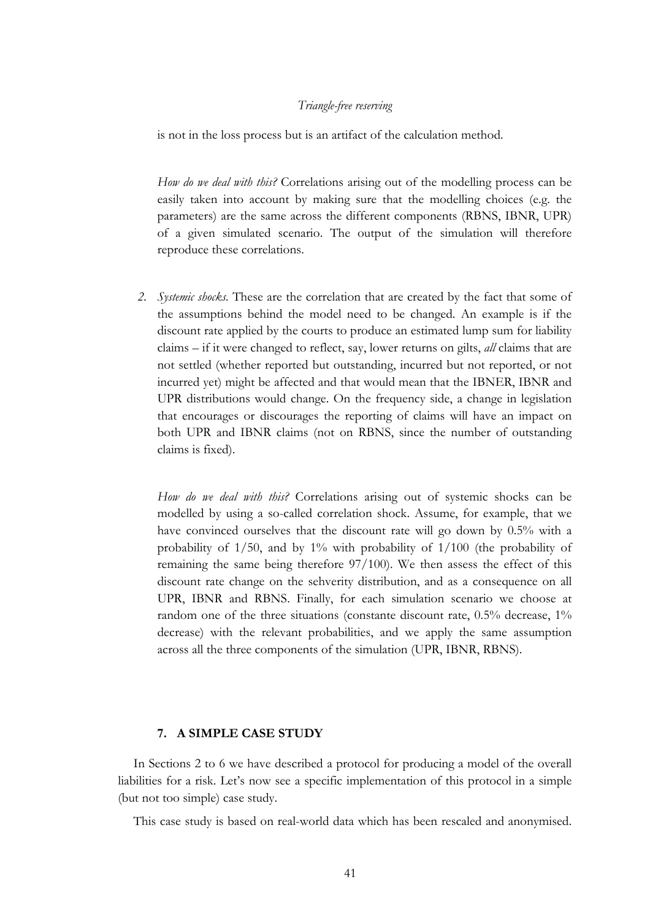is not in the loss process but is an artifact of the calculation method.

*How do we deal with this?* Correlations arising out of the modelling process can be easily taken into account by making sure that the modelling choices (e.g. the parameters) are the same across the different components (RBNS, IBNR, UPR) of a given simulated scenario. The output of the simulation will therefore reproduce these correlations.

2. *Systemic shocks.* These are the correlation that are created by the fact that some of the assumptions behind the model need to be changed. An example is if the discount rate applied by the courts to produce an estimated lump sum for liability claims – if it were changed to reflect, say, lower returns on gilts, *all* claims that are not settled (whether reported but outstanding, incurred but not reported, or not incurred yet) might be affected and that would mean that the IBNER, IBNR and UPR distributions would change. On the frequency side, a change in legislation that encourages or discourages the reporting of claims will have an impact on both UPR and IBNR claims (not on RBNS, since the number of outstanding claims is fixed).

   *How do we deal with this?* Correlations arising out of systemic shocks can be modelled by using a so-called correlation shock. Assume, for example, that we have convinced ourselves that the discount rate will go down by 0.5% with a probability of 1/50, and by 1% with probability of 1/100 (the probability of remaining the same being therefore 97/100). We then assess the effect of this discount rate change on the sehverity distribution, and as a consequence on all UPR, IBNR and RBNS. Finally, for each simulation scenario we choose at random one of the three situations (constante discount rate, 0.5% decrease, 1% decrease) with the relevant probabilities, and we apply the same assumption across all the three components of the simulation (UPR, IBNR, RBNS).

## 7. A SIMPLE CASE STUDY

In Sections 2 to 6 we have described a protocol for producing a model of the overall liabilities for a risk. Let's now see a specific implementation of this protocol in a simple (but not too simple) case study.

This case study is based on real-world data which has been rescaled and anonymised.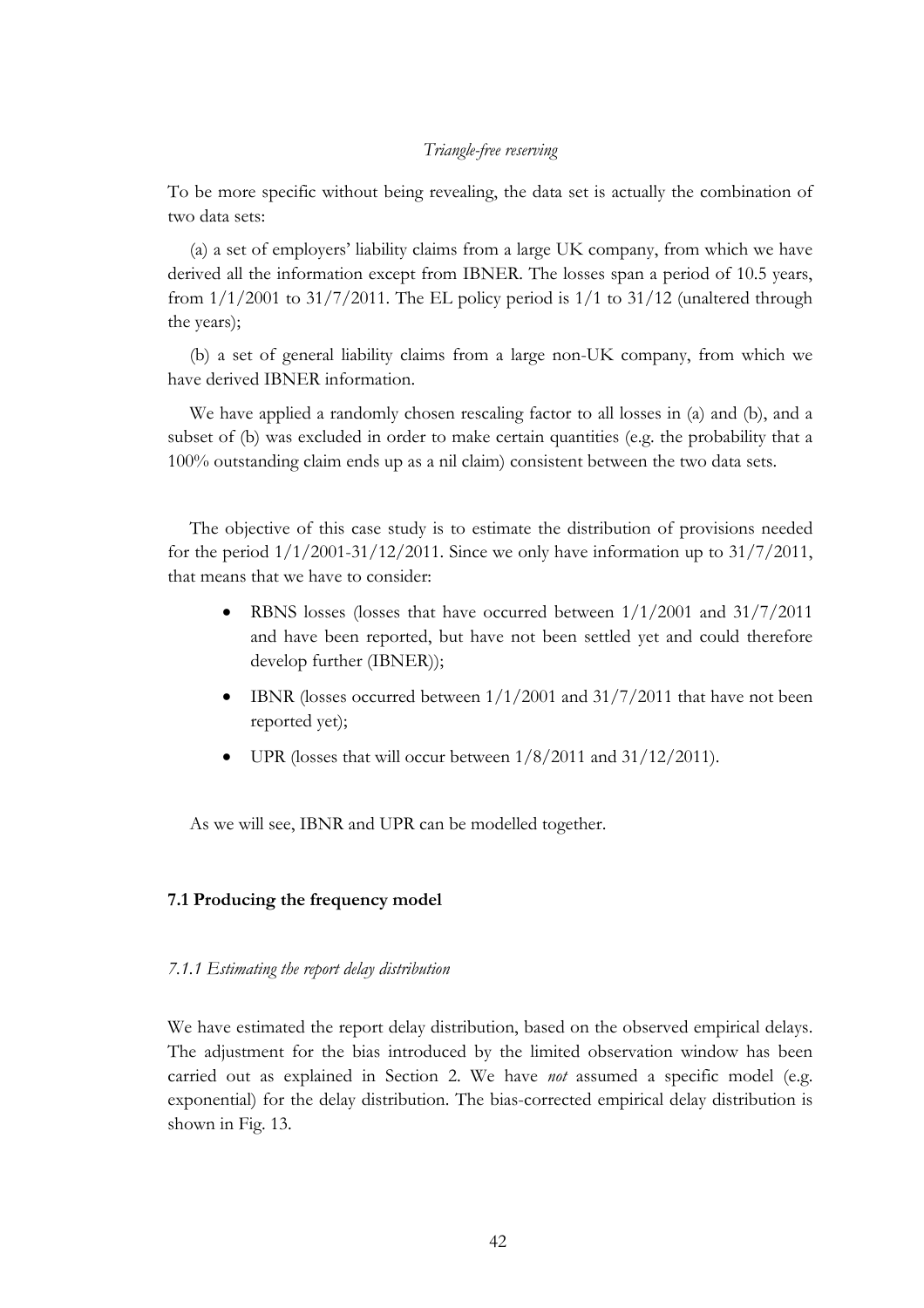To be more specific without being revealing, the data set is actually the combination of two data sets:

(a) a set of employers' liability claims from a large UK company, from which we have derived all the information except from IBNER. The losses span a period of 10.5 years, from 1/1/2001 to 31/7/2011. The EL policy period is 1/1 to 31/12 (unaltered through the years);

(b) a set of general liability claims from a large non-UK company, from which we have derived IBNER information.

We have applied a randomly chosen rescaling factor to all losses in (a) and (b), and a subset of (b) was excluded in order to make certain quantities (e.g. the probability that a 100% outstanding claim ends up as a nil claim) consistent between the two data sets.

The objective of this case study is to estimate the distribution of provisions needed for the period 1/1/2001-31/12/2011. Since we only have information up to 31/7/2011, that means that we have to consider:

- RBNS losses (losses that have occurred between 1/1/2001 and 31/7/2011 and have been reported, but have not been settled yet and could therefore develop further (IBNER));
- IBNR (losses occurred between 1/1/2001 and 31/7/2011 that have not been reported yet);
- UPR (losses that will occur between 1/8/2011 and 31/12/2011).

As we will see, IBNR and UPR can be modelled together.

### 7.1 Producing the frequency model

#### *7.1.1 Estimating the report delay distribution*

We have estimated the report delay distribution, based on the observed empirical delays. The adjustment for the bias introduced by the limited observation window has been carried out as explained in Section 2. We have *not* assumed a specific model (e.g. exponential) for the delay distribution. The bias-corrected empirical delay distribution is shown in Fig. 13.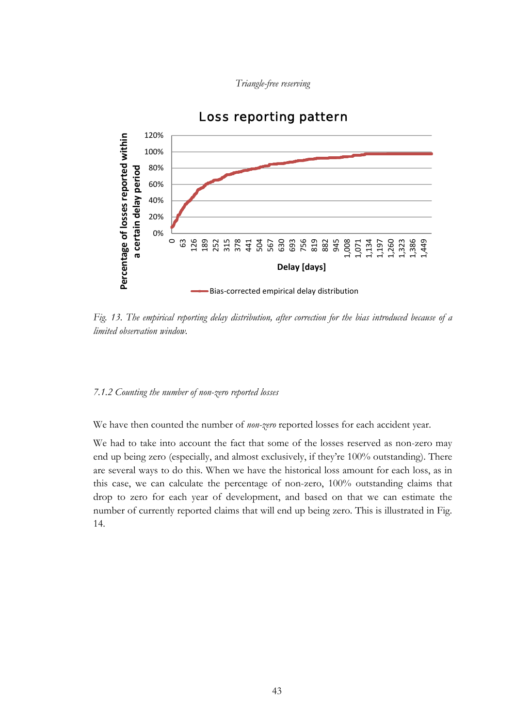*Fig. 13. The empirical reporting delay distribution, after correction for the bias introduced because of a limited observation window.*

### *7.1.2 Counting the number of non-zero reported losses*

We have then counted the number of *non-zero* reported losses for each accident year.

We had to take into account the fact that some of the losses reserved as non-zero may end up being zero (especially, and almost exclusively, if they're 100% outstanding). There are several ways to do this. When we have the historical loss amount for each loss, as in this case, we can calculate the percentage of non-zero, 100% outstanding claims that drop to zero for each year of development, and based on that we can estimate the number of currently reported claims that will end up being zero. This is illustrated in Fig. 14.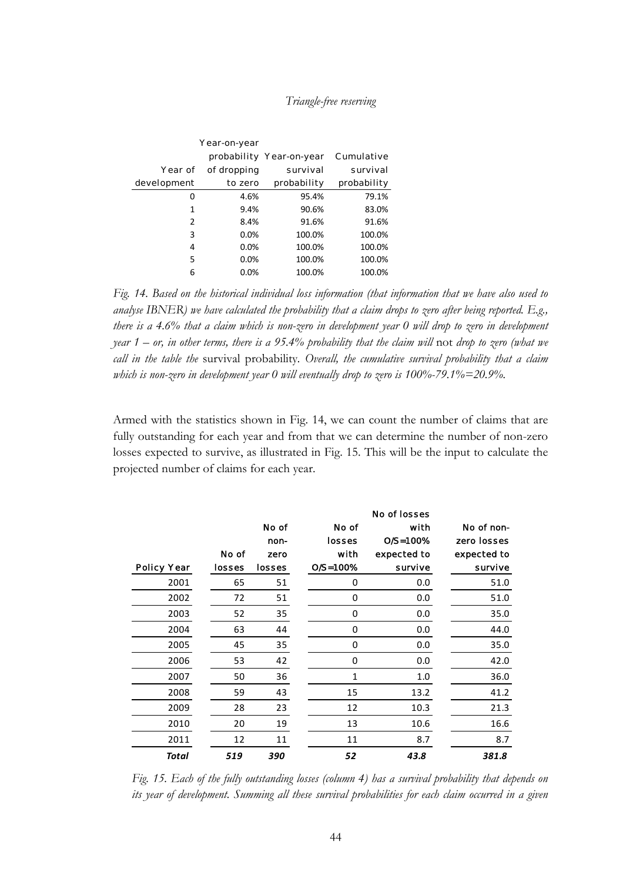| Year of development | Year-on-year probability of dropping to zero | Year-on-year survival probability | Cumulative survival probability |
|---|---|---|---|
| 0 | 4.6% | 95.4% | 79.1% |
| 1 | 9.4% | 90.6% | 83.0% |
| 2 | 8.4% | 91.6% | 91.6% |
| 3 | 0.0% | 100.0% | 100.0% |
| 4 | 0.0% | 100.0% | 100.0% |
| 5 | 0.0% | 100.0% | 100.0% |
| 6 | 0.0% | 100.0% | 100.0% |

*Fig. 14. Based on the historical individual loss information (that information that we have also used to analyse IBNER) we have calculated the probability that a claim drops to zero after being reported. E.g., there is a 4.6% that a claim which is non-zero in development year 0 will drop to zero in development year 1 – or, in other terms, there is a 95.4% probability that the claim will* not *drop to zero (what we call in the table the* survival probability. *Overall, the cumulative survival probability that a claim which is non-zero in development year 0 will eventually drop to zero is 100%-79.1%=20.9%.*

Armed with the statistics shown in Fig. 14, we can count the number of claims that are fully outstanding for each year and from that we can determine the number of non-zero losses expected to survive, as illustrated in Fig. 15. This will be the input to calculate the projected number of claims for each year.

| Policy Year | No of losses | No of non-zero losses | No of losses with O/S=100% | No of losses with O/S=100% expected to survive | No of non-zero losses expected to survive |
|---|---|---|---|---|---|
| 2001 | 65 | 51 | 0 | 0.0 | 51.0 |
| 2002 | 72 | 51 | 0 | 0.0 | 51.0 |
| 2003 | 52 | 35 | 0 | 0.0 | 35.0 |
| 2004 | 63 | 44 | 0 | 0.0 | 44.0 |
| 2005 | 45 | 35 | 0 | 0.0 | 35.0 |
| 2006 | 53 | 42 | 0 | 0.0 | 42.0 |
| 2007 | 50 | 36 | 1 | 1.0 | 36.0 |
| 2008 | 59 | 43 | 15 | 13.2 | 41.2 |
| 2009 | 28 | 23 | 12 | 10.3 | 21.3 |
| 2010 | 20 | 19 | 13 | 10.6 | 16.6 |
| 2011 | 12 | 11 | 11 | 8.7 | 8.7 |
| ***Total*** | ***519*** | ***390*** | ***52*** | ***43.8*** | ***381.8*** |

*Fig. 15. Each of the fully outstanding losses (column 4) has a survival probability that depends on its year of development. Summing all these survival probabilities for each claim occurred in a given*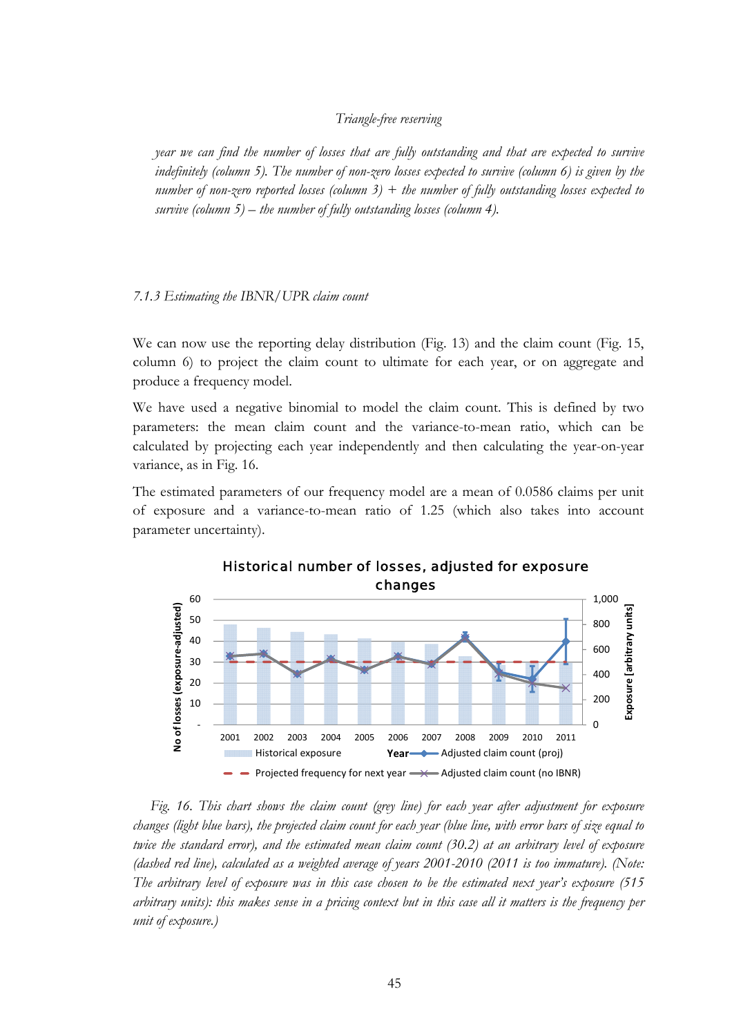*year we can find the number of losses that are fully outstanding and that are expected to survive indefinitely (column 5). The number of non-zero losses expected to survive (column 6) is given by the number of non-zero reported losses (column 3) + the number of fully outstanding losses expected to survive (column 5) – the number of fully outstanding losses (column 4).*

### *7.1.3 Estimating the IBNR/UPR claim count*

We can now use the reporting delay distribution (Fig. 13) and the claim count (Fig. 15, column 6) to project the claim count to ultimate for each year, or on aggregate and produce a frequency model.

We have used a negative binomial to model the claim count. This is defined by two parameters: the mean claim count and the variance-to-mean ratio, which can be calculated by projecting each year independently and then calculating the year-on-year variance, as in Fig. 16.

The estimated parameters of our frequency model are a mean of 0.0586 claims per unit of exposure and a variance-to-mean ratio of 1.25 (which also takes into account parameter uncertainty).

*Fig. 16. This chart shows the claim count (grey line) for each year after adjustment for exposure changes (light blue bars), the projected claim count for each year (blue line, with error bars of size equal to twice the standard error), and the estimated mean claim count (30.2) at an arbitrary level of exposure (dashed red line), calculated as a weighted average of years 2001-2010 (2011 is too immature). (Note: The arbitrary level of exposure was in this case chosen to be the estimated next year's exposure (515 arbitrary units): this makes sense in a pricing context but in this case all it matters is the frequency per unit of exposure.)*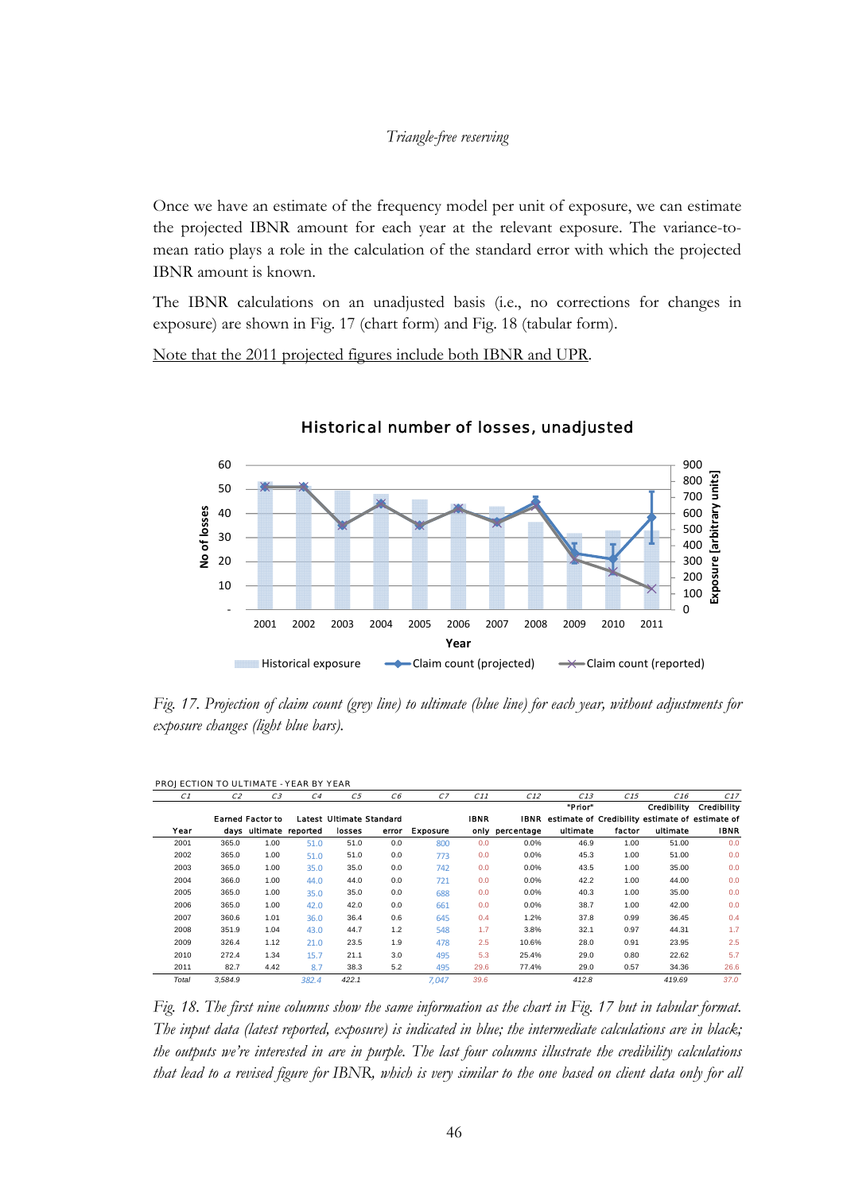Once we have an estimate of the frequency model per unit of exposure, we can estimate the projected IBNR amount for each year at the relevant exposure. The variance-to-mean ratio plays a role in the calculation of the standard error with which the projected IBNR amount is known.

The IBNR calculations on an unadjusted basis (i.e., no corrections for changes in exposure) are shown in Fig. 17 (chart form) and Fig. 18 (tabular form).

Note that the 2011 projected figures include both IBNR and UPR.

*Fig. 17. Projection of claim count (grey line) to ultimate (blue line) for each year, without adjustments for exposure changes (light blue bars).*

PROJECTION TO ULTIMATE - YEAR BY YEAR

| C1 | C2 | C3 | C4 | C5 | C6 | C7 | C11 | C12 | C13 | C15 | C16 | C17 |
|---|---|---|---|---|---|---|---|---|---|---|---|---|
| Year | Earned days | Factor to ultimate | Latest reported | Ultimate losses | Standard error | Exposure | IBNR only | IBNR percentage | "Prior" estimate of ultimate | Credibility factor | Credibility estimate of ultimate | Credibility estimate of IBNR |
| 2001 | 365.0 | 1.00 | 51.0 | 51.0 | 0.0 | 800 | 0.0 | 0.0% | 46.9 | 1.00 | 51.00 | 0.0 |
| 2002 | 365.0 | 1.00 | 51.0 | 51.0 | 0.0 | 773 | 0.0 | 0.0% | 45.3 | 1.00 | 51.00 | 0.0 |
| 2003 | 365.0 | 1.00 | 35.0 | 35.0 | 0.0 | 742 | 0.0 | 0.0% | 43.5 | 1.00 | 35.00 | 0.0 |
| 2004 | 366.0 | 1.00 | 44.0 | 44.0 | 0.0 | 721 | 0.0 | 0.0% | 42.2 | 1.00 | 44.00 | 0.0 |
| 2005 | 365.0 | 1.00 | 35.0 | 35.0 | 0.0 | 688 | 0.0 | 0.0% | 40.3 | 1.00 | 35.00 | 0.0 |
| 2006 | 365.0 | 1.00 | 42.0 | 42.0 | 0.0 | 661 | 0.0 | 0.0% | 38.7 | 1.00 | 42.00 | 0.0 |
| 2007 | 360.6 | 1.01 | 36.0 | 36.4 | 0.6 | 645 | 0.4 | 1.2% | 37.8 | 0.99 | 36.45 | 0.4 |
| 2008 | 351.9 | 1.04 | 43.0 | 44.7 | 1.2 | 548 | 1.7 | 3.8% | 32.1 | 0.97 | 44.31 | 1.7 |
| 2009 | 326.4 | 1.12 | 21.0 | 23.5 | 1.9 | 478 | 2.5 | 10.6% | 28.0 | 0.91 | 23.95 | 2.5 |
| 2010 | 272.4 | 1.34 | 15.7 | 21.1 | 3.0 | 495 | 5.3 | 25.4% | 29.0 | 0.80 | 22.62 | 5.7 |
| 2011 | 82.7 | 4.42 | 8.7 | 38.3 | 5.2 | 495 | 29.6 | 77.4% | 29.0 | 0.57 | 34.36 | 26.6 |
| *Total* | *3,584.9* | | *382.4* | *422.1* | | *7,047* | *39.6* | | *412.8* | | *419.69* | *37.0* |

*Fig. 18. The first nine columns show the same information as the chart in Fig. 17 but in tabular format. The input data (latest reported, exposure) is indicated in blue; the intermediate calculations are in black; the outputs we're interested in are in purple. The last four columns illustrate the credibility calculations that lead to a revised figure for IBNR, which is very similar to the one based on client data only for all*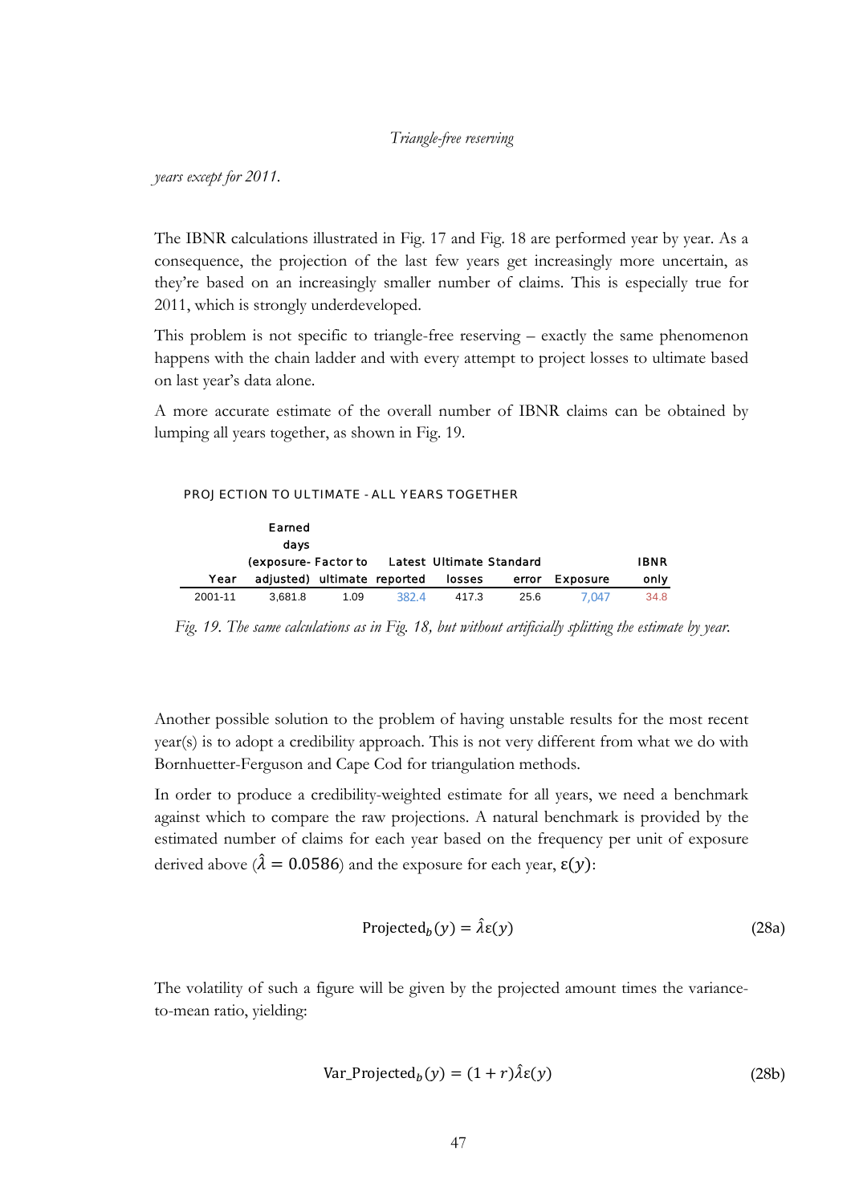*years except for 2011.*

The IBNR calculations illustrated in Fig. 17 and Fig. 18 are performed year by year. As a consequence, the projection of the last few years get increasingly more uncertain, as they're based on an increasingly smaller number of claims. This is especially true for 2011, which is strongly underdeveloped.

This problem is not specific to triangle-free reserving – exactly the same phenomenon happens with the chain ladder and with every attempt to project losses to ultimate based on last year's data alone.

A more accurate estimate of the overall number of IBNR claims can be obtained by lumping all years together, as shown in Fig. 19.

PROJECTION TO ULTIMATE - ALL YEARS TOGETHER

| Year | Earned days (exposure-adjusted) | Factor to ultimate | Latest reported | Ultimate losses | Standard error | Exposure | IBNR only |
|---|---|---|---|---|---|---|---|
| 2001-11 | 3,681.8 | 1.09 | 382.4 | 417.3 | 25.6 | 7,047 | 34.8 |

*Fig. 19. The same calculations as in Fig. 18, but without artificially splitting the estimate by year.*

Another possible solution to the problem of having unstable results for the most recent year(s) is to adopt a credibility approach. This is not very different from what we do with Bornhuetter-Ferguson and Cape Cod for triangulation methods.

In order to produce a credibility-weighted estimate for all years, we need a benchmark against which to compare the raw projections. A natural benchmark is provided by the estimated number of claims for each year based on the frequency per unit of exposure derived above ($\hat{\lambda} = 0.0586$) and the exposure for each year, $\varepsilon(y)$:

$$\text{Projected}_b(y) = \hat{\lambda}\varepsilon(y) \tag{28a}$$

The volatility of such a figure will be given by the projected amount times the variance-to-mean ratio, yielding:

$$\text{Var\_Projected}_b(y) = (1 + r)\hat{\lambda}\varepsilon(y) \tag{28b}$$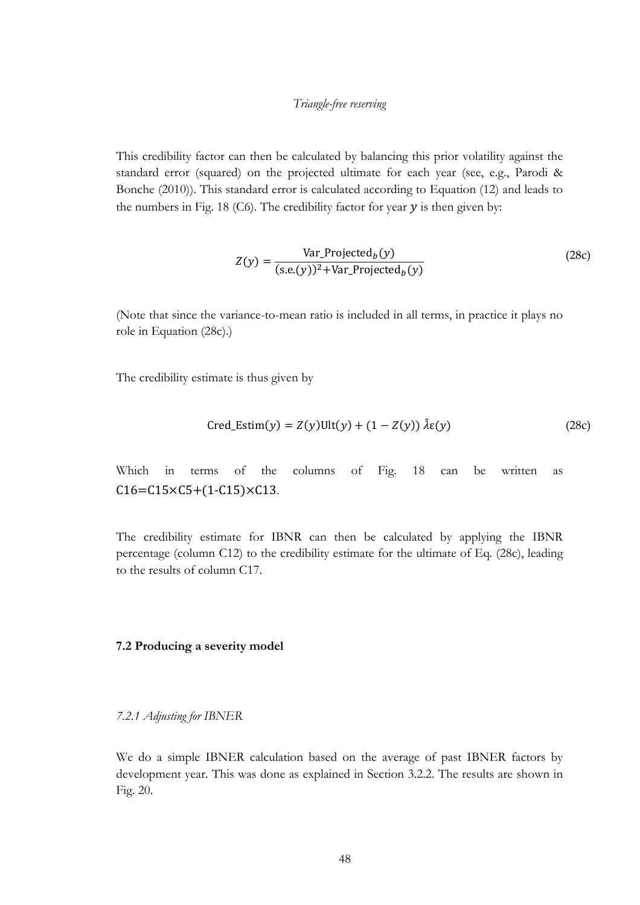This credibility factor can then be calculated by balancing this prior volatility against the standard error (squared) on the projected ultimate for each year (see, e.g., Parodi & Bonche (2010)). This standard error is calculated according to Equation (12) and leads to the numbers in Fig. 18 (C6). The credibility factor for year $y$ is then given by:

$$Z(y) = \frac{\text{Var\_Projected}_b(y)}{(\text{s.e.}(y))^2 + \text{Var\_Projected}_b(y)} \tag{28c}$$

(Note that since the variance-to-mean ratio is included in all terms, in practice it plays no role in Equation (28c).)

The credibility estimate is thus given by

$$\text{Cred\_Estim}(y) = Z(y)\text{Ult}(y) + (1 - Z(y))\,\hat{\lambda}\varepsilon(y) \tag{28c}$$

Which in terms of the columns of Fig. 18 can be written as C16=C15×C5+(1-C15)×C13.

The credibility estimate for IBNR can then be calculated by applying the IBNR percentage (column C12) to the credibility estimate for the ultimate of Eq. (28c), leading to the results of column C17.

## 7.2 Producing a severity model

### *7.2.1 Adjusting for IBNER*

We do a simple IBNER calculation based on the average of past IBNER factors by development year. This was done as explained in Section 3.2.2. The results are shown in Fig. 20.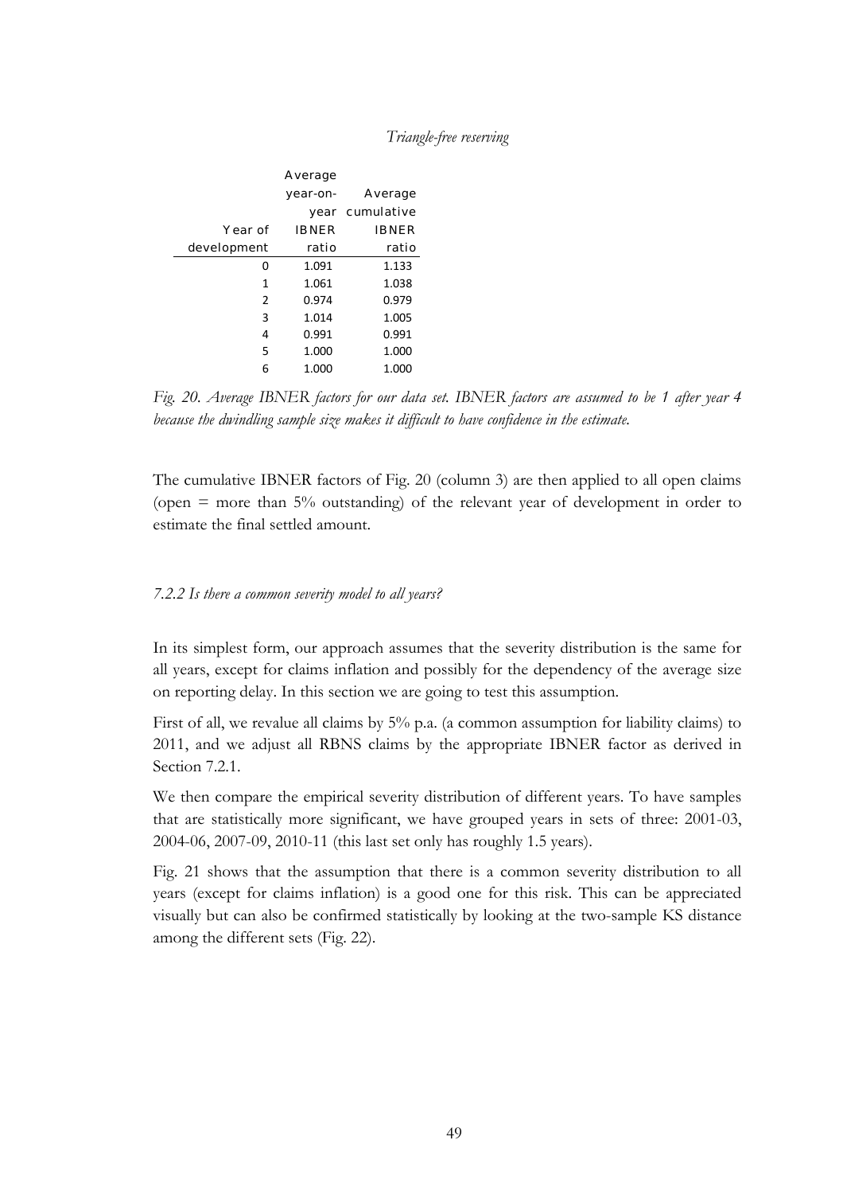| Year of development | Average year-on-year IBNER ratio | Average cumulative IBNER ratio |
|---|---|---|
| 0 | 1.091 | 1.133 |
| 1 | 1.061 | 1.038 |
| 2 | 0.974 | 0.979 |
| 3 | 1.014 | 1.005 |
| 4 | 0.991 | 0.991 |
| 5 | 1.000 | 1.000 |
| 6 | 1.000 | 1.000 |

*Fig. 20. Average IBNER factors for our data set. IBNER factors are assumed to be 1 after year 4 because the dwindling sample size makes it difficult to have confidence in the estimate.*

The cumulative IBNER factors of Fig. 20 (column 3) are then applied to all open claims (open = more than 5% outstanding) of the relevant year of development in order to estimate the final settled amount.

### *7.2.2 Is there a common severity model to all years?*

In its simplest form, our approach assumes that the severity distribution is the same for all years, except for claims inflation and possibly for the dependency of the average size on reporting delay. In this section we are going to test this assumption.

First of all, we revalue all claims by 5% p.a. (a common assumption for liability claims) to 2011, and we adjust all RBNS claims by the appropriate IBNER factor as derived in Section 7.2.1.

We then compare the empirical severity distribution of different years. To have samples that are statistically more significant, we have grouped years in sets of three: 2001-03, 2004-06, 2007-09, 2010-11 (this last set only has roughly 1.5 years).

Fig. 21 shows that the assumption that there is a common severity distribution to all years (except for claims inflation) is a good one for this risk. This can be appreciated visually but can also be confirmed statistically by looking at the two-sample KS distance among the different sets (Fig. 22).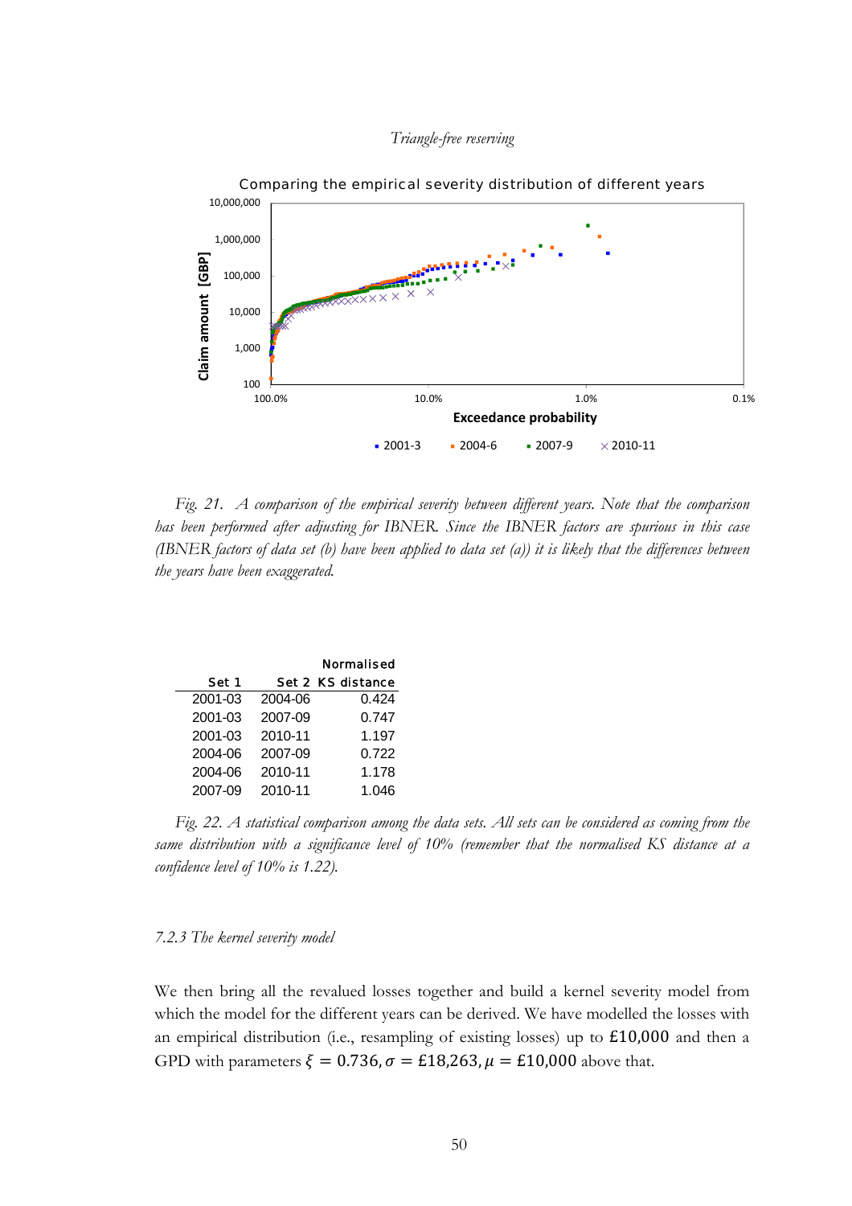Comparing the empirical severity distribution of different years

Fig. 21. A comparison of the empirical severity between different years. Note that the comparison has been performed after adjusting for IBNER. Since the IBNER factors are spurious in this case (IBNER factors of data set (b) have been applied to data set (a)) it is likely that the differences between the years have been exaggerated.

| Set 1 | Set 2 | Normalised KS distance |
|---|---|---|
| 2001-03 | 2004-06 | 0.424 |
| 2001-03 | 2007-09 | 0.747 |
| 2001-03 | 2010-11 | 1.197 |
| 2004-06 | 2007-09 | 0.722 |
| 2004-06 | 2010-11 | 1.178 |
| 2007-09 | 2010-11 | 1.046 |

*Fig. 22. A statistical comparison among the data sets. All sets can be considered as coming from the same distribution with a significance level of 10% (remember that the normalised KS distance at a confidence level of 10% is 1.22).*

### *7.2.3 The kernel severity model*

We then bring all the revalued losses together and build a kernel severity model from which the model for the different years can be derived. We have modelled the losses with an empirical distribution (i.e., resampling of existing losses) up to £10,000 and then a GPD with parameters $\xi = 0.736, \sigma = £18{,}263, \mu = £10{,}000$ above that.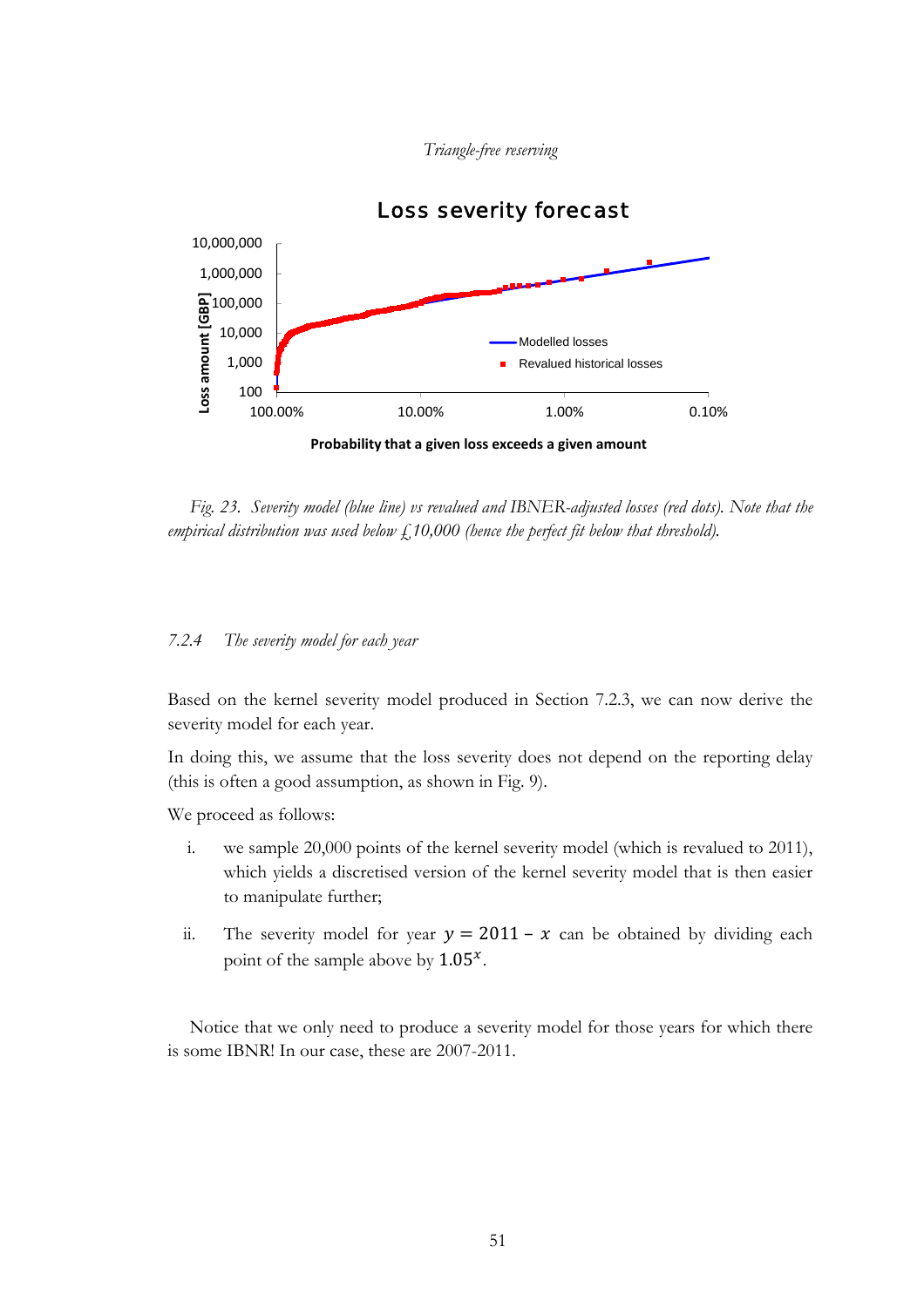Fig. 23. *Severity model (blue line) vs revalued and IBNER-adjusted losses (red dots). Note that the empirical distribution was used below £10,000 (hence the perfect fit below that threshold).*

### 7.2.4 *The severity model for each year*

Based on the kernel severity model produced in Section 7.2.3, we can now derive the severity model for each year.

In doing this, we assume that the loss severity does not depend on the reporting delay (this is often a good assumption, as shown in Fig. 9).

We proceed as follows:

i. we sample 20,000 points of the kernel severity model (which is revalued to 2011), which yields a discretised version of the kernel severity model that is then easier to manipulate further;

ii. The severity model for year $y = 2011 - x$ can be obtained by dividing each point of the sample above by $1.05^x$.

Notice that we only need to produce a severity model for those years for which there is some IBNR! In our case, these are 2007-2011.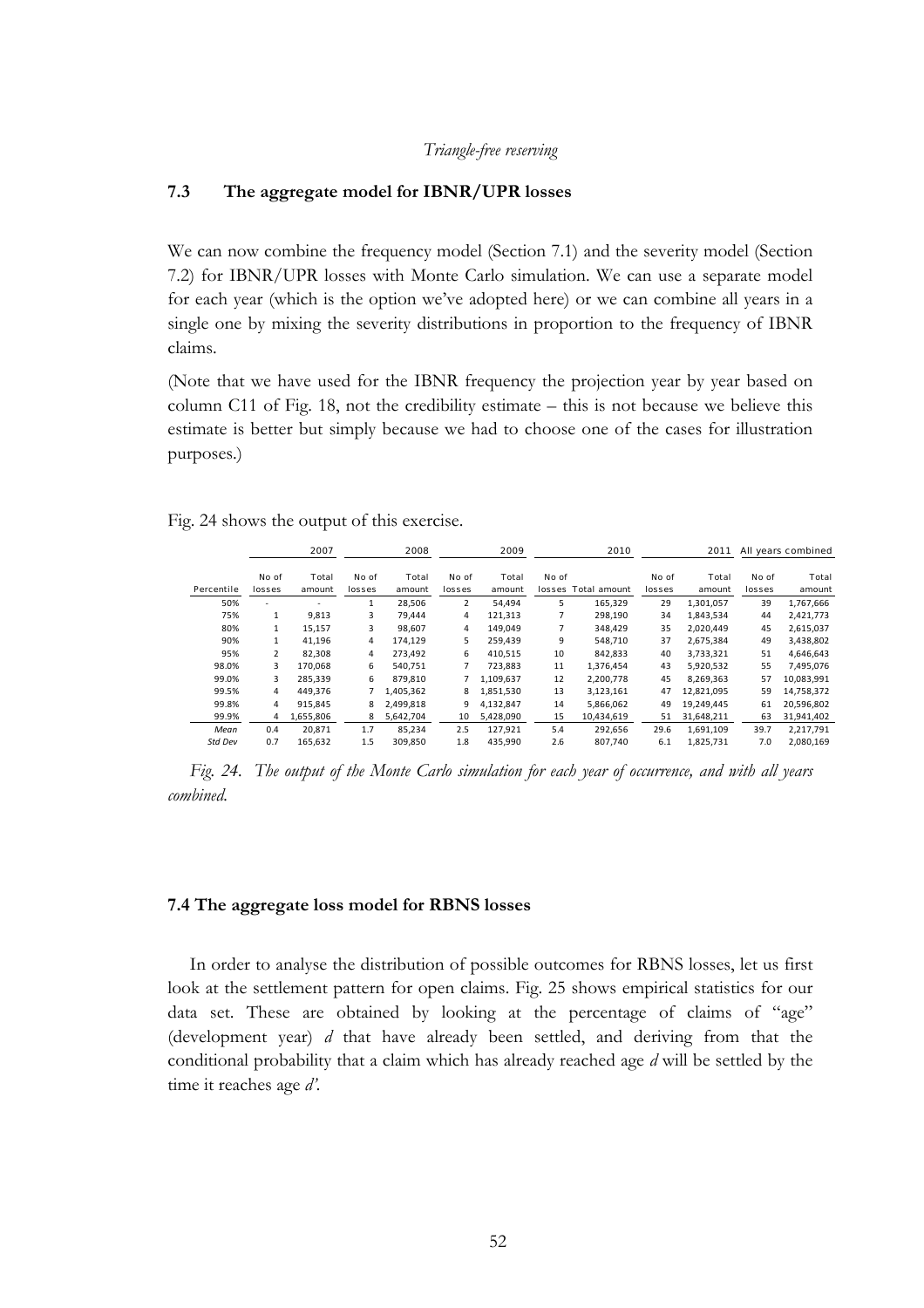### 7.3 The aggregate model for IBNR/UPR losses

We can now combine the frequency model (Section 7.1) and the severity model (Section 7.2) for IBNR/UPR losses with Monte Carlo simulation. We can use a separate model for each year (which is the option we've adopted here) or we can combine all years in a single one by mixing the severity distributions in proportion to the frequency of IBNR claims.

(Note that we have used for the IBNR frequency the projection year by year based on column C11 of Fig. 18, not the credibility estimate – this is not because we believe this estimate is better but simply because we had to choose one of the cases for illustration purposes.)

Fig. 24 shows the output of this exercise.

| | 2007 | | 2008 | | 2009 | | 2010 | | 2011 | | All years combined | |
|---|---|---|---|---|---|---|---|---|---|---|---|---|
| Percentile | No of losses | Total amount | No of losses | Total amount | No of losses | Total amount | No of losses | Total amount | No of losses | Total amount | No of losses | Total amount |
| 50% | - | - | 1 | 28,506 | 2 | 54,494 | 5 | 165,329 | 29 | 1,301,057 | 39 | 1,767,666 |
| 75% | 1 | 9,813 | 3 | 79,444 | 4 | 121,313 | 7 | 298,190 | 34 | 1,843,534 | 44 | 2,421,773 |
| 80% | 1 | 15,157 | 3 | 98,607 | 4 | 149,049 | 7 | 348,429 | 35 | 2,020,449 | 45 | 2,615,037 |
| 90% | 1 | 41,196 | 4 | 174,129 | 5 | 259,439 | 9 | 548,710 | 37 | 2,675,384 | 49 | 3,438,802 |
| 95% | 2 | 82,308 | 4 | 273,492 | 6 | 410,515 | 10 | 842,833 | 40 | 3,733,321 | 51 | 4,646,643 |
| 98.0% | 3 | 170,068 | 6 | 540,751 | 7 | 723,883 | 11 | 1,376,454 | 43 | 5,920,532 | 55 | 7,495,076 |
| 99.0% | 3 | 285,339 | 6 | 879,810 | 7 | 1,109,637 | 12 | 2,200,778 | 45 | 8,269,363 | 57 | 10,083,991 |
| 99.5% | 4 | 449,376 | 7 | 1,405,362 | 8 | 1,851,530 | 13 | 3,123,161 | 47 | 12,821,095 | 59 | 14,758,372 |
| 99.8% | 4 | 915,845 | 8 | 2,499,818 | 9 | 4,132,847 | 14 | 5,866,062 | 49 | 19,249,445 | 61 | 20,596,802 |
| 99.9% | 4 | 1,655,806 | 8 | 5,642,704 | 10 | 5,428,090 | 15 | 10,434,619 | 51 | 31,648,211 | 63 | 31,941,402 |
| *Mean* | 0.4 | 20,871 | 1.7 | 85,234 | 2.5 | 127,921 | 5.4 | 292,656 | 29.6 | 1,691,109 | 39.7 | 2,217,791 |
| *Std Dev* | 0.7 | 165,632 | 1.5 | 309,850 | 1.8 | 435,990 | 2.6 | 807,740 | 6.1 | 1,825,731 | 7.0 | 2,080,169 |

*Fig. 24. The output of the Monte Carlo simulation for each year of occurrence, and with all years combined.*

### 7.4 The aggregate loss model for RBNS losses

In order to analyse the distribution of possible outcomes for RBNS losses, let us first look at the settlement pattern for open claims. Fig. 25 shows empirical statistics for our data set. These are obtained by looking at the percentage of claims of "age" (development year) $d$ that have already been settled, and deriving from that the conditional probability that a claim which has already reached age $d$ will be settled by the time it reaches age $d'$.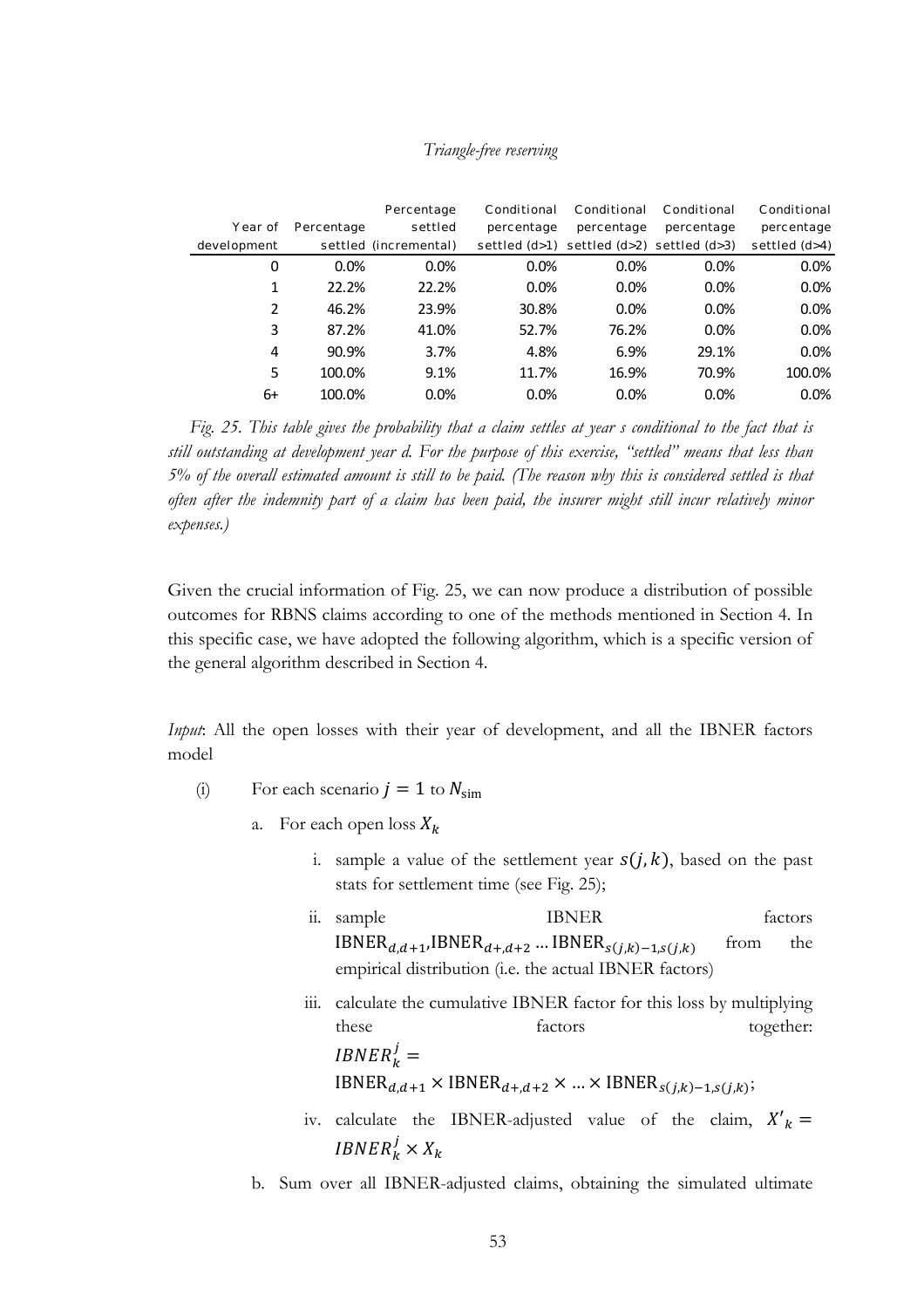| Year of development | Percentage settled | Percentage settled (incremental) | Conditional percentage settled (d>1) | Conditional percentage settled (d>2) | Conditional percentage settled (d>3) | Conditional percentage settled (d>4) |
|---|---|---|---|---|---|---|
| 0 | 0.0% | 0.0% | 0.0% | 0.0% | 0.0% | 0.0% |
| 1 | 22.2% | 22.2% | 0.0% | 0.0% | 0.0% | 0.0% |
| 2 | 46.2% | 23.9% | 30.8% | 0.0% | 0.0% | 0.0% |
| 3 | 87.2% | 41.0% | 52.7% | 76.2% | 0.0% | 0.0% |
| 4 | 90.9% | 3.7% | 4.8% | 6.9% | 29.1% | 0.0% |
| 5 | 100.0% | 9.1% | 11.7% | 16.9% | 70.9% | 100.0% |
| 6+ | 100.0% | 0.0% | 0.0% | 0.0% | 0.0% | 0.0% |

*Fig. 25. This table gives the probability that a claim settles at year s conditional to the fact that is still outstanding at development year d. For the purpose of this exercise, "settled" means that less than 5% of the overall estimated amount is still to be paid. (The reason why this is considered settled is that often after the indemnity part of a claim has been paid, the insurer might still incur relatively minor expenses.)*

Given the crucial information of Fig. 25, we can now produce a distribution of possible outcomes for RBNS claims according to one of the methods mentioned in Section 4. In this specific case, we have adopted the following algorithm, which is a specific version of the general algorithm described in Section 4.

*Input*: All the open losses with their year of development, and all the IBNER factors model

(i) For each scenario $j = 1$ to $N_{\text{sim}}$

   a. For each open loss $X_k$

      i. sample a value of the settlement year $s(j, k)$, based on the past stats for settlement time (see Fig. 25);

      ii. sample IBNER factors $\text{IBNER}_{d,d+1}$,$\text{IBNER}_{d+,d+2} \dots \text{IBNER}_{s(j,k)-1,s(j,k)}$ from the empirical distribution (i.e. the actual IBNER factors)

      iii. calculate the cumulative IBNER factor for this loss by multiplying these factors together: $IBNER_k^j = \text{IBNER}_{d,d+1} \times \text{IBNER}_{d+,d+2} \times \dots \times \text{IBNER}_{s(j,k)-1,s(j,k)}$;

      iv. calculate the IBNER-adjusted value of the claim, $X'_k = IBNER_k^j \times X_k$

   b. Sum over all IBNER-adjusted claims, obtaining the simulated ultimate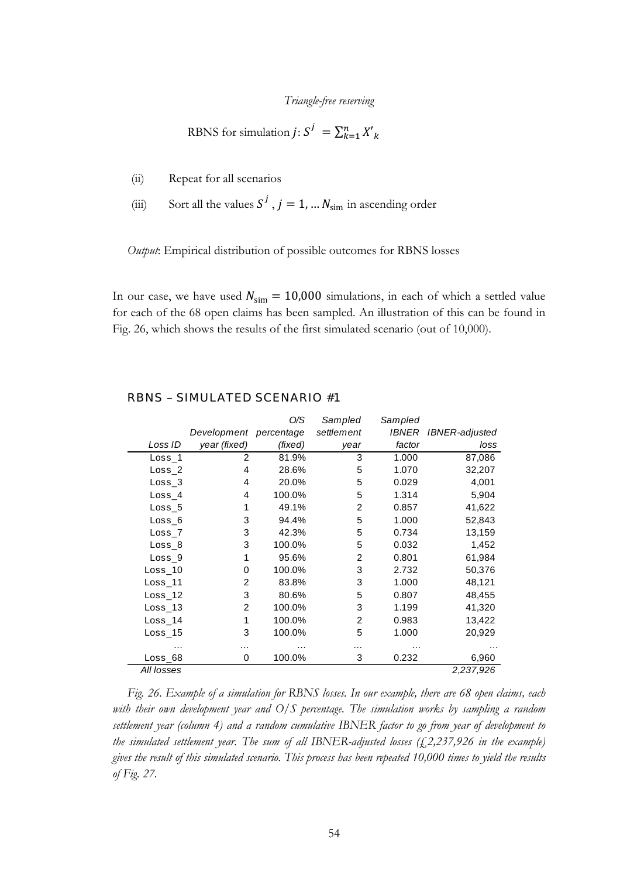RBNS for simulation $j$: $S^j = \sum_{k=1}^{n} X'_k$

(ii) Repeat for all scenarios

(iii) Sort all the values $S^j$, $j = 1, \ldots N_{\text{sim}}$ in ascending order

*Output*: Empirical distribution of possible outcomes for RBNS losses

In our case, we have used $N_{\text{sim}} = 10{,}000$ simulations, in each of which a settled value for each of the 68 open claims has been sampled. An illustration of this can be found in Fig. 26, which shows the results of the first simulated scenario (out of 10,000).

**RBNS – SIMULATED SCENARIO #1**

| *Loss ID* | *Development year (fixed)* | *O/S percentage (fixed)* | *Sampled settlement year* | *Sampled IBNER factor* | *IBNER-adjusted loss* |
|---|---|---|---|---|---|
| Loss_1 | 2 | 81.9% | 3 | 1.000 | 87,086 |
| Loss_2 | 4 | 28.6% | 5 | 1.070 | 32,207 |
| Loss_3 | 4 | 20.0% | 5 | 0.029 | 4,001 |
| Loss_4 | 4 | 100.0% | 5 | 1.314 | 5,904 |
| Loss_5 | 1 | 49.1% | 2 | 0.857 | 41,622 |
| Loss_6 | 3 | 94.4% | 5 | 1.000 | 52,843 |
| Loss_7 | 3 | 42.3% | 5 | 0.734 | 13,159 |
| Loss_8 | 3 | 100.0% | 5 | 0.032 | 1,452 |
| Loss_9 | 1 | 95.6% | 2 | 0.801 | 61,984 |
| Loss_10 | 0 | 100.0% | 3 | 2.732 | 50,376 |
| Loss_11 | 2 | 83.8% | 3 | 1.000 | 48,121 |
| Loss_12 | 3 | 80.6% | 5 | 0.807 | 48,455 |
| Loss_13 | 2 | 100.0% | 3 | 1.199 | 41,320 |
| Loss_14 | 1 | 100.0% | 2 | 0.983 | 13,422 |
| Loss_15 | 3 | 100.0% | 5 | 1.000 | 20,929 |
| … | … | … | … | … | … |
| Loss_68 | 0 | 100.0% | 3 | 0.232 | 6,960 |
| *All losses* | | | | | *2,237,926* |

*Fig. 26. Example of a simulation for RBNS losses. In our example, there are 68 open claims, each with their own development year and O/S percentage. The simulation works by sampling a random settlement year (column 4) and a random cumulative IBNER factor to go from year of development to the simulated settlement year. The sum of all IBNER-adjusted losses (£2,237,926 in the example) gives the result of this simulated scenario. This process has been repeated 10,000 times to yield the results of Fig. 27.*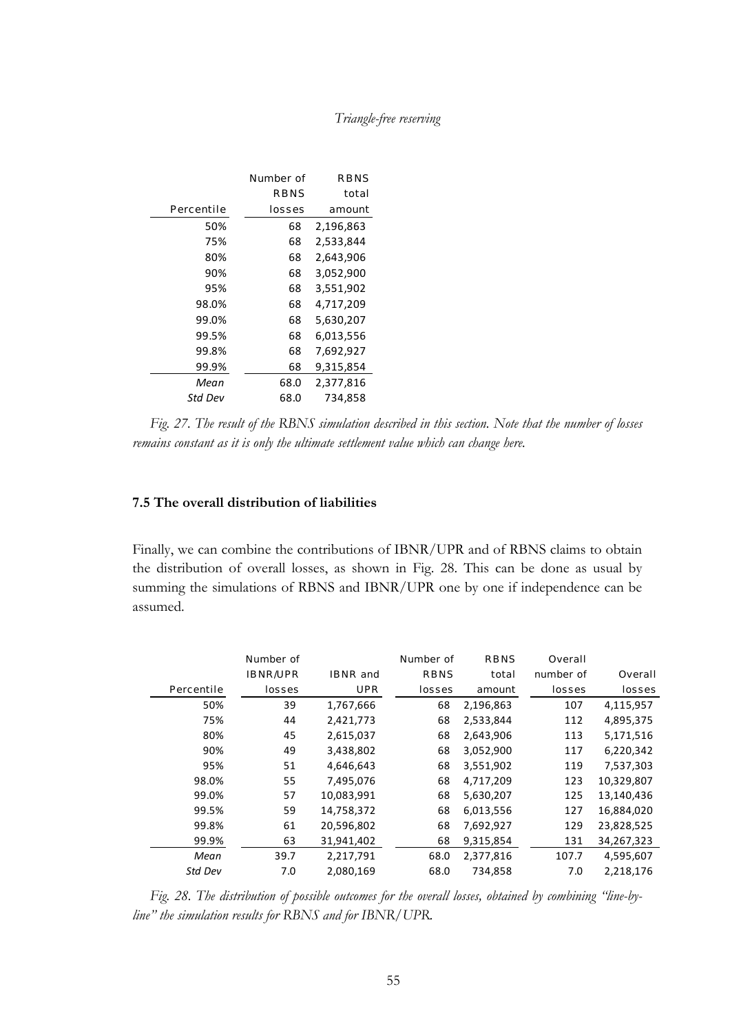| Percentile | Number of RBNS losses | RBNS total amount |
|---|---|---|
| 50% | 68 | 2,196,863 |
| 75% | 68 | 2,533,844 |
| 80% | 68 | 2,643,906 |
| 90% | 68 | 3,052,900 |
| 95% | 68 | 3,551,902 |
| 98.0% | 68 | 4,717,209 |
| 99.0% | 68 | 5,630,207 |
| 99.5% | 68 | 6,013,556 |
| 99.8% | 68 | 7,692,927 |
| 99.9% | 68 | 9,315,854 |
| *Mean* | 68.0 | 2,377,816 |
| *Std Dev* | 68.0 | 734,858 |

*Fig. 27. The result of the RBNS simulation described in this section. Note that the number of losses remains constant as it is only the ultimate settlement value which can change here.*

### 7.5 The overall distribution of liabilities

Finally, we can combine the contributions of IBNR/UPR and of RBNS claims to obtain the distribution of overall losses, as shown in Fig. 28. This can be done as usual by summing the simulations of RBNS and IBNR/UPR one by one if independence can be assumed.

| Percentile | Number of IBNR/UPR losses | IBNR and UPR | Number of RBNS losses | RBNS total amount | Overall number of losses | Overall losses |
|---|---|---|---|---|---|---|
| 50% | 39 | 1,767,666 | 68 | 2,196,863 | 107 | 4,115,957 |
| 75% | 44 | 2,421,773 | 68 | 2,533,844 | 112 | 4,895,375 |
| 80% | 45 | 2,615,037 | 68 | 2,643,906 | 113 | 5,171,516 |
| 90% | 49 | 3,438,802 | 68 | 3,052,900 | 117 | 6,220,342 |
| 95% | 51 | 4,646,643 | 68 | 3,551,902 | 119 | 7,537,303 |
| 98.0% | 55 | 7,495,076 | 68 | 4,717,209 | 123 | 10,329,807 |
| 99.0% | 57 | 10,083,991 | 68 | 5,630,207 | 125 | 13,140,436 |
| 99.5% | 59 | 14,758,372 | 68 | 6,013,556 | 127 | 16,884,020 |
| 99.8% | 61 | 20,596,802 | 68 | 7,692,927 | 129 | 23,828,525 |
| 99.9% | 63 | 31,941,402 | 68 | 9,315,854 | 131 | 34,267,323 |
| *Mean* | 39.7 | 2,217,791 | 68.0 | 2,377,816 | 107.7 | 4,595,607 |
| *Std Dev* | 7.0 | 2,080,169 | 68.0 | 734,858 | 7.0 | 2,218,176 |

*Fig. 28. The distribution of possible outcomes for the overall losses, obtained by combining "line-by-line" the simulation results for RBNS and for IBNR/UPR.*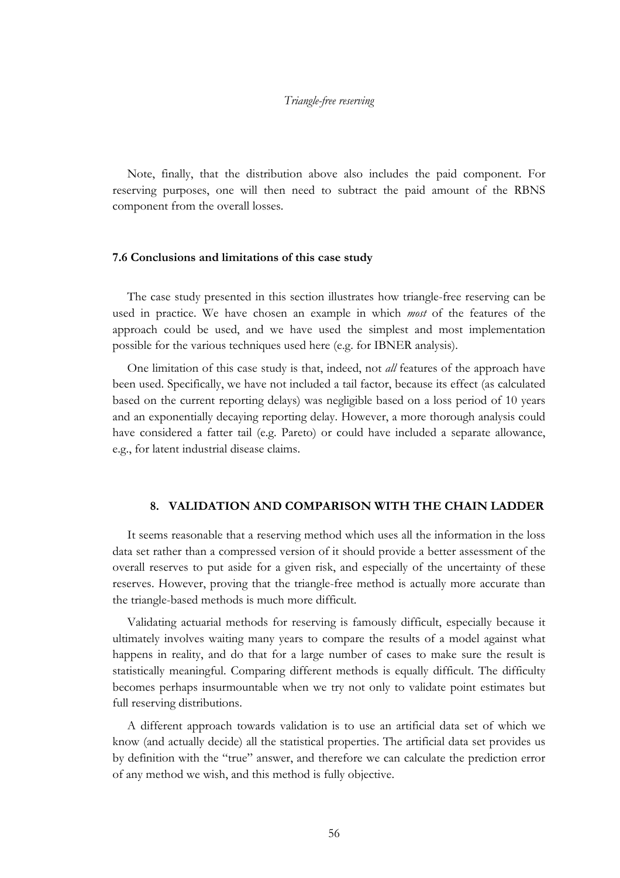Note, finally, that the distribution above also includes the paid component. For reserving purposes, one will then need to subtract the paid amount of the RBNS component from the overall losses.

### 7.6 Conclusions and limitations of this case study

The case study presented in this section illustrates how triangle-free reserving can be used in practice. We have chosen an example in which *most* of the features of the approach could be used, and we have used the simplest and most implementation possible for the various techniques used here (e.g. for IBNER analysis).

One limitation of this case study is that, indeed, not *all* features of the approach have been used. Specifically, we have not included a tail factor, because its effect (as calculated based on the current reporting delays) was negligible based on a loss period of 10 years and an exponentially decaying reporting delay. However, a more thorough analysis could have considered a fatter tail (e.g. Pareto) or could have included a separate allowance, e.g., for latent industrial disease claims.

## 8. VALIDATION AND COMPARISON WITH THE CHAIN LADDER

It seems reasonable that a reserving method which uses all the information in the loss data set rather than a compressed version of it should provide a better assessment of the overall reserves to put aside for a given risk, and especially of the uncertainty of these reserves. However, proving that the triangle-free method is actually more accurate than the triangle-based methods is much more difficult.

Validating actuarial methods for reserving is famously difficult, especially because it ultimately involves waiting many years to compare the results of a model against what happens in reality, and do that for a large number of cases to make sure the result is statistically meaningful. Comparing different methods is equally difficult. The difficulty becomes perhaps insurmountable when we try not only to validate point estimates but full reserving distributions.

A different approach towards validation is to use an artificial data set of which we know (and actually decide) all the statistical properties. The artificial data set provides us by definition with the "true" answer, and therefore we can calculate the prediction error of any method we wish, and this method is fully objective.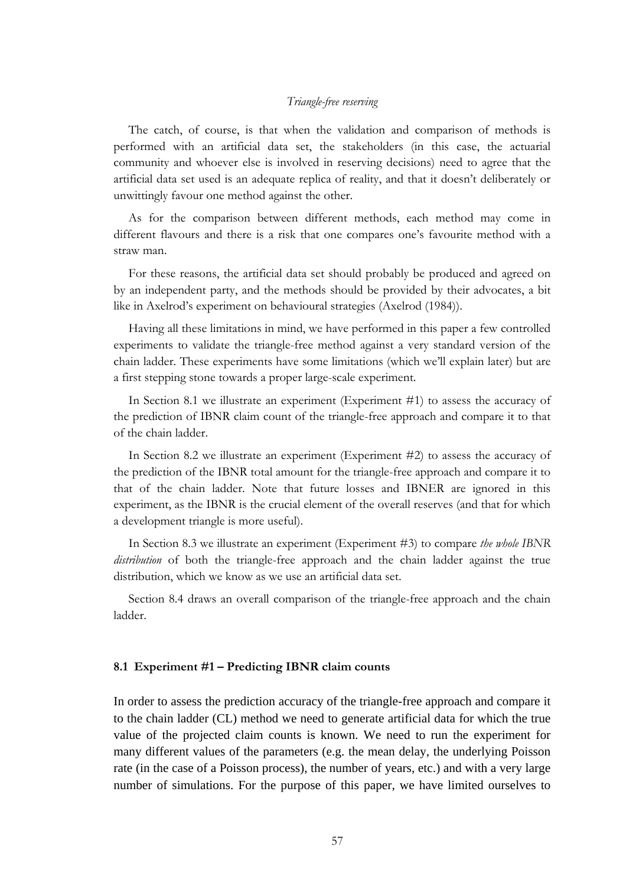The catch, of course, is that when the validation and comparison of methods is performed with an artificial data set, the stakeholders (in this case, the actuarial community and whoever else is involved in reserving decisions) need to agree that the artificial data set used is an adequate replica of reality, and that it doesn't deliberately or unwittingly favour one method against the other.

As for the comparison between different methods, each method may come in different flavours and there is a risk that one compares one's favourite method with a straw man.

For these reasons, the artificial data set should probably be produced and agreed on by an independent party, and the methods should be provided by their advocates, a bit like in Axelrod's experiment on behavioural strategies (Axelrod (1984)).

Having all these limitations in mind, we have performed in this paper a few controlled experiments to validate the triangle-free method against a very standard version of the chain ladder. These experiments have some limitations (which we'll explain later) but are a first stepping stone towards a proper large-scale experiment.

In Section 8.1 we illustrate an experiment (Experiment #1) to assess the accuracy of the prediction of IBNR claim count of the triangle-free approach and compare it to that of the chain ladder.

In Section 8.2 we illustrate an experiment (Experiment #2) to assess the accuracy of the prediction of the IBNR total amount for the triangle-free approach and compare it to that of the chain ladder. Note that future losses and IBNER are ignored in this experiment, as the IBNR is the crucial element of the overall reserves (and that for which a development triangle is more useful).

In Section 8.3 we illustrate an experiment (Experiment #3) to compare *the whole IBNR distribution* of both the triangle-free approach and the chain ladder against the true distribution, which we know as we use an artificial data set.

Section 8.4 draws an overall comparison of the triangle-free approach and the chain ladder.

### 8.1 Experiment #1 – Predicting IBNR claim counts

In order to assess the prediction accuracy of the triangle-free approach and compare it to the chain ladder (CL) method we need to generate artificial data for which the true value of the projected claim counts is known. We need to run the experiment for many different values of the parameters (e.g. the mean delay, the underlying Poisson rate (in the case of a Poisson process), the number of years, etc.) and with a very large number of simulations. For the purpose of this paper, we have limited ourselves to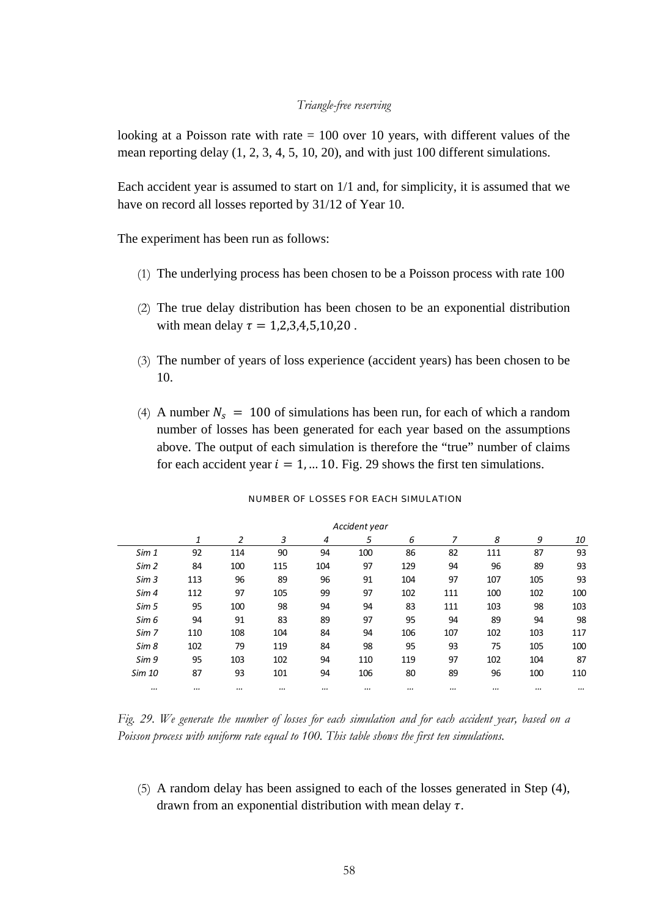looking at a Poisson rate with rate = 100 over 10 years, with different values of the mean reporting delay (1, 2, 3, 4, 5, 10, 20), and with just 100 different simulations.

Each accident year is assumed to start on 1/1 and, for simplicity, it is assumed that we have on record all losses reported by 31/12 of Year 10.

The experiment has been run as follows:

(1) The underlying process has been chosen to be a Poisson process with rate 100

(2) The true delay distribution has been chosen to be an exponential distribution with mean delay $\tau = 1,2,3,4,5,10,20$ .

(3) The number of years of loss experience (accident years) has been chosen to be 10.

(4) A number $N_s = 100$ of simulations has been run, for each of which a random number of losses has been generated for each year based on the assumptions above. The output of each simulation is therefore the "true" number of claims for each accident year $i = 1, \dots 10$. Fig. 29 shows the first ten simulations.

NUMBER OF LOSSES FOR EACH SIMULATION

| | *Accident year* | | | | | | | | | |
|---|---|---|---|---|---|---|---|---|---|---|
| | *1* | *2* | *3* | *4* | *5* | *6* | *7* | *8* | *9* | *10* |
| *Sim 1* | 92 | 114 | 90 | 94 | 100 | 86 | 82 | 111 | 87 | 93 |
| *Sim 2* | 84 | 100 | 115 | 104 | 97 | 129 | 94 | 96 | 89 | 93 |
| *Sim 3* | 113 | 96 | 89 | 96 | 91 | 104 | 97 | 107 | 105 | 93 |
| *Sim 4* | 112 | 97 | 105 | 99 | 97 | 102 | 111 | 100 | 102 | 100 |
| *Sim 5* | 95 | 100 | 98 | 94 | 94 | 83 | 111 | 103 | 98 | 103 |
| *Sim 6* | 94 | 91 | 83 | 89 | 97 | 95 | 94 | 89 | 94 | 98 |
| *Sim 7* | 110 | 108 | 104 | 84 | 94 | 106 | 107 | 102 | 103 | 117 |
| *Sim 8* | 102 | 79 | 119 | 84 | 98 | 95 | 93 | 75 | 105 | 100 |
| *Sim 9* | 95 | 103 | 102 | 94 | 110 | 119 | 97 | 102 | 104 | 87 |
| *Sim 10* | 87 | 93 | 101 | 94 | 106 | 80 | 89 | 96 | 100 | 110 |
| ... | ... | ... | ... | ... | ... | ... | ... | ... | ... | ... |

*Fig. 29. We generate the number of losses for each simulation and for each accident year, based on a Poisson process with uniform rate equal to 100. This table shows the first ten simulations.*

(5) A random delay has been assigned to each of the losses generated in Step (4), drawn from an exponential distribution with mean delay $\tau$.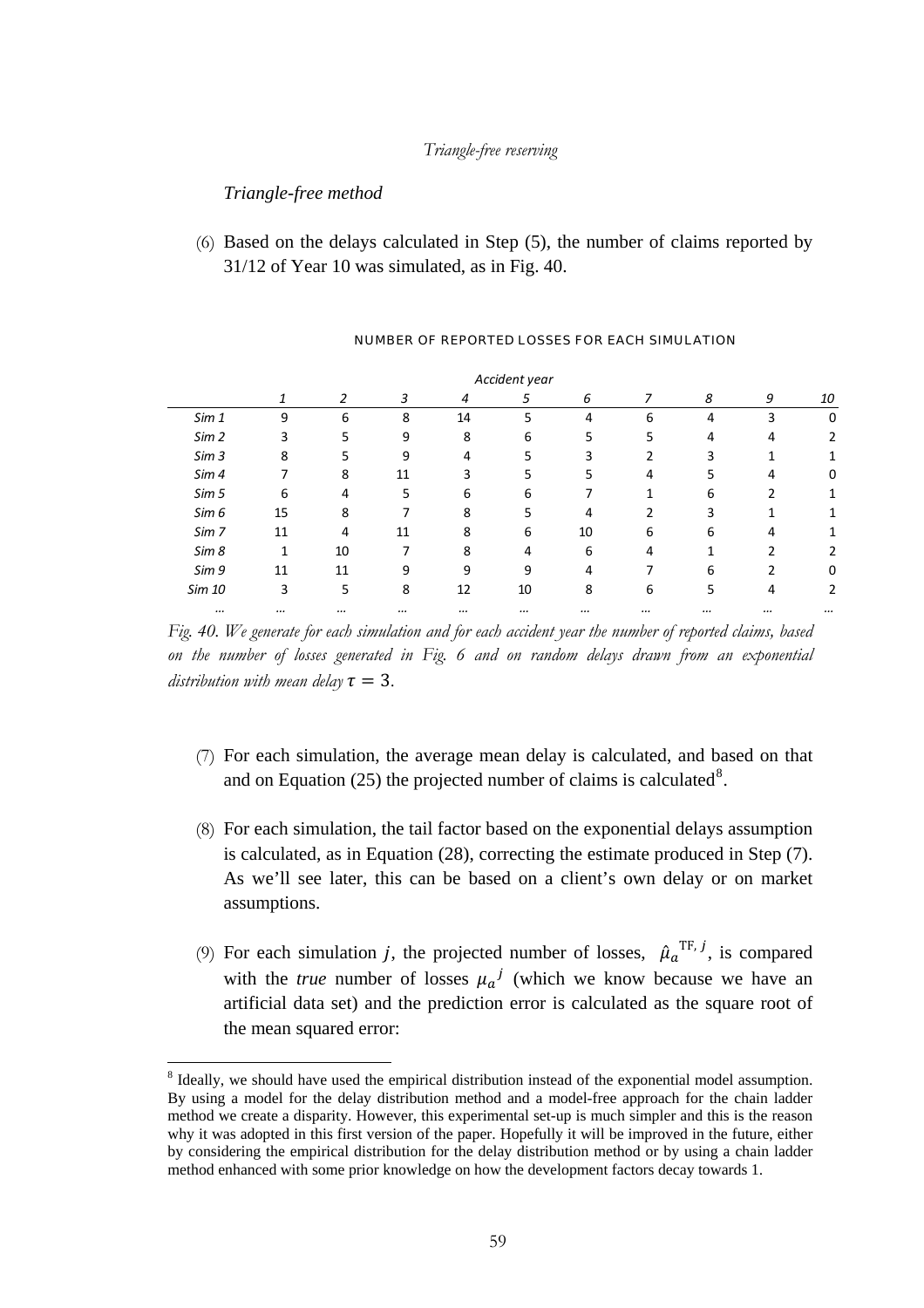*Triangle-free method*

(6) Based on the delays calculated in Step (5), the number of claims reported by 31/12 of Year 10 was simulated, as in Fig. 40.

NUMBER OF REPORTED LOSSES FOR EACH SIMULATION

| | Accident year | | | | | | | | | |
|---|---|---|---|---|---|---|---|---|---|---|
| | *1* | *2* | *3* | *4* | *5* | *6* | *7* | *8* | *9* | *10* |
| *Sim 1* | 9 | 6 | 8 | 14 | 5 | 4 | 6 | 4 | 3 | 0 |
| *Sim 2* | 3 | 5 | 9 | 8 | 6 | 5 | 5 | 4 | 4 | 2 |
| *Sim 3* | 8 | 5 | 9 | 4 | 5 | 3 | 2 | 3 | 1 | 1 |
| *Sim 4* | 7 | 8 | 11 | 3 | 5 | 5 | 4 | 5 | 4 | 0 |
| *Sim 5* | 6 | 4 | 5 | 6 | 6 | 7 | 1 | 6 | 2 | 1 |
| *Sim 6* | 15 | 8 | 7 | 8 | 5 | 4 | 2 | 3 | 1 | 1 |
| *Sim 7* | 11 | 4 | 11 | 8 | 6 | 10 | 6 | 6 | 4 | 1 |
| *Sim 8* | 1 | 10 | 7 | 8 | 4 | 6 | 4 | 1 | 2 | 2 |
| *Sim 9* | 11 | 11 | 9 | 9 | 9 | 4 | 7 | 6 | 2 | 0 |
| *Sim 10* | 3 | 5 | 8 | 12 | 10 | 8 | 6 | 5 | 4 | 2 |
| *…* | … | … | … | … | … | … | … | … | … | … |

*Fig. 40. We generate for each simulation and for each accident year the number of reported claims, based on the number of losses generated in Fig. 6 and on random delays drawn from an exponential distribution with mean delay* $\tau = 3$.

(7) For each simulation, the average mean delay is calculated, and based on that and on Equation (25) the projected number of claims is calculated[8].

(8) For each simulation, the tail factor based on the exponential delays assumption is calculated, as in Equation (28), correcting the estimate produced in Step (7). As we'll see later, this can be based on a client's own delay or on market assumptions.

(9) For each simulation $j$, the projected number of losses, $\hat{\mu}_a^{\mathrm{TF},\,j}$, is compared with the *true* number of losses $\mu_a{}^j$ (which we know because we have an artificial data set) and the prediction error is calculated as the square root of the mean squared error:

[8] Ideally, we should have used the empirical distribution instead of the exponential model assumption. By using a model for the delay distribution method and a model-free approach for the chain ladder method we create a disparity. However, this experimental set-up is much simpler and this is the reason why it was adopted in this first version of the paper. Hopefully it will be improved in the future, either by considering the empirical distribution for the delay distribution method or by using a chain ladder method enhanced with some prior knowledge on how the development factors decay towards 1.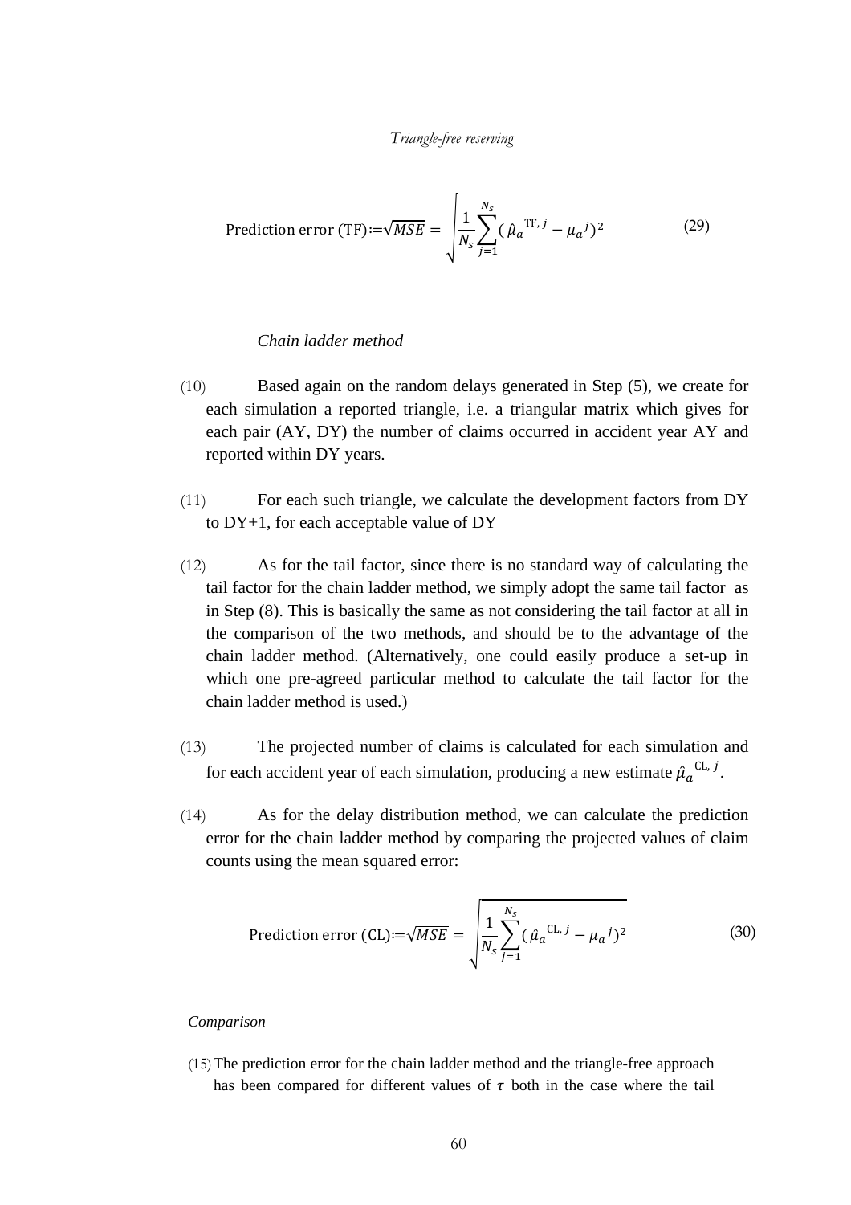$$\text{Prediction error (TF)}:=\sqrt{MSE} = \sqrt{\frac{1}{N_s}\sum_{j=1}^{N_s}(\hat{\mu}_a^{\ \text{TF},\, j} - \mu_a^{\ j})^2} \tag{29}$$

*Chain ladder method*

(10) Based again on the random delays generated in Step (5), we create for each simulation a reported triangle, i.e. a triangular matrix which gives for each pair (AY, DY) the number of claims occurred in accident year AY and reported within DY years.

(11) For each such triangle, we calculate the development factors from DY to DY+1, for each acceptable value of DY

(12) As for the tail factor, since there is no standard way of calculating the tail factor for the chain ladder method, we simply adopt the same tail factor as in Step (8). This is basically the same as not considering the tail factor at all in the comparison of the two methods, and should be to the advantage of the chain ladder method. (Alternatively, one could easily produce a set-up in which one pre-agreed particular method to calculate the tail factor for the chain ladder method is used.)

(13) The projected number of claims is calculated for each simulation and for each accident year of each simulation, producing a new estimate $\hat{\mu}_a^{\ \text{CL},\, j}$.

(14) As for the delay distribution method, we can calculate the prediction error for the chain ladder method by comparing the projected values of claim counts using the mean squared error:

$$\text{Prediction error (CL)}:=\sqrt{MSE} = \sqrt{\frac{1}{N_s}\sum_{j=1}^{N_s}(\hat{\mu}_a^{\ \text{CL},\, j} - \mu_a^{\ j})^2} \tag{30}$$

*Comparison*

(15) The prediction error for the chain ladder method and the triangle-free approach has been compared for different values of $\tau$ both in the case where the tail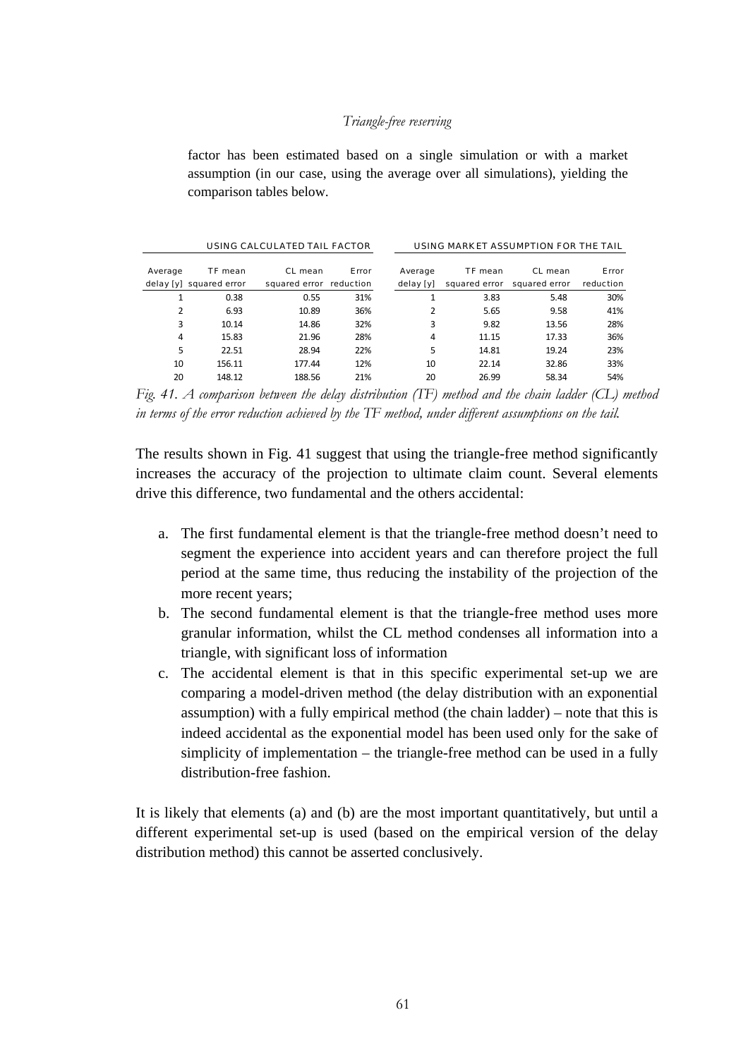factor has been estimated based on a single simulation or with a market assumption (in our case, using the average over all simulations), yielding the comparison tables below.

| USING CALCULATED TAIL FACTOR | | | | USING MARKET ASSUMPTION FOR THE TAIL | | | |
|---|---|---|---|---|---|---|---|
| Average delay [y] | TF mean squared error | CL mean squared error | Error reduction | Average delay [y] | TF mean squared error | CL mean squared error | Error reduction |
| 1 | 0.38 | 0.55 | 31% | 1 | 3.83 | 5.48 | 30% |
| 2 | 6.93 | 10.89 | 36% | 2 | 5.65 | 9.58 | 41% |
| 3 | 10.14 | 14.86 | 32% | 3 | 9.82 | 13.56 | 28% |
| 4 | 15.83 | 21.96 | 28% | 4 | 11.15 | 17.33 | 36% |
| 5 | 22.51 | 28.94 | 22% | 5 | 14.81 | 19.24 | 23% |
| 10 | 156.11 | 177.44 | 12% | 10 | 22.14 | 32.86 | 33% |
| 20 | 148.12 | 188.56 | 21% | 20 | 26.99 | 58.34 | 54% |

*Fig. 41. A comparison between the delay distribution (TF) method and the chain ladder (CL) method in terms of the error reduction achieved by the TF method, under different assumptions on the tail.*

The results shown in Fig. 41 suggest that using the triangle-free method significantly increases the accuracy of the projection to ultimate claim count. Several elements drive this difference, two fundamental and the others accidental:

a. The first fundamental element is that the triangle-free method doesn't need to segment the experience into accident years and can therefore project the full period at the same time, thus reducing the instability of the projection of the more recent years;
b. The second fundamental element is that the triangle-free method uses more granular information, whilst the CL method condenses all information into a triangle, with significant loss of information
c. The accidental element is that in this specific experimental set-up we are comparing a model-driven method (the delay distribution with an exponential assumption) with a fully empirical method (the chain ladder) – note that this is indeed accidental as the exponential model has been used only for the sake of simplicity of implementation – the triangle-free method can be used in a fully distribution-free fashion.

It is likely that elements (a) and (b) are the most important quantitatively, but until a different experimental set-up is used (based on the empirical version of the delay distribution method) this cannot be asserted conclusively.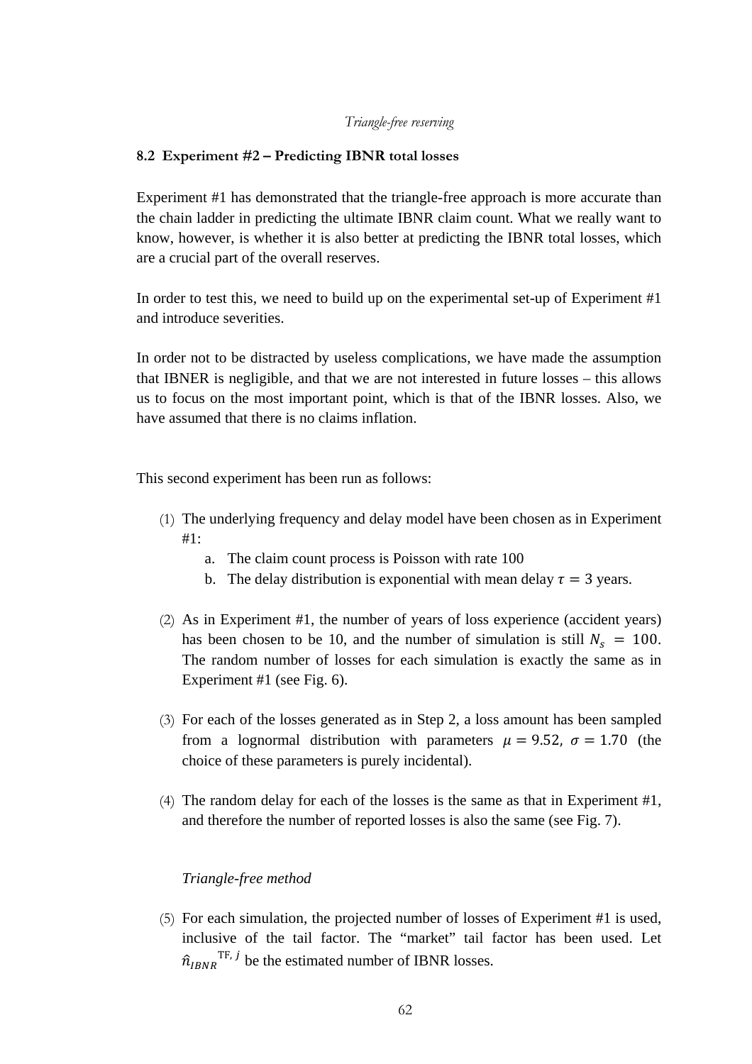### 8.2 Experiment #2 – Predicting IBNR total losses

Experiment #1 has demonstrated that the triangle-free approach is more accurate than the chain ladder in predicting the ultimate IBNR claim count. What we really want to know, however, is whether it is also better at predicting the IBNR total losses, which are a crucial part of the overall reserves.

In order to test this, we need to build up on the experimental set-up of Experiment #1 and introduce severities.

In order not to be distracted by useless complications, we have made the assumption that IBNER is negligible, and that we are not interested in future losses – this allows us to focus on the most important point, which is that of the IBNR losses. Also, we have assumed that there is no claims inflation.

This second experiment has been run as follows:

(1) The underlying frequency and delay model have been chosen as in Experiment #1:
   a. The claim count process is Poisson with rate 100
   b. The delay distribution is exponential with mean delay $\tau = 3$ years.

(2) As in Experiment #1, the number of years of loss experience (accident years) has been chosen to be 10, and the number of simulation is still $N_s = 100$. The random number of losses for each simulation is exactly the same as in Experiment #1 (see Fig. 6).

(3) For each of the losses generated as in Step 2, a loss amount has been sampled from a lognormal distribution with parameters $\mu = 9.52$, $\sigma = 1.70$ (the choice of these parameters is purely incidental).

(4) The random delay for each of the losses is the same as that in Experiment #1, and therefore the number of reported losses is also the same (see Fig. 7).

*Triangle-free method*

(5) For each simulation, the projected number of losses of Experiment #1 is used, inclusive of the tail factor. The "market" tail factor has been used. Let $\hat{n}_{IBNR}{}^{\mathrm{TF},\,j}$ be the estimated number of IBNR losses.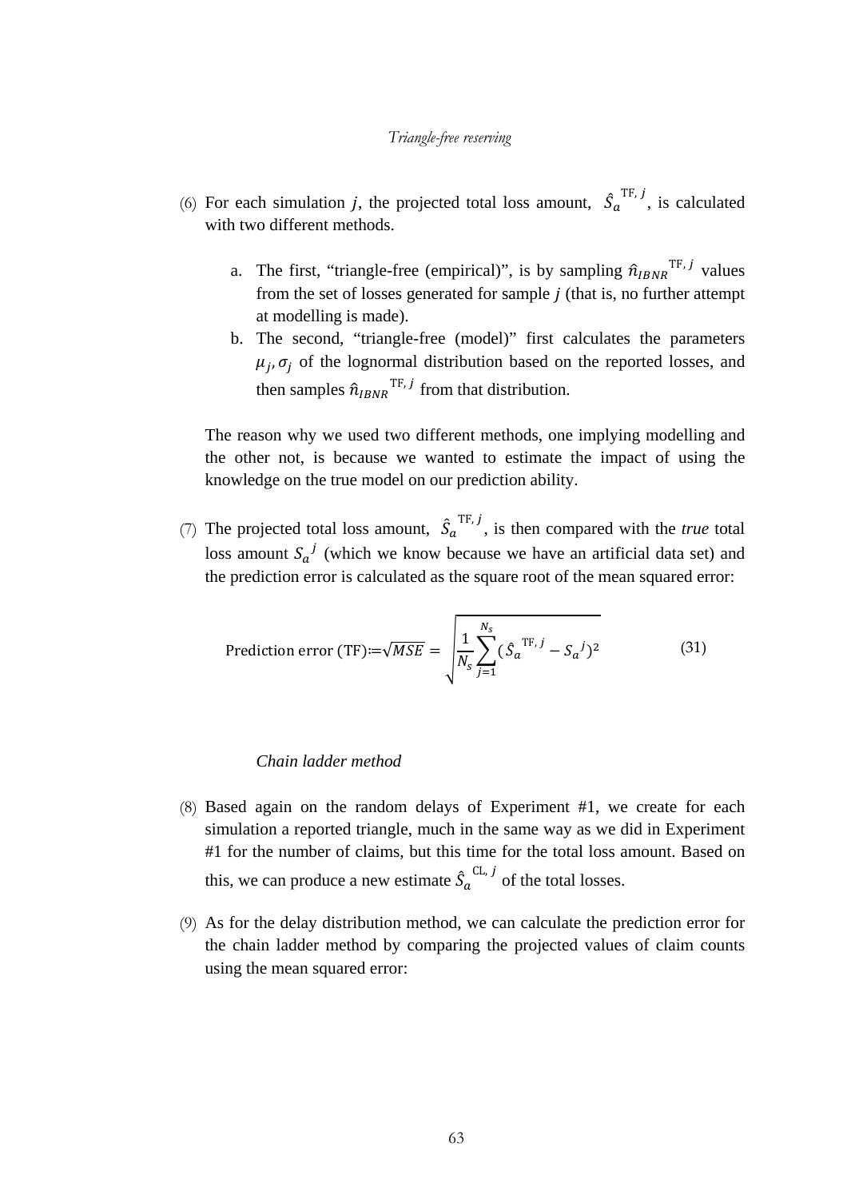(6) For each simulation $j$, the projected total loss amount, $\hat{S}_a^{\text{TF}, j}$, is calculated with two different methods.

   a. The first, "triangle-free (empirical)", is by sampling $\hat{n}_{IBNR}^{\text{TF}, j}$ values from the set of losses generated for sample $j$ (that is, no further attempt at modelling is made).
   
   b. The second, "triangle-free (model)" first calculates the parameters $\mu_j, \sigma_j$ of the lognormal distribution based on the reported losses, and then samples $\hat{n}_{IBNR}^{\text{TF}, j}$ from that distribution.

   The reason why we used two different methods, one implying modelling and the other not, is because we wanted to estimate the impact of using the knowledge on the true model on our prediction ability.

(7) The projected total loss amount, $\hat{S}_a^{\text{TF}, j}$, is then compared with the *true* total loss amount $S_a^{\,j}$ (which we know because we have an artificial data set) and the prediction error is calculated as the square root of the mean squared error:

$$\text{Prediction error (TF)} := \sqrt{MSE} = \sqrt{\frac{1}{N_s}\sum_{j=1}^{N_s}(\hat{S}_a^{\text{TF}, j} - S_a^{\,j})^2} \qquad (31)$$

*Chain ladder method*

(8) Based again on the random delays of Experiment #1, we create for each simulation a reported triangle, much in the same way as we did in Experiment #1 for the number of claims, but this time for the total loss amount. Based on this, we can produce a new estimate $\hat{S}_a^{\text{CL}, j}$ of the total losses.

(9) As for the delay distribution method, we can calculate the prediction error for the chain ladder method by comparing the projected values of claim counts using the mean squared error: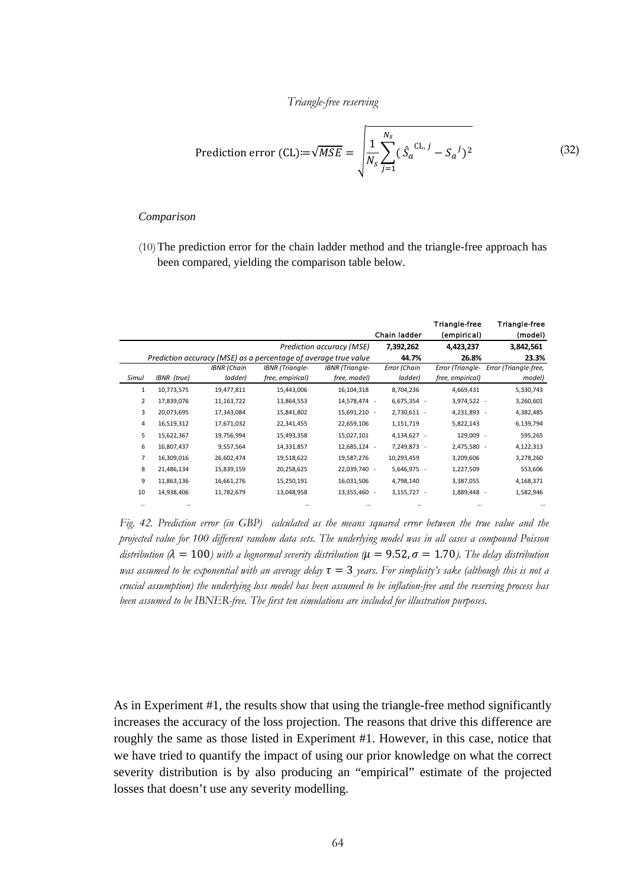$$\text{Prediction error (CL)}:=\sqrt{MSE} = \sqrt{\frac{1}{N_s}\sum_{j=1}^{N_s}(\hat{S}_a^{\text{CL},\,j} - S_a^{\,j})^2} \tag{32}$$

*Comparison*

(10) The prediction error for the chain ladder method and the triangle-free approach has been compared, yielding the comparison table below.

| | | | | | Chain ladder | Triangle-free (empirical) | Triangle-free (model) |
|---|---|---|---|---|---|---|---|
| | | | | *Prediction accuracy (MSE)* | **7,392,262** | **4,423,237** | **3,842,561** |
| | | | | *Prediction accuracy (MSE) as a percentage of average true value* | **44.7%** | **26.8%** | **23.3%** |
| *Simul* | *IBNR (true)* | *IBNR (Chain ladder)* | *IBNR (Triangle-free, empirical)* | *IBNR (Triangle-free, model)* | *Error (Chain ladder)* | *Error (Triangle-free, empirical)* | *Error (Triangle-free, model)* |
| 1 | 10,773,575 | 19,477,811 | 15,443,006 | 16,104,318 | 8,704,236 | 4,669,431 | 5,330,743 |
| 2 | 17,839,076 | 11,163,722 | 13,864,553 | 14,578,474 | - 6,675,354 | - 3,974,522 | - 3,260,601 |
| 3 | 20,073,695 | 17,343,084 | 15,841,802 | 15,691,210 | - 2,730,611 | - 4,231,893 | - 4,382,485 |
| 4 | 16,519,312 | 17,671,032 | 22,341,455 | 22,659,106 | 1,151,719 | 5,822,143 | 6,139,794 |
| 5 | 15,622,367 | 19,756,994 | 15,493,358 | 15,027,101 | 4,134,627 | - 129,009 | - 595,265 |
| 6 | 16,807,437 | 9,557,564 | 14,331,857 | 12,685,124 | - 7,249,873 | - 2,475,580 | - 4,122,313 |
| 7 | 16,309,016 | 26,602,474 | 19,518,622 | 19,587,276 | 10,293,459 | 3,209,606 | 3,278,260 |
| 8 | 21,486,134 | 15,839,159 | 20,258,625 | 22,039,740 | - 5,646,975 | - 1,227,509 | 553,606 |
| 9 | 11,863,136 | 16,661,276 | 15,250,191 | 16,031,506 | 4,798,140 | 3,387,055 | 4,168,371 |
| 10 | 14,938,406 | 11,782,679 | 13,048,958 | 13,355,460 | - 3,155,727 | - 1,889,448 | - 1,582,946 |
| ... | ... | | ... | ... | ... | ... | ... |

*Fig. 42. Prediction error (in GBP) calculated as the means squared error between the true value and the projected value for 100 different random data sets. The underlying model was in all cases a compound Poisson distribution ($\lambda = 100$) with a lognormal severity distribution ($\mu = 9.52, \sigma = 1.70$). The delay distribution was assumed to be exponential with an average delay $\tau = 3$ years. For simplicity's sake (although this is not a crucial assumption) the underlying loss model has been assumed to be inflation-free and the reserving process has been assumed to be IBNER-free. The first ten simulations are included for illustration purposes.*

As in Experiment #1, the results show that using the triangle-free method significantly increases the accuracy of the loss projection. The reasons that drive this difference are roughly the same as those listed in Experiment #1. However, in this case, notice that we have tried to quantify the impact of using our prior knowledge on what the correct severity distribution is by also producing an "empirical" estimate of the projected losses that doesn't use any severity modelling.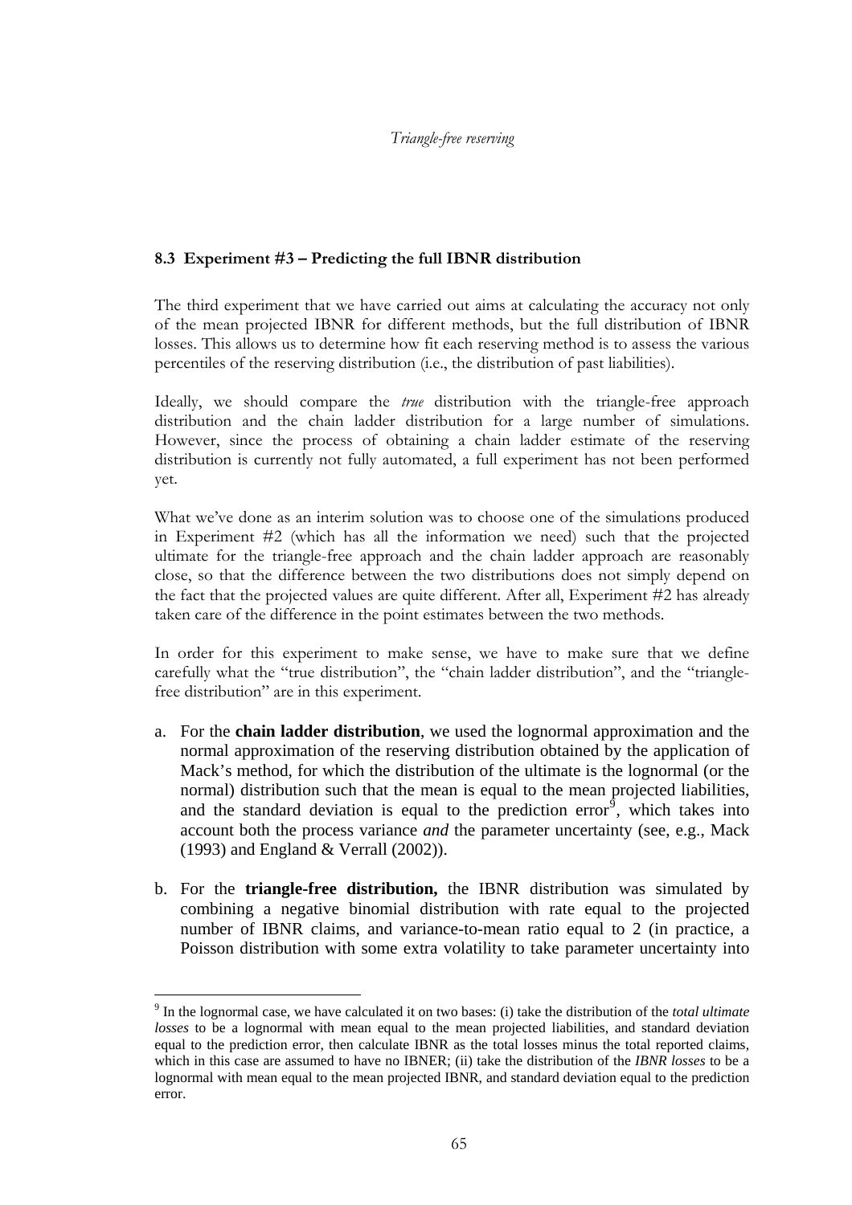### 8.3 Experiment #3 – Predicting the full IBNR distribution

The third experiment that we have carried out aims at calculating the accuracy not only of the mean projected IBNR for different methods, but the full distribution of IBNR losses. This allows us to determine how fit each reserving method is to assess the various percentiles of the reserving distribution (i.e., the distribution of past liabilities).

Ideally, we should compare the *true* distribution with the triangle-free approach distribution and the chain ladder distribution for a large number of simulations. However, since the process of obtaining a chain ladder estimate of the reserving distribution is currently not fully automated, a full experiment has not been performed yet.

What we've done as an interim solution was to choose one of the simulations produced in Experiment #2 (which has all the information we need) such that the projected ultimate for the triangle-free approach and the chain ladder approach are reasonably close, so that the difference between the two distributions does not simply depend on the fact that the projected values are quite different. After all, Experiment #2 has already taken care of the difference in the point estimates between the two methods.

In order for this experiment to make sense, we have to make sure that we define carefully what the "true distribution", the "chain ladder distribution", and the "triangle-free distribution" are in this experiment.

a. For the **chain ladder distribution**, we used the lognormal approximation and the normal approximation of the reserving distribution obtained by the application of Mack's method, for which the distribution of the ultimate is the lognormal (or the normal) distribution such that the mean is equal to the mean projected liabilities, and the standard deviation is equal to the prediction error[9], which takes into account both the process variance *and* the parameter uncertainty (see, e.g., Mack (1993) and England & Verrall (2002)).

b. For the **triangle-free distribution,** the IBNR distribution was simulated by combining a negative binomial distribution with rate equal to the projected number of IBNR claims, and variance-to-mean ratio equal to 2 (in practice, a Poisson distribution with some extra volatility to take parameter uncertainty into

---

[9] In the lognormal case, we have calculated it on two bases: (i) take the distribution of the *total ultimate losses* to be a lognormal with mean equal to the mean projected liabilities, and standard deviation equal to the prediction error, then calculate IBNR as the total losses minus the total reported claims, which in this case are assumed to have no IBNER; (ii) take the distribution of the *IBNR losses* to be a lognormal with mean equal to the mean projected IBNR, and standard deviation equal to the prediction error.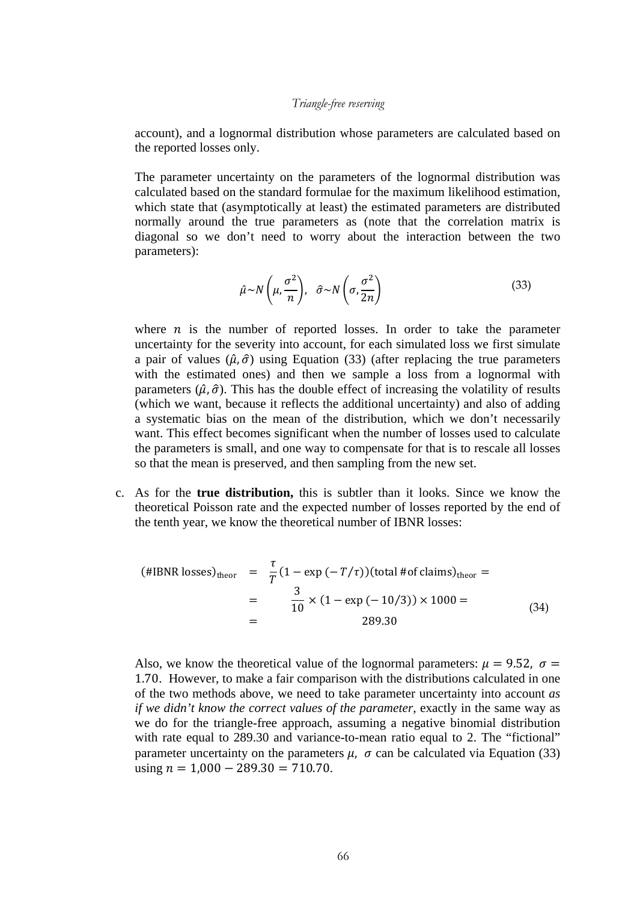account), and a lognormal distribution whose parameters are calculated based on the reported losses only.

The parameter uncertainty on the parameters of the lognormal distribution was calculated based on the standard formulae for the maximum likelihood estimation, which state that (asymptotically at least) the estimated parameters are distributed normally around the true parameters as (note that the correlation matrix is diagonal so we don't need to worry about the interaction between the two parameters):

$$\hat{\mu} \sim N\left(\mu, \frac{\sigma^2}{n}\right), \quad \hat{\sigma} \sim N\left(\sigma, \frac{\sigma^2}{2n}\right) \tag{33}$$

where $n$ is the number of reported losses. In order to take the parameter uncertainty for the severity into account, for each simulated loss we first simulate a pair of values $(\hat{\mu}, \hat{\sigma})$ using Equation (33) (after replacing the true parameters with the estimated ones) and then we sample a loss from a lognormal with parameters $(\hat{\mu}, \hat{\sigma})$. This has the double effect of increasing the volatility of results (which we want, because it reflects the additional uncertainty) and also of adding a systematic bias on the mean of the distribution, which we don't necessarily want. This effect becomes significant when the number of losses used to calculate the parameters is small, and one way to compensate for that is to rescale all losses so that the mean is preserved, and then sampling from the new set.

c. As for the **true distribution,** this is subtler than it looks. Since we know the theoretical Poisson rate and the expected number of losses reported by the end of the tenth year, we know the theoretical number of IBNR losses:

$$\begin{aligned}
(\text{\#IBNR losses})_{\text{theor}} &= \frac{\tau}{T}(1 - \exp(-T/\tau))(\text{total \#of claims})_{\text{theor}} = \\
&= \frac{3}{10} \times (1 - \exp(-10/3)) \times 1000 = \\
&= 289.30
\end{aligned} \tag{34}$$

Also, we know the theoretical value of the lognormal parameters: $\mu = 9.52,\ \sigma = 1.70$. However, to make a fair comparison with the distributions calculated in one of the two methods above, we need to take parameter uncertainty into account *as if we didn't know the correct values of the parameter*, exactly in the same way as we do for the triangle-free approach, assuming a negative binomial distribution with rate equal to 289.30 and variance-to-mean ratio equal to 2. The "fictional" parameter uncertainty on the parameters $\mu,\ \sigma$ can be calculated via Equation (33) using $n = 1{,}000 - 289.30 = 710.70$.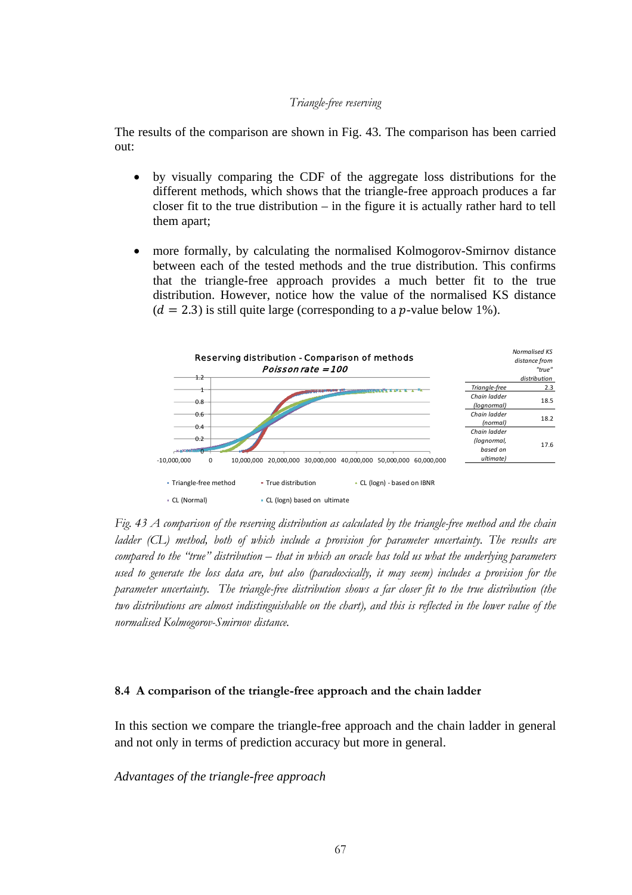The results of the comparison are shown in Fig. 43. The comparison has been carried out:

- by visually comparing the CDF of the aggregate loss distributions for the different methods, which shows that the triangle-free approach produces a far closer fit to the true distribution – in the figure it is actually rather hard to tell them apart;
- more formally, by calculating the normalised Kolmogorov-Smirnov distance between each of the tested methods and the true distribution. This confirms that the triangle-free approach provides a much better fit to the true distribution. However, notice how the value of the normalised KS distance ($d = 2.3$) is still quite large (corresponding to a $p$-value below 1%).

| | *Normalised KS distance from "true" distribution* |
|---|---|
| *Triangle-free* | 2.3 |
| *Chain ladder (lognormal)* | 18.5 |
| *Chain ladder (normal)* | 18.2 |
| *Chain ladder (lognormal, based on ultimate)* | 17.6 |

*Fig. 43 A comparison of the reserving distribution as calculated by the triangle-free method and the chain ladder (CL) method, both of which include a provision for parameter uncertainty. The results are compared to the "true" distribution – that in which an oracle has told us what the underlying parameters used to generate the loss data are, but also (paradoxically, it may seem) includes a provision for the parameter uncertainty. The triangle-free distribution shows a far closer fit to the true distribution (the two distributions are almost indistinguishable on the chart), and this is reflected in the lower value of the normalised Kolmogorov-Smirnov distance.*

### 8.4 A comparison of the triangle-free approach and the chain ladder

In this section we compare the triangle-free approach and the chain ladder in general and not only in terms of prediction accuracy but more in general.

*Advantages of the triangle-free approach*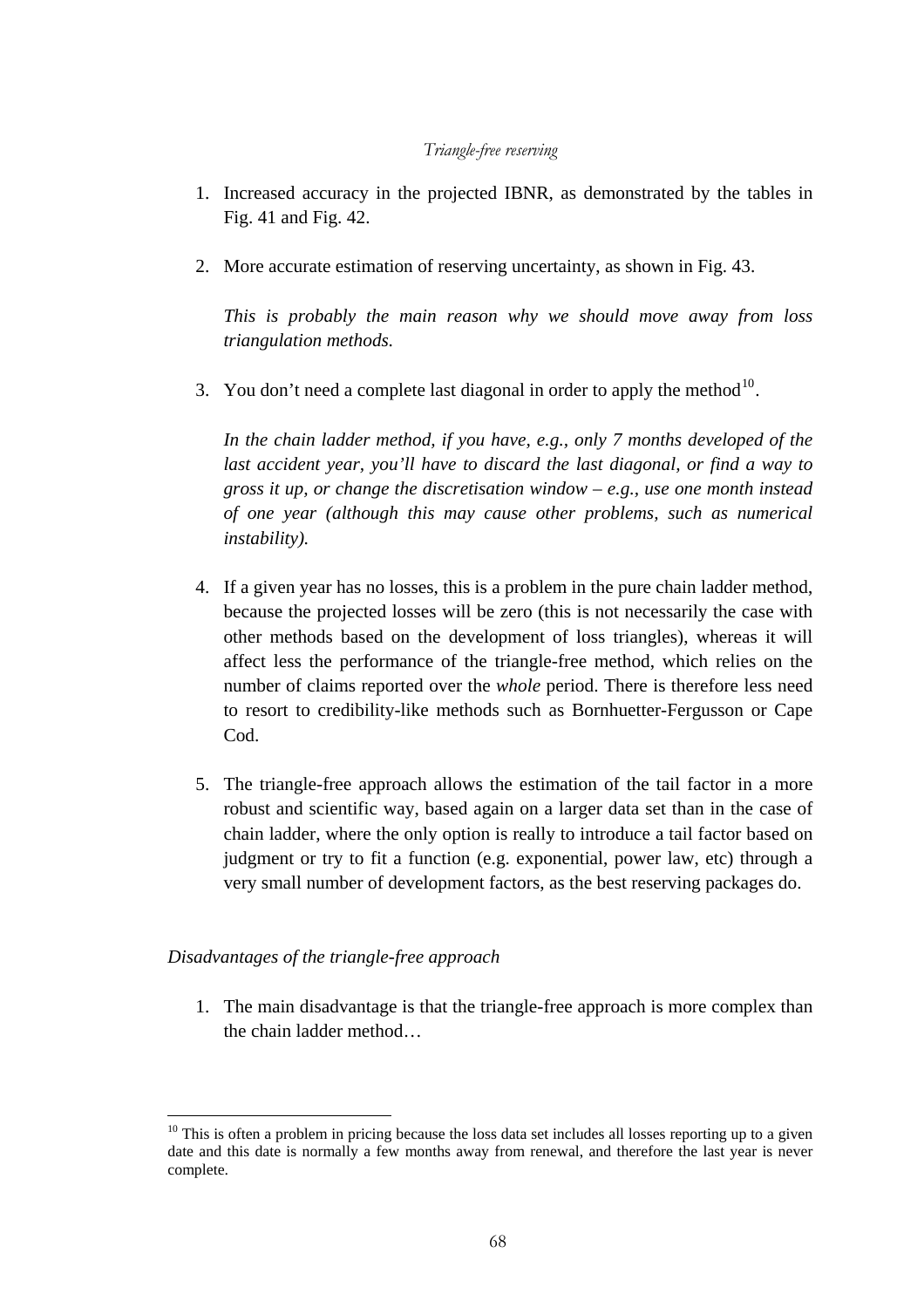1. Increased accuracy in the projected IBNR, as demonstrated by the tables in Fig. 41 and Fig. 42.

2. More accurate estimation of reserving uncertainty, as shown in Fig. 43.

   *This is probably the main reason why we should move away from loss triangulation methods.*

3. You don't need a complete last diagonal in order to apply the method[10].

   *In the chain ladder method, if you have, e.g., only 7 months developed of the last accident year, you'll have to discard the last diagonal, or find a way to gross it up, or change the discretisation window – e.g., use one month instead of one year (although this may cause other problems, such as numerical instability).*

4. If a given year has no losses, this is a problem in the pure chain ladder method, because the projected losses will be zero (this is not necessarily the case with other methods based on the development of loss triangles), whereas it will affect less the performance of the triangle-free method, which relies on the number of claims reported over the *whole* period. There is therefore less need to resort to credibility-like methods such as Bornhuetter-Fergusson or Cape Cod.

5. The triangle-free approach allows the estimation of the tail factor in a more robust and scientific way, based again on a larger data set than in the case of chain ladder, where the only option is really to introduce a tail factor based on judgment or try to fit a function (e.g. exponential, power law, etc) through a very small number of development factors, as the best reserving packages do.

*Disadvantages of the triangle-free approach*

1. The main disadvantage is that the triangle-free approach is more complex than the chain ladder method…

---

[10] This is often a problem in pricing because the loss data set includes all losses reporting up to a given date and this date is normally a few months away from renewal, and therefore the last year is never complete.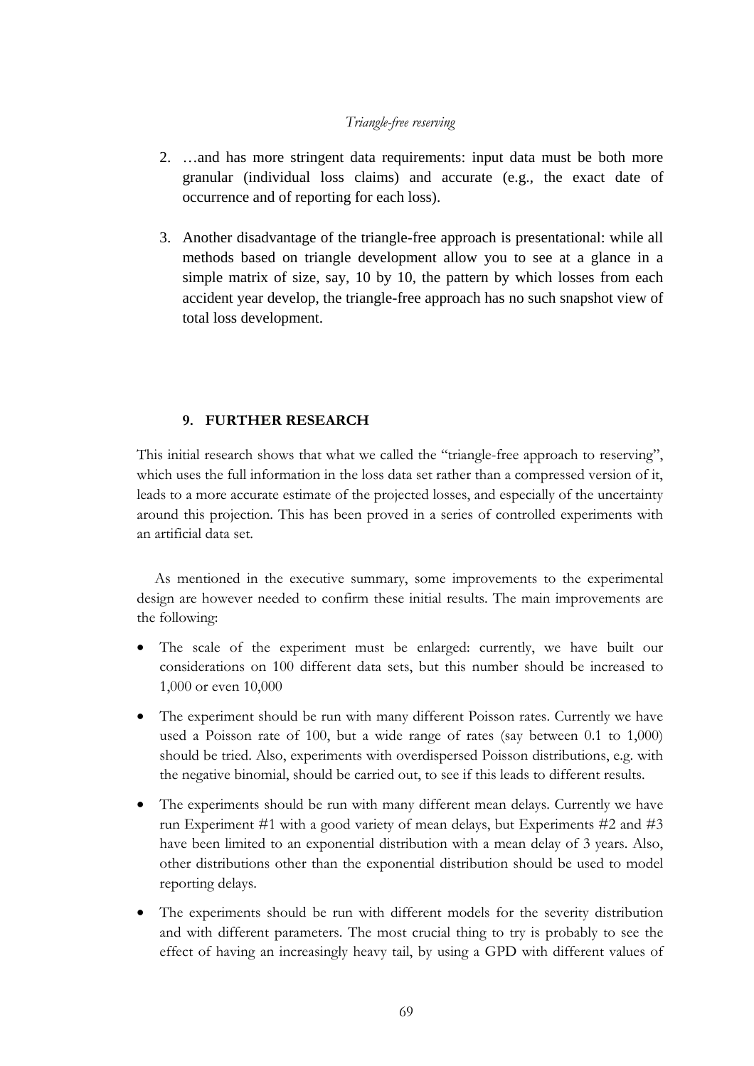2. …and has more stringent data requirements: input data must be both more granular (individual loss claims) and accurate (e.g., the exact date of occurrence and of reporting for each loss).

3. Another disadvantage of the triangle-free approach is presentational: while all methods based on triangle development allow you to see at a glance in a simple matrix of size, say, 10 by 10, the pattern by which losses from each accident year develop, the triangle-free approach has no such snapshot view of total loss development.

## 9. FURTHER RESEARCH

This initial research shows that what we called the "triangle-free approach to reserving", which uses the full information in the loss data set rather than a compressed version of it, leads to a more accurate estimate of the projected losses, and especially of the uncertainty around this projection. This has been proved in a series of controlled experiments with an artificial data set.

As mentioned in the executive summary, some improvements to the experimental design are however needed to confirm these initial results. The main improvements are the following:

- The scale of the experiment must be enlarged: currently, we have built our considerations on 100 different data sets, but this number should be increased to 1,000 or even 10,000
- The experiment should be run with many different Poisson rates. Currently we have used a Poisson rate of 100, but a wide range of rates (say between 0.1 to 1,000) should be tried. Also, experiments with overdispersed Poisson distributions, e.g. with the negative binomial, should be carried out, to see if this leads to different results.
- The experiments should be run with many different mean delays. Currently we have run Experiment #1 with a good variety of mean delays, but Experiments #2 and #3 have been limited to an exponential distribution with a mean delay of 3 years. Also, other distributions other than the exponential distribution should be used to model reporting delays.
- The experiments should be run with different models for the severity distribution and with different parameters. The most crucial thing to try is probably to see the effect of having an increasingly heavy tail, by using a GPD with different values of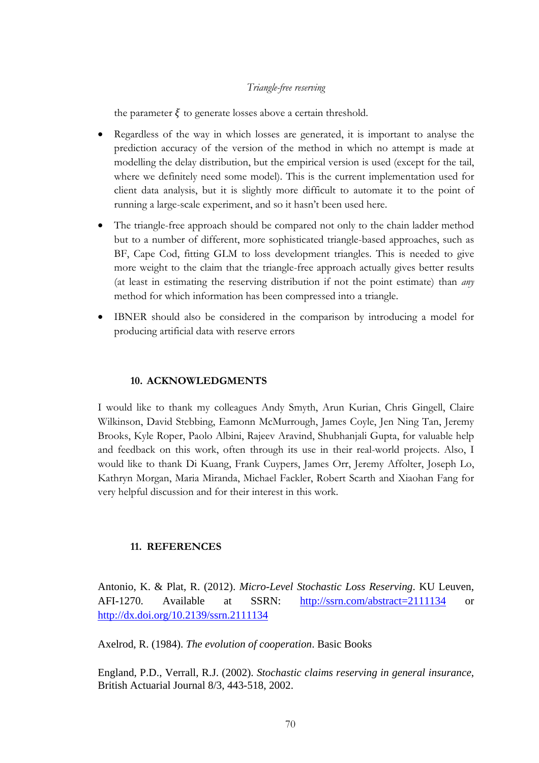the parameter $\xi$ to generate losses above a certain threshold.

- Regardless of the way in which losses are generated, it is important to analyse the prediction accuracy of the version of the method in which no attempt is made at modelling the delay distribution, but the empirical version is used (except for the tail, where we definitely need some model). This is the current implementation used for client data analysis, but it is slightly more difficult to automate it to the point of running a large-scale experiment, and so it hasn't been used here.
- The triangle-free approach should be compared not only to the chain ladder method but to a number of different, more sophisticated triangle-based approaches, such as BF, Cape Cod, fitting GLM to loss development triangles. This is needed to give more weight to the claim that the triangle-free approach actually gives better results (at least in estimating the reserving distribution if not the point estimate) than *any* method for which information has been compressed into a triangle.
- IBNER should also be considered in the comparison by introducing a model for producing artificial data with reserve errors

## 10. ACKNOWLEDGMENTS

I would like to thank my colleagues Andy Smyth, Arun Kurian, Chris Gingell, Claire Wilkinson, David Stebbing, Eamonn McMurrough, James Coyle, Jen Ning Tan, Jeremy Brooks, Kyle Roper, Paolo Albini, Rajeev Aravind, Shubhanjali Gupta, for valuable help and feedback on this work, often through its use in their real-world projects. Also, I would like to thank Di Kuang, Frank Cuypers, James Orr, Jeremy Affolter, Joseph Lo, Kathryn Morgan, Maria Miranda, Michael Fackler, Robert Scarth and Xiaohan Fang for very helpful discussion and for their interest in this work.

## 11. REFERENCES

Antonio, K. & Plat, R. (2012). *Micro-Level Stochastic Loss Reserving*. KU Leuven, AFI-1270. Available at SSRN: http://ssrn.com/abstract=2111134 or http://dx.doi.org/10.2139/ssrn.2111134

Axelrod, R. (1984). *The evolution of cooperation*. Basic Books

England, P.D., Verrall, R.J. (2002). *Stochastic claims reserving in general insurance*, British Actuarial Journal 8/3, 443-518, 2002.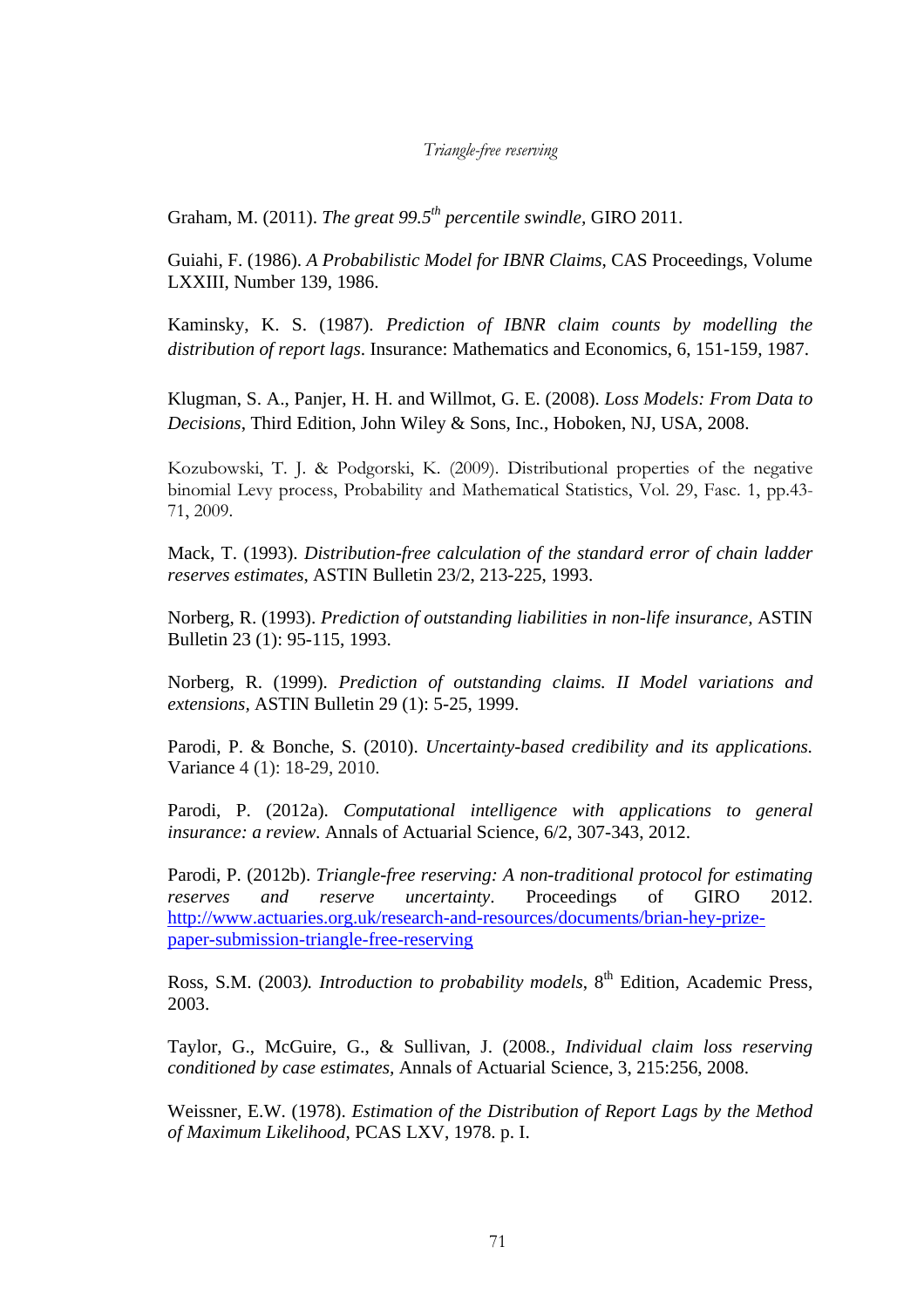Graham, M. (2011). *The great 99.5$^{th}$ percentile swindle*, GIRO 2011.

Guiahi, F. (1986). *A Probabilistic Model for IBNR Claims*, CAS Proceedings, Volume LXXIII, Number 139, 1986.

Kaminsky, K. S. (1987). *Prediction of IBNR claim counts by modelling the distribution of report lags*. Insurance: Mathematics and Economics, 6, 151-159, 1987.

Klugman, S. A., Panjer, H. H. and Willmot, G. E. (2008). *Loss Models: From Data to Decisions*, Third Edition, John Wiley & Sons, Inc., Hoboken, NJ, USA, 2008.

Kozubowski, T. J. & Podgorski, K. (2009). Distributional properties of the negative binomial Levy process, Probability and Mathematical Statistics, Vol. 29, Fasc. 1, pp.43-71, 2009.

Mack, T. (1993). *Distribution-free calculation of the standard error of chain ladder reserves estimates*, ASTIN Bulletin 23/2, 213-225, 1993.

Norberg, R. (1993). *Prediction of outstanding liabilities in non-life insurance*, ASTIN Bulletin 23 (1): 95-115, 1993.

Norberg, R. (1999). *Prediction of outstanding claims. II Model variations and extensions*, ASTIN Bulletin 29 (1): 5-25, 1999.

Parodi, P. & Bonche, S. (2010). *Uncertainty-based credibility and its applications.* Variance 4 (1): 18-29, 2010.

Parodi, P. (2012a). *Computational intelligence with applications to general insurance: a review*. Annals of Actuarial Science, 6/2, 307-343, 2012.

Parodi, P. (2012b). *Triangle-free reserving: A non-traditional protocol for estimating reserves and reserve uncertainty*. Proceedings of GIRO 2012. http://www.actuaries.org.uk/research-and-resources/documents/brian-hey-prize-paper-submission-triangle-free-reserving

Ross, S.M. (2003). *Introduction to probability models*, 8$^{th}$ Edition, Academic Press, 2003.

Taylor, G., McGuire, G., & Sullivan, J. (2008., *Individual claim loss reserving conditioned by case estimates*, Annals of Actuarial Science, 3, 215:256, 2008.

Weissner, E.W. (1978). *Estimation of the Distribution of Report Lags by the Method of Maximum Likelihood*, PCAS LXV, 1978. p. I.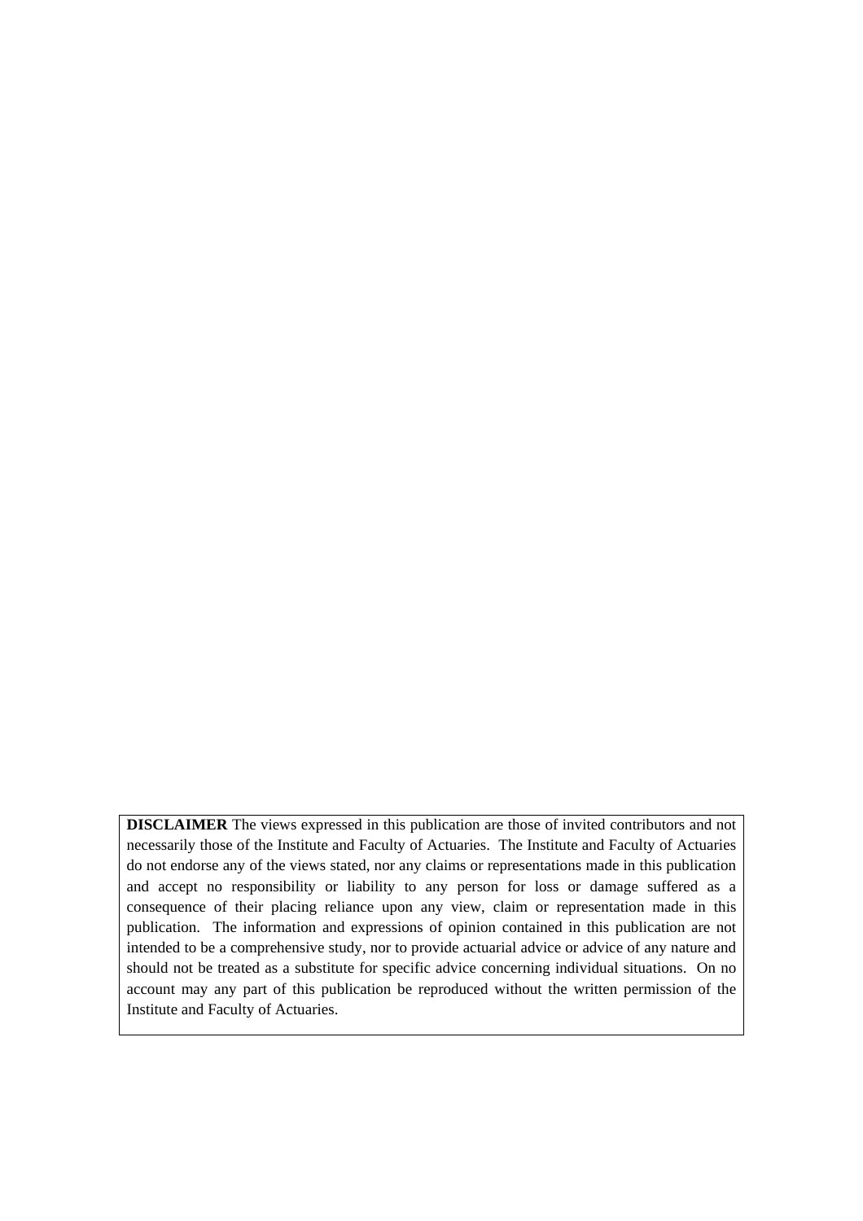**DISCLAIMER** The views expressed in this publication are those of invited contributors and not necessarily those of the Institute and Faculty of Actuaries. The Institute and Faculty of Actuaries do not endorse any of the views stated, nor any claims or representations made in this publication and accept no responsibility or liability to any person for loss or damage suffered as a consequence of their placing reliance upon any view, claim or representation made in this publication. The information and expressions of opinion contained in this publication are not intended to be a comprehensive study, nor to provide actuarial advice or advice of any nature and should not be treated as a substitute for specific advice concerning individual situations. On no account may any part of this publication be reproduced without the written permission of the Institute and Faculty of Actuaries.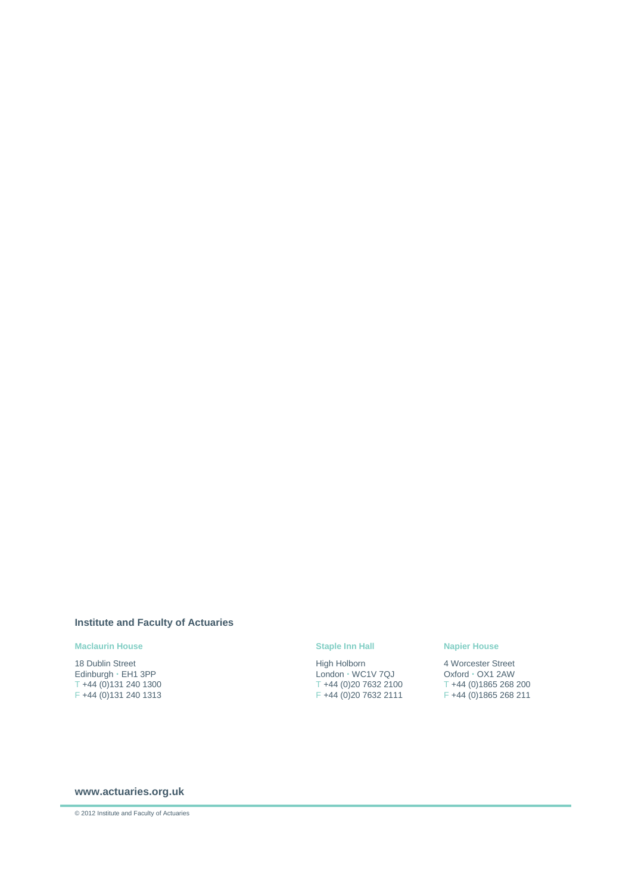**Institute and Faculty of Actuaries**

**Maclaurin House**

18 Dublin Street
Edinburgh • EH1 3PP
T +44 (0)131 240 1300
F +44 (0)131 240 1313

**Staple Inn Hall**

High Holborn
London • WC1V 7QJ
T +44 (0)20 7632 2100
F +44 (0)20 7632 2111

**Napier House**

4 Worcester Street
Oxford • OX1 2AW
T +44 (0)1865 268 200
F +44 (0)1865 268 211

**www.actuaries.org.uk**

© 2012 Institute and Faculty of Actuaries